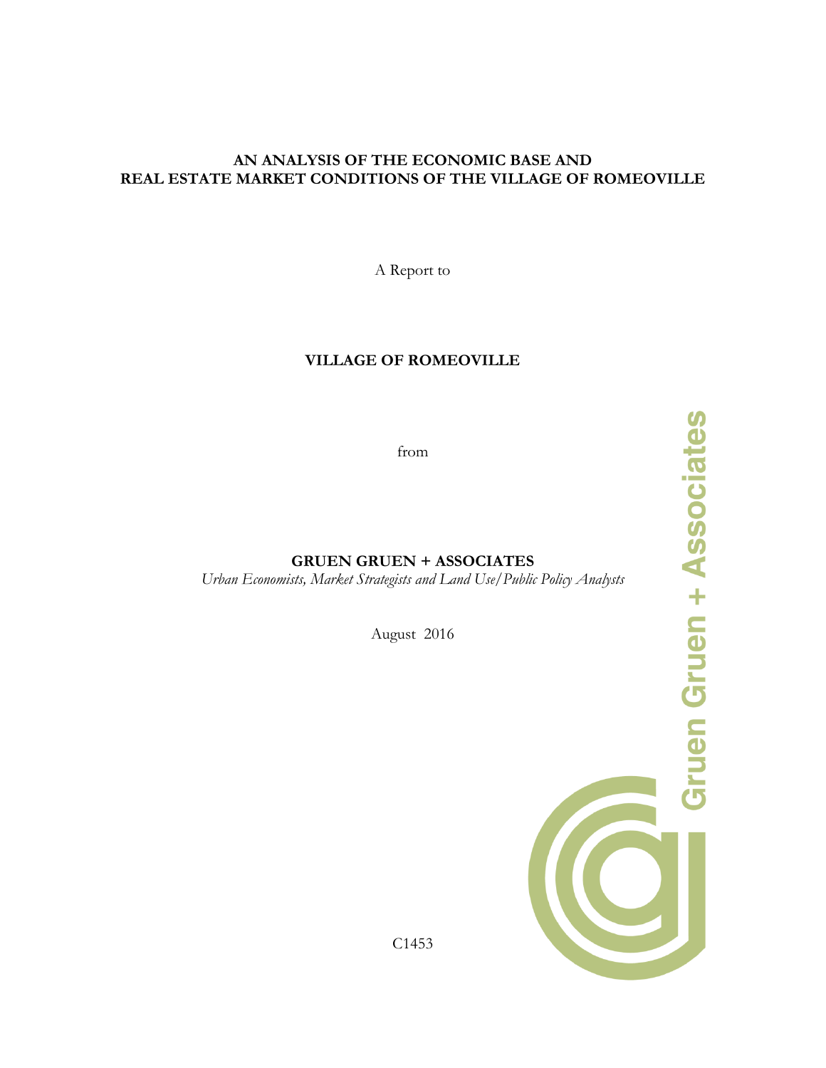**AN ANALYSIS OF THE ECONOMIC BASE AND REAL ESTATE MARKET CONDITIONS OF THE VILLAGE OF ROMEOVILLE**

A Report to

**VILLAGE OF ROMEOVILLE**

from

**GRUEN GRUEN + ASSOCIATES**

*Urban Economists, Market Strategists and Land Use/Public Policy Analysts*

August 2016

C1453

Gruen Gruen + Associates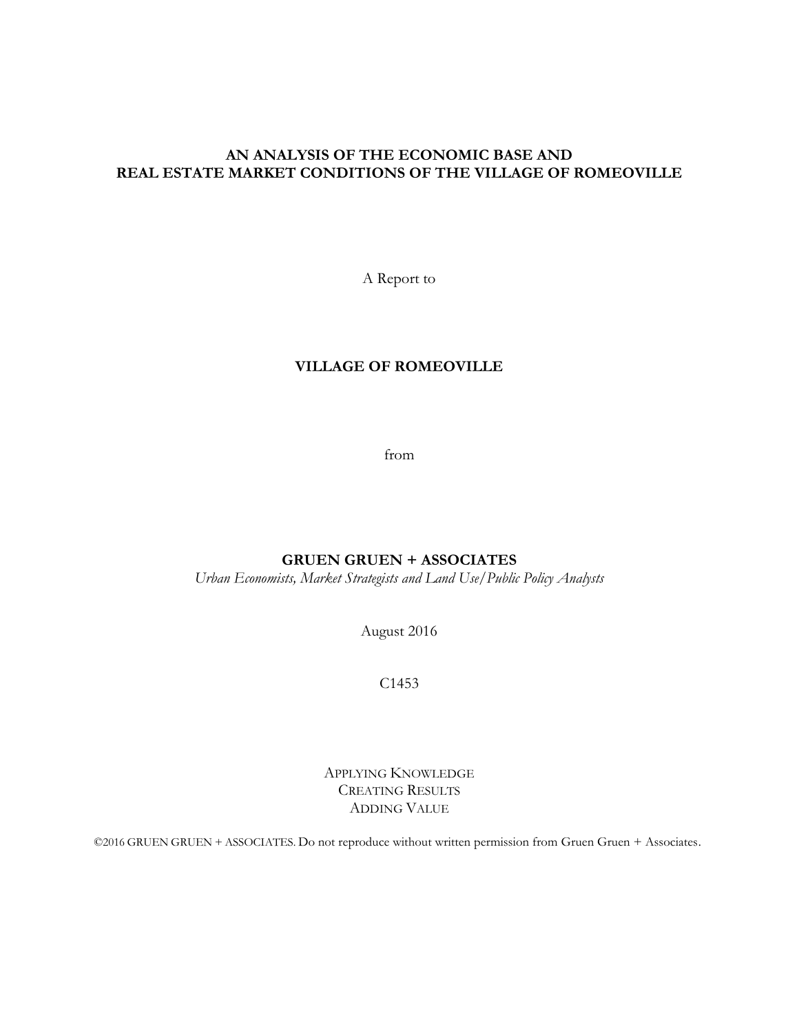# AN ANALYSIS OF THE ECONOMIC BASE AND REAL ESTATE MARKET CONDITIONS OF THE VILLAGE OF ROMEOVILLE

A Report to

**VILLAGE OF ROMEOVILLE**

from

**GRUEN GRUEN + ASSOCIATES**

*Urban Economists, Market Strategists and Land Use/Public Policy Analysts*

August 2016

C1453

APPLYING KNOWLEDGE
CREATING RESULTS
ADDING VALUE

©2016 GRUEN GRUEN + ASSOCIATES. Do not reproduce without written permission from Gruen Gruen + Associates.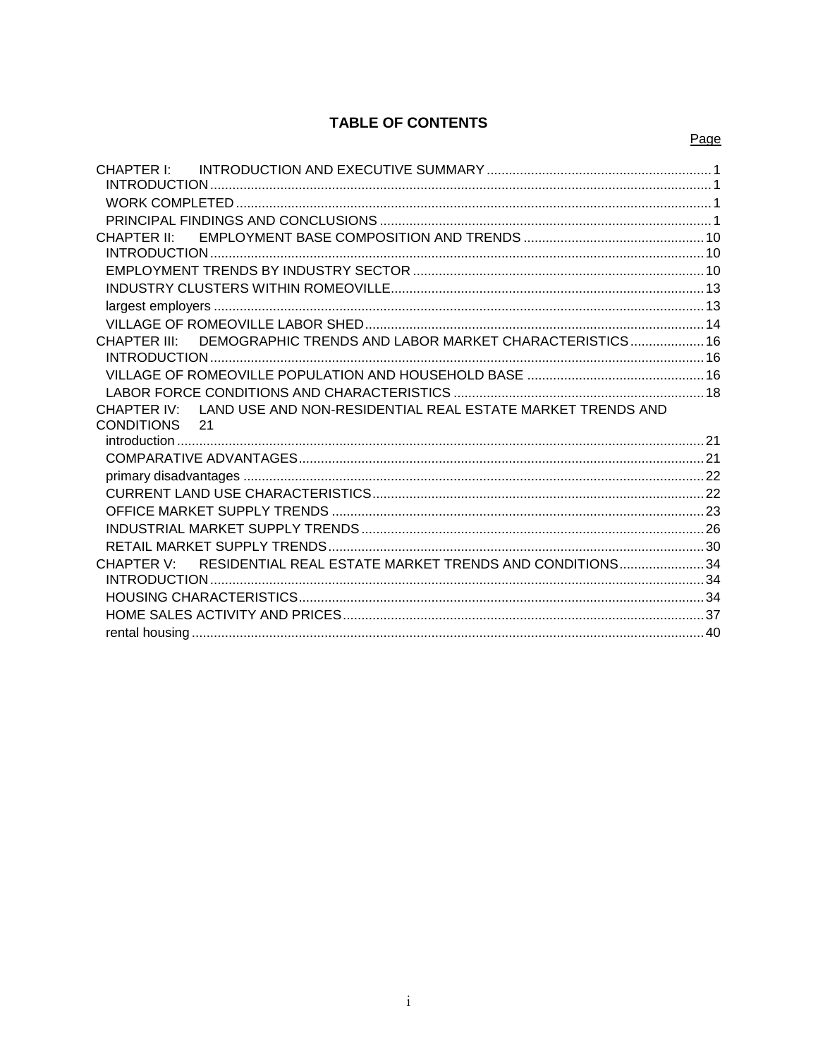# TABLE OF CONTENTS

| | Page |
|---|---|
| CHAPTER I: INTRODUCTION AND EXECUTIVE SUMMARY | 1 |
| INTRODUCTION | 1 |
| WORK COMPLETED | 1 |
| PRINCIPAL FINDINGS AND CONCLUSIONS | 1 |
| CHAPTER II: EMPLOYMENT BASE COMPOSITION AND TRENDS | 10 |
| INTRODUCTION | 10 |
| EMPLOYMENT TRENDS BY INDUSTRY SECTOR | 10 |
| INDUSTRY CLUSTERS WITHIN ROMEOVILLE | 13 |
| largest employers | 13 |
| VILLAGE OF ROMEOVILLE LABOR SHED | 14 |
| CHAPTER III: DEMOGRAPHIC TRENDS AND LABOR MARKET CHARACTERISTICS | 16 |
| INTRODUCTION | 16 |
| VILLAGE OF ROMEOVILLE POPULATION AND HOUSEHOLD BASE | 16 |
| LABOR FORCE CONDITIONS AND CHARACTERISTICS | 18 |
| CHAPTER IV: LAND USE AND NON-RESIDENTIAL REAL ESTATE MARKET TRENDS AND CONDITIONS | 21 |
| introduction | 21 |
| COMPARATIVE ADVANTAGES | 21 |
| primary disadvantages | 22 |
| CURRENT LAND USE CHARACTERISTICS | 22 |
| OFFICE MARKET SUPPLY TRENDS | 23 |
| INDUSTRIAL MARKET SUPPLY TRENDS | 26 |
| RETAIL MARKET SUPPLY TRENDS | 30 |
| CHAPTER V: RESIDENTIAL REAL ESTATE MARKET TRENDS AND CONDITIONS | 34 |
| INTRODUCTION | 34 |
| HOUSING CHARACTERISTICS | 34 |
| HOME SALES ACTIVITY AND PRICES | 37 |
| rental housing | 40 |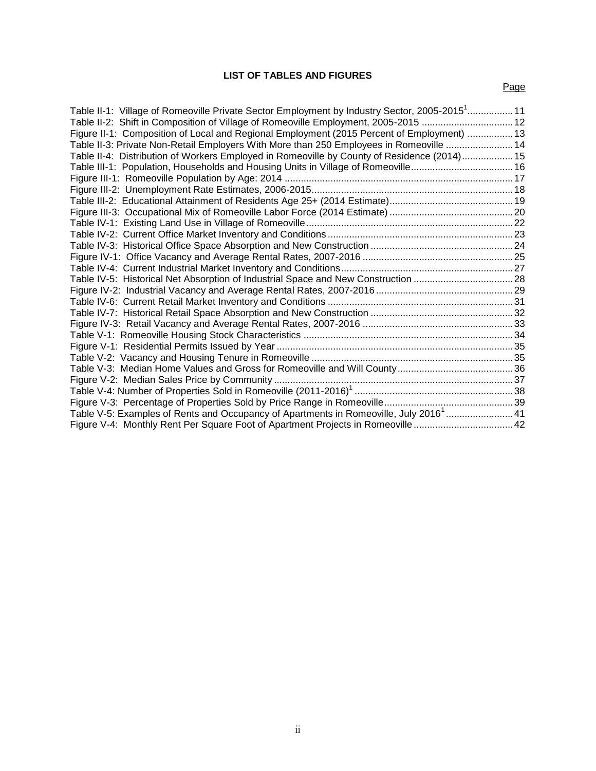## LIST OF TABLES AND FIGURES

| | Page |
|---|---|
| Table II-1: Village of Romeoville Private Sector Employment by Industry Sector, 2005-2015[1] | 11 |
| Table II-2: Shift in Composition of Village of Romeoville Employment, 2005-2015 | 12 |
| Figure II-1: Composition of Local and Regional Employment (2015 Percent of Employment) | 13 |
| Table II-3: Private Non-Retail Employers With More than 250 Employees in Romeoville | 14 |
| Table II-4: Distribution of Workers Employed in Romeoville by County of Residence (2014) | 15 |
| Table III-1: Population, Households and Housing Units in Village of Romeoville | 16 |
| Figure III-1: Romeoville Population by Age: 2014 | 17 |
| Figure III-2: Unemployment Rate Estimates, 2006-2015 | 18 |
| Table III-2: Educational Attainment of Residents Age 25+ (2014 Estimate) | 19 |
| Figure III-3: Occupational Mix of Romeoville Labor Force (2014 Estimate) | 20 |
| Table IV-1: Existing Land Use in Village of Romeoville | 22 |
| Table IV-2: Current Office Market Inventory and Conditions | 23 |
| Table IV-3: Historical Office Space Absorption and New Construction | 24 |
| Figure IV-1: Office Vacancy and Average Rental Rates, 2007-2016 | 25 |
| Table IV-4: Current Industrial Market Inventory and Conditions | 27 |
| Table IV-5: Historical Net Absorption of Industrial Space and New Construction | 28 |
| Figure IV-2: Industrial Vacancy and Average Rental Rates, 2007-2016 | 29 |
| Table IV-6: Current Retail Market Inventory and Conditions | 31 |
| Table IV-7: Historical Retail Space Absorption and New Construction | 32 |
| Figure IV-3: Retail Vacancy and Average Rental Rates, 2007-2016 | 33 |
| Table V-1: Romeoville Housing Stock Characteristics | 34 |
| Figure V-1: Residential Permits Issued by Year | 35 |
| Table V-2: Vacancy and Housing Tenure in Romeoville | 35 |
| Table V-3: Median Home Values and Gross for Romeoville and Will County | 36 |
| Figure V-2: Median Sales Price by Community | 37 |
| Table V-4: Number of Properties Sold in Romeoville (2011-2016)[1] | 38 |
| Figure V-3: Percentage of Properties Sold by Price Range in Romeoville | 39 |
| Table V-5: Examples of Rents and Occupancy of Apartments in Romeoville, July 2016[1] | 41 |
| Figure V-4: Monthly Rent Per Square Foot of Apartment Projects in Romeoville | 42 |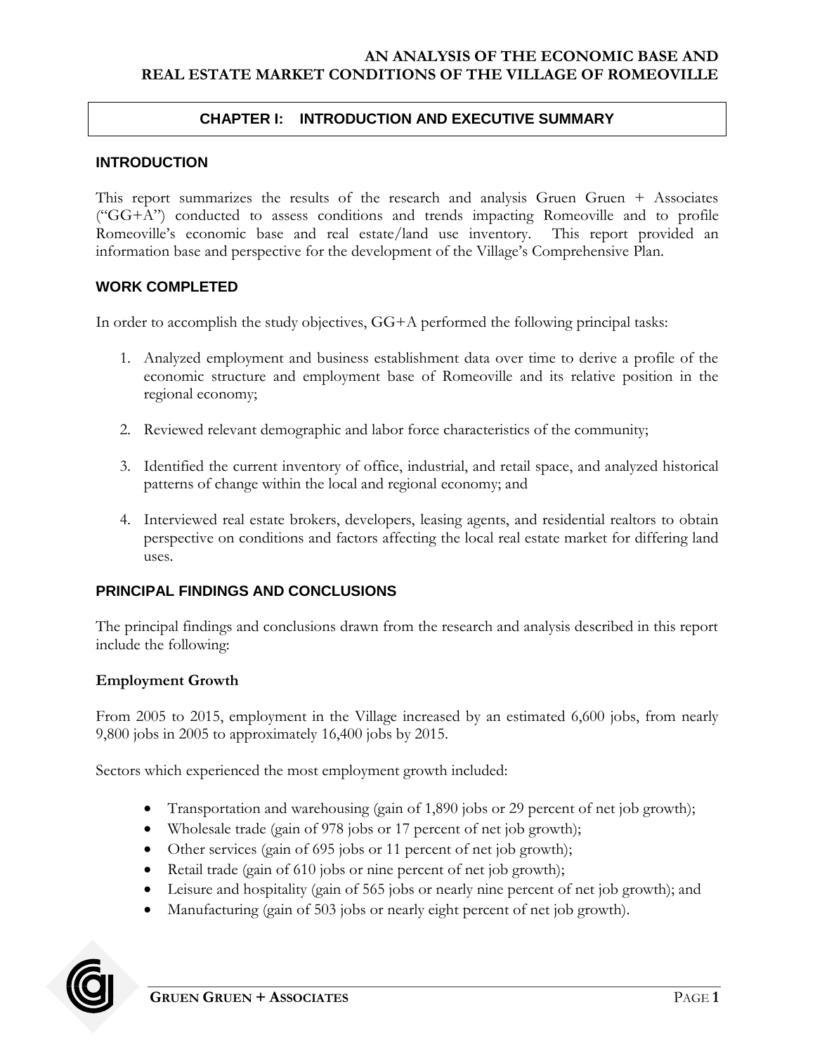# CHAPTER I: INTRODUCTION AND EXECUTIVE SUMMARY

## INTRODUCTION

This report summarizes the results of the research and analysis Gruen Gruen + Associates ("GG+A") conducted to assess conditions and trends impacting Romeoville and to profile Romeoville's economic base and real estate/land use inventory. This report provided an information base and perspective for the development of the Village's Comprehensive Plan.

## WORK COMPLETED

In order to accomplish the study objectives, GG+A performed the following principal tasks:

1. Analyzed employment and business establishment data over time to derive a profile of the economic structure and employment base of Romeoville and its relative position in the regional economy;

2. Reviewed relevant demographic and labor force characteristics of the community;

3. Identified the current inventory of office, industrial, and retail space, and analyzed historical patterns of change within the local and regional economy; and

4. Interviewed real estate brokers, developers, leasing agents, and residential realtors to obtain perspective on conditions and factors affecting the local real estate market for differing land uses.

## PRINCIPAL FINDINGS AND CONCLUSIONS

The principal findings and conclusions drawn from the research and analysis described in this report include the following:

### Employment Growth

From 2005 to 2015, employment in the Village increased by an estimated 6,600 jobs, from nearly 9,800 jobs in 2005 to approximately 16,400 jobs by 2015.

Sectors which experienced the most employment growth included:

- Transportation and warehousing (gain of 1,890 jobs or 29 percent of net job growth);
- Wholesale trade (gain of 978 jobs or 17 percent of net job growth);
- Other services (gain of 695 jobs or 11 percent of net job growth);
- Retail trade (gain of 610 jobs or nine percent of net job growth);
- Leisure and hospitality (gain of 565 jobs or nearly nine percent of net job growth); and
- Manufacturing (gain of 503 jobs or nearly eight percent of net job growth).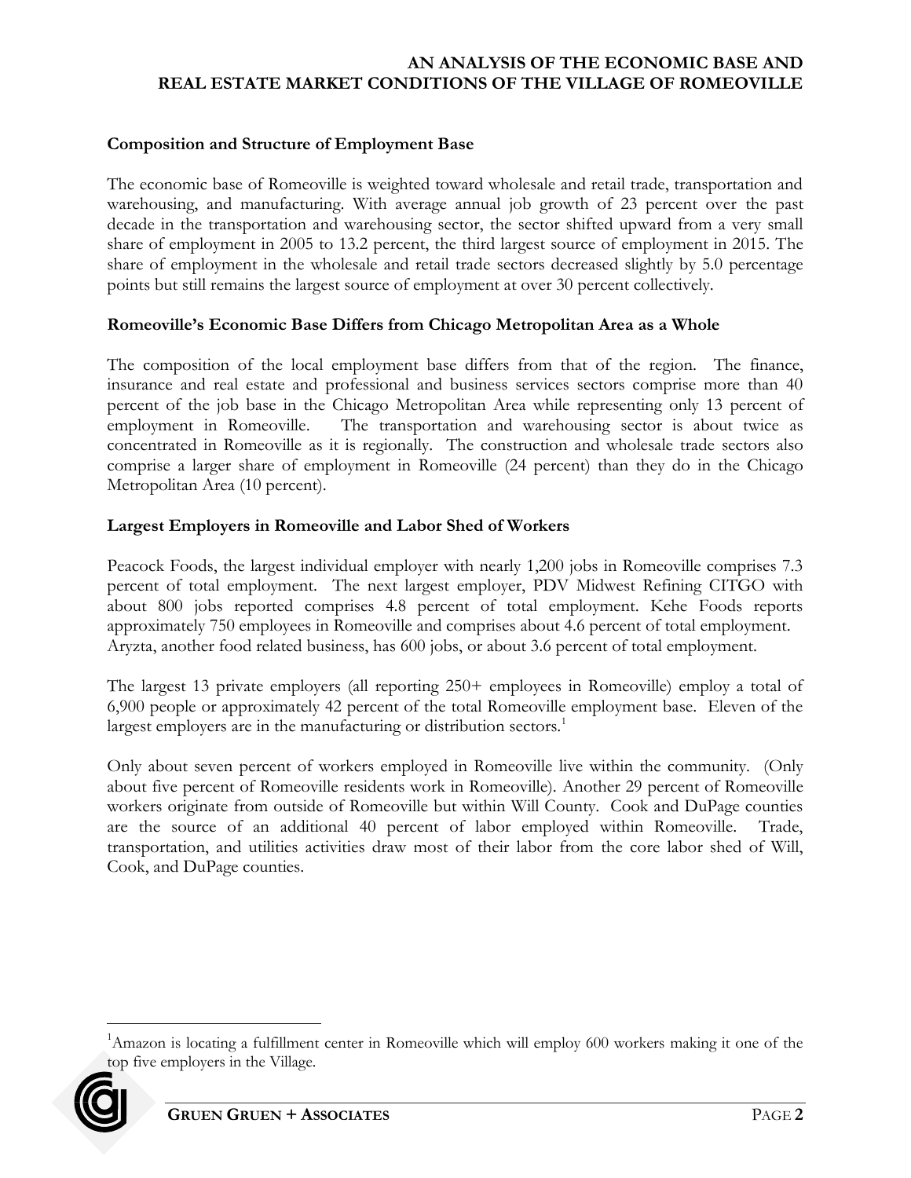### Composition and Structure of Employment Base

The economic base of Romeoville is weighted toward wholesale and retail trade, transportation and warehousing, and manufacturing. With average annual job growth of 23 percent over the past decade in the transportation and warehousing sector, the sector shifted upward from a very small share of employment in 2005 to 13.2 percent, the third largest source of employment in 2015. The share of employment in the wholesale and retail trade sectors decreased slightly by 5.0 percentage points but still remains the largest source of employment at over 30 percent collectively.

### Romeoville's Economic Base Differs from Chicago Metropolitan Area as a Whole

The composition of the local employment base differs from that of the region. The finance, insurance and real estate and professional and business services sectors comprise more than 40 percent of the job base in the Chicago Metropolitan Area while representing only 13 percent of employment in Romeoville. The transportation and warehousing sector is about twice as concentrated in Romeoville as it is regionally. The construction and wholesale trade sectors also comprise a larger share of employment in Romeoville (24 percent) than they do in the Chicago Metropolitan Area (10 percent).

### Largest Employers in Romeoville and Labor Shed of Workers

Peacock Foods, the largest individual employer with nearly 1,200 jobs in Romeoville comprises 7.3 percent of total employment. The next largest employer, PDV Midwest Refining CITGO with about 800 jobs reported comprises 4.8 percent of total employment. Kehe Foods reports approximately 750 employees in Romeoville and comprises about 4.6 percent of total employment. Aryzta, another food related business, has 600 jobs, or about 3.6 percent of total employment.

The largest 13 private employers (all reporting 250+ employees in Romeoville) employ a total of 6,900 people or approximately 42 percent of the total Romeoville employment base. Eleven of the largest employers are in the manufacturing or distribution sectors.[1]

Only about seven percent of workers employed in Romeoville live within the community. (Only about five percent of Romeoville residents work in Romeoville). Another 29 percent of Romeoville workers originate from outside of Romeoville but within Will County. Cook and DuPage counties are the source of an additional 40 percent of labor employed within Romeoville. Trade, transportation, and utilities activities draw most of their labor from the core labor shed of Will, Cook, and DuPage counties.

---

[1] Amazon is locating a fulfillment center in Romeoville which will employ 600 workers making it one of the top five employers in the Village.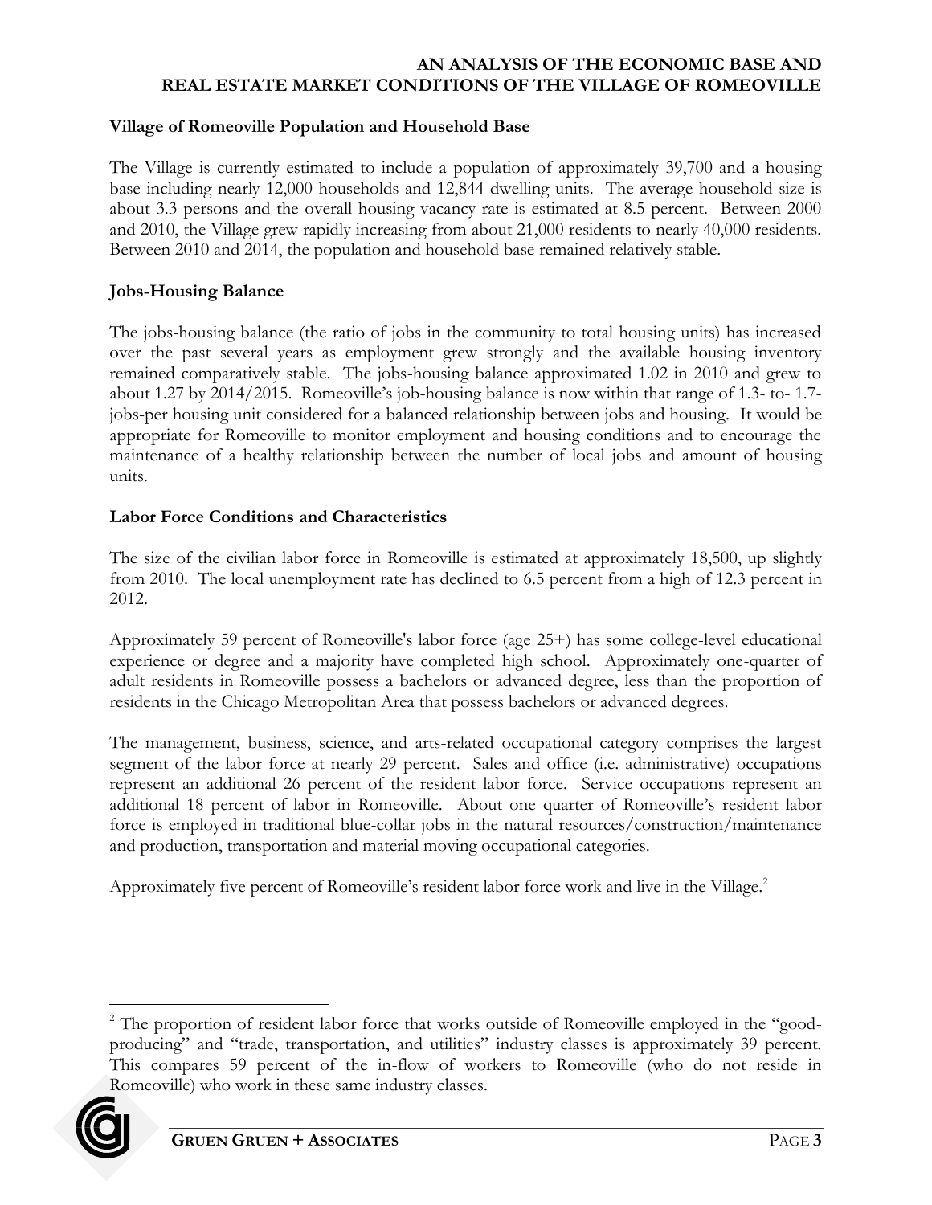### Village of Romeoville Population and Household Base

The Village is currently estimated to include a population of approximately 39,700 and a housing base including nearly 12,000 households and 12,844 dwelling units. The average household size is about 3.3 persons and the overall housing vacancy rate is estimated at 8.5 percent. Between 2000 and 2010, the Village grew rapidly increasing from about 21,000 residents to nearly 40,000 residents. Between 2010 and 2014, the population and household base remained relatively stable.

### Jobs-Housing Balance

The jobs-housing balance (the ratio of jobs in the community to total housing units) has increased over the past several years as employment grew strongly and the available housing inventory remained comparatively stable. The jobs-housing balance approximated 1.02 in 2010 and grew to about 1.27 by 2014/2015. Romeoville's job-housing balance is now within that range of 1.3- to- 1.7-jobs-per housing unit considered for a balanced relationship between jobs and housing. It would be appropriate for Romeoville to monitor employment and housing conditions and to encourage the maintenance of a healthy relationship between the number of local jobs and amount of housing units.

### Labor Force Conditions and Characteristics

The size of the civilian labor force in Romeoville is estimated at approximately 18,500, up slightly from 2010. The local unemployment rate has declined to 6.5 percent from a high of 12.3 percent in 2012.

Approximately 59 percent of Romeoville's labor force (age 25+) has some college-level educational experience or degree and a majority have completed high school. Approximately one-quarter of adult residents in Romeoville possess a bachelors or advanced degree, less than the proportion of residents in the Chicago Metropolitan Area that possess bachelors or advanced degrees.

The management, business, science, and arts-related occupational category comprises the largest segment of the labor force at nearly 29 percent. Sales and office (i.e. administrative) occupations represent an additional 26 percent of the resident labor force. Service occupations represent an additional 18 percent of labor in Romeoville. About one quarter of Romeoville's resident labor force is employed in traditional blue-collar jobs in the natural resources/construction/maintenance and production, transportation and material moving occupational categories.

Approximately five percent of Romeoville's resident labor force work and live in the Village.[2]

---

[2] The proportion of resident labor force that works outside of Romeoville employed in the "good-producing" and "trade, transportation, and utilities" industry classes is approximately 39 percent. This compares 59 percent of the in-flow of workers to Romeoville (who do not reside in Romeoville) who work in these same industry classes.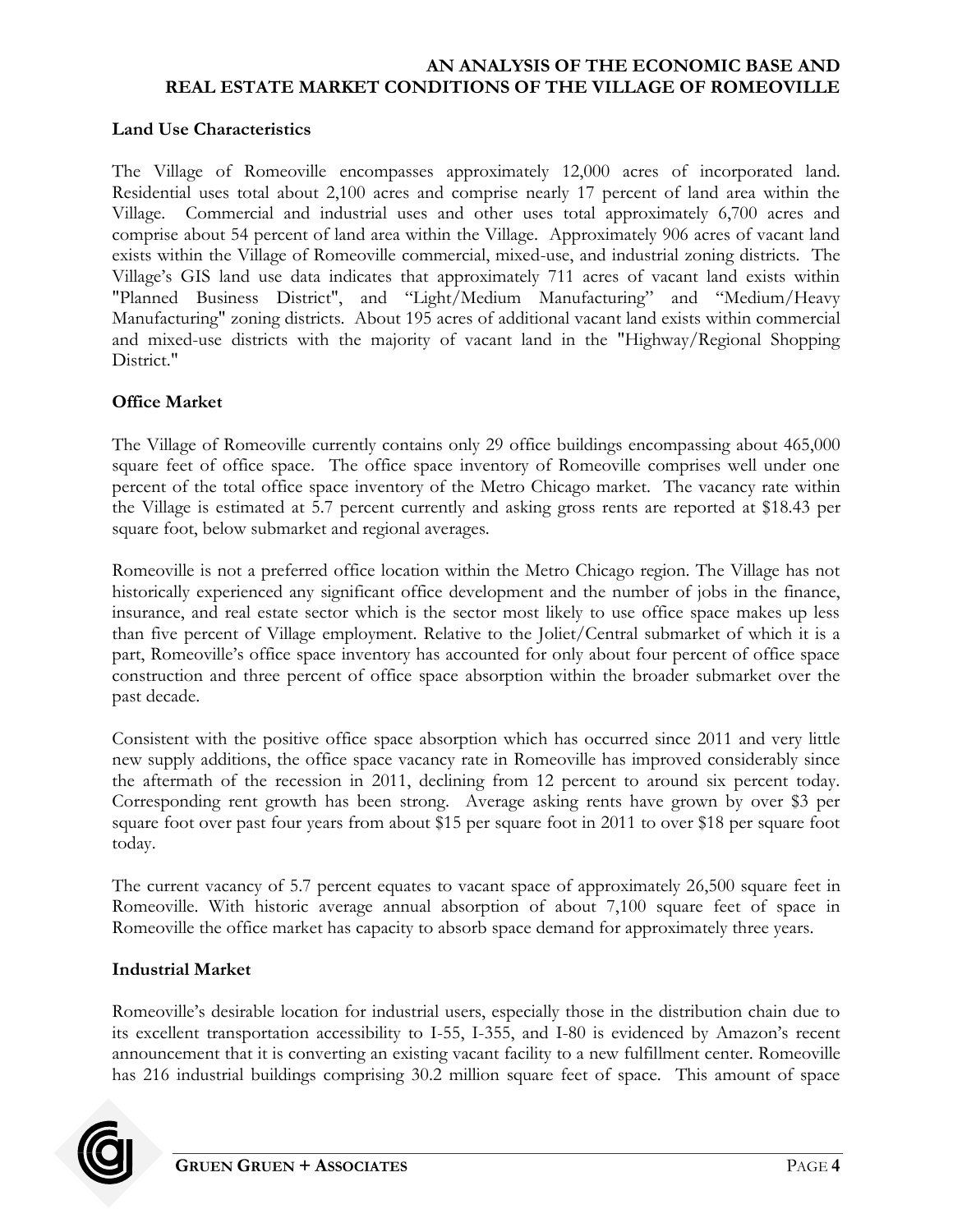### Land Use Characteristics

The Village of Romeoville encompasses approximately 12,000 acres of incorporated land. Residential uses total about 2,100 acres and comprise nearly 17 percent of land area within the Village. Commercial and industrial uses and other uses total approximately 6,700 acres and comprise about 54 percent of land area within the Village. Approximately 906 acres of vacant land exists within the Village of Romeoville commercial, mixed-use, and industrial zoning districts. The Village's GIS land use data indicates that approximately 711 acres of vacant land exists within "Planned Business District", and "Light/Medium Manufacturing" and "Medium/Heavy Manufacturing" zoning districts. About 195 acres of additional vacant land exists within commercial and mixed-use districts with the majority of vacant land in the "Highway/Regional Shopping District."

### Office Market

The Village of Romeoville currently contains only 29 office buildings encompassing about 465,000 square feet of office space. The office space inventory of Romeoville comprises well under one percent of the total office space inventory of the Metro Chicago market. The vacancy rate within the Village is estimated at 5.7 percent currently and asking gross rents are reported at $18.43 per square foot, below submarket and regional averages.

Romeoville is not a preferred office location within the Metro Chicago region. The Village has not historically experienced any significant office development and the number of jobs in the finance, insurance, and real estate sector which is the sector most likely to use office space makes up less than five percent of Village employment. Relative to the Joliet/Central submarket of which it is a part, Romeoville's office space inventory has accounted for only about four percent of office space construction and three percent of office space absorption within the broader submarket over the past decade.

Consistent with the positive office space absorption which has occurred since 2011 and very little new supply additions, the office space vacancy rate in Romeoville has improved considerably since the aftermath of the recession in 2011, declining from 12 percent to around six percent today. Corresponding rent growth has been strong. Average asking rents have grown by over $3 per square foot over past four years from about $15 per square foot in 2011 to over $18 per square foot today.

The current vacancy of 5.7 percent equates to vacant space of approximately 26,500 square feet in Romeoville. With historic average annual absorption of about 7,100 square feet of space in Romeoville the office market has capacity to absorb space demand for approximately three years.

### Industrial Market

Romeoville's desirable location for industrial users, especially those in the distribution chain due to its excellent transportation accessibility to I-55, I-355, and I-80 is evidenced by Amazon's recent announcement that it is converting an existing vacant facility to a new fulfillment center. Romeoville has 216 industrial buildings comprising 30.2 million square feet of space. This amount of space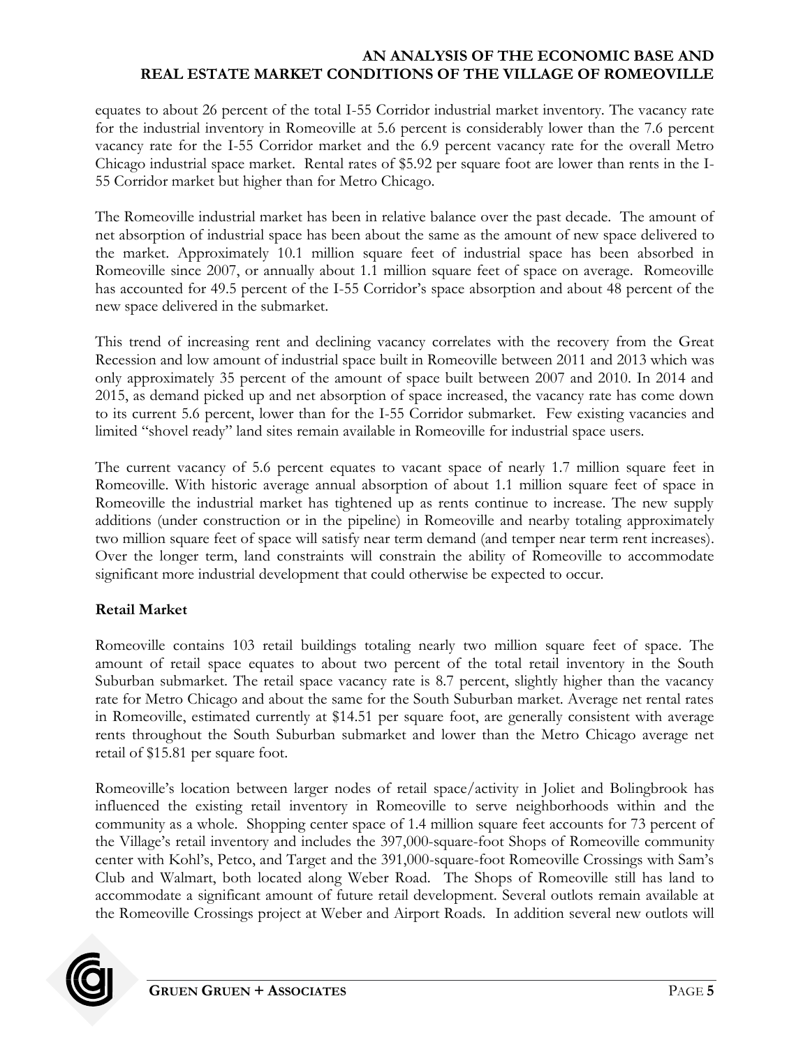equates to about 26 percent of the total I-55 Corridor industrial market inventory. The vacancy rate for the industrial inventory in Romeoville at 5.6 percent is considerably lower than the 7.6 percent vacancy rate for the I-55 Corridor market and the 6.9 percent vacancy rate for the overall Metro Chicago industrial space market. Rental rates of $5.92 per square foot are lower than rents in the I-55 Corridor market but higher than for Metro Chicago.

The Romeoville industrial market has been in relative balance over the past decade. The amount of net absorption of industrial space has been about the same as the amount of new space delivered to the market. Approximately 10.1 million square feet of industrial space has been absorbed in Romeoville since 2007, or annually about 1.1 million square feet of space on average. Romeoville has accounted for 49.5 percent of the I-55 Corridor's space absorption and about 48 percent of the new space delivered in the submarket.

This trend of increasing rent and declining vacancy correlates with the recovery from the Great Recession and low amount of industrial space built in Romeoville between 2011 and 2013 which was only approximately 35 percent of the amount of space built between 2007 and 2010. In 2014 and 2015, as demand picked up and net absorption of space increased, the vacancy rate has come down to its current 5.6 percent, lower than for the I-55 Corridor submarket. Few existing vacancies and limited "shovel ready" land sites remain available in Romeoville for industrial space users.

The current vacancy of 5.6 percent equates to vacant space of nearly 1.7 million square feet in Romeoville. With historic average annual absorption of about 1.1 million square feet of space in Romeoville the industrial market has tightened up as rents continue to increase. The new supply additions (under construction or in the pipeline) in Romeoville and nearby totaling approximately two million square feet of space will satisfy near term demand (and temper near term rent increases). Over the longer term, land constraints will constrain the ability of Romeoville to accommodate significant more industrial development that could otherwise be expected to occur.

**Retail Market**

Romeoville contains 103 retail buildings totaling nearly two million square feet of space. The amount of retail space equates to about two percent of the total retail inventory in the South Suburban submarket. The retail space vacancy rate is 8.7 percent, slightly higher than the vacancy rate for Metro Chicago and about the same for the South Suburban market. Average net rental rates in Romeoville, estimated currently at $14.51 per square foot, are generally consistent with average rents throughout the South Suburban submarket and lower than the Metro Chicago average net retail of $15.81 per square foot.

Romeoville's location between larger nodes of retail space/activity in Joliet and Bolingbrook has influenced the existing retail inventory in Romeoville to serve neighborhoods within and the community as a whole. Shopping center space of 1.4 million square feet accounts for 73 percent of the Village's retail inventory and includes the 397,000-square-foot Shops of Romeoville community center with Kohl's, Petco, and Target and the 391,000-square-foot Romeoville Crossings with Sam's Club and Walmart, both located along Weber Road. The Shops of Romeoville still has land to accommodate a significant amount of future retail development. Several outlots remain available at the Romeoville Crossings project at Weber and Airport Roads. In addition several new outlots will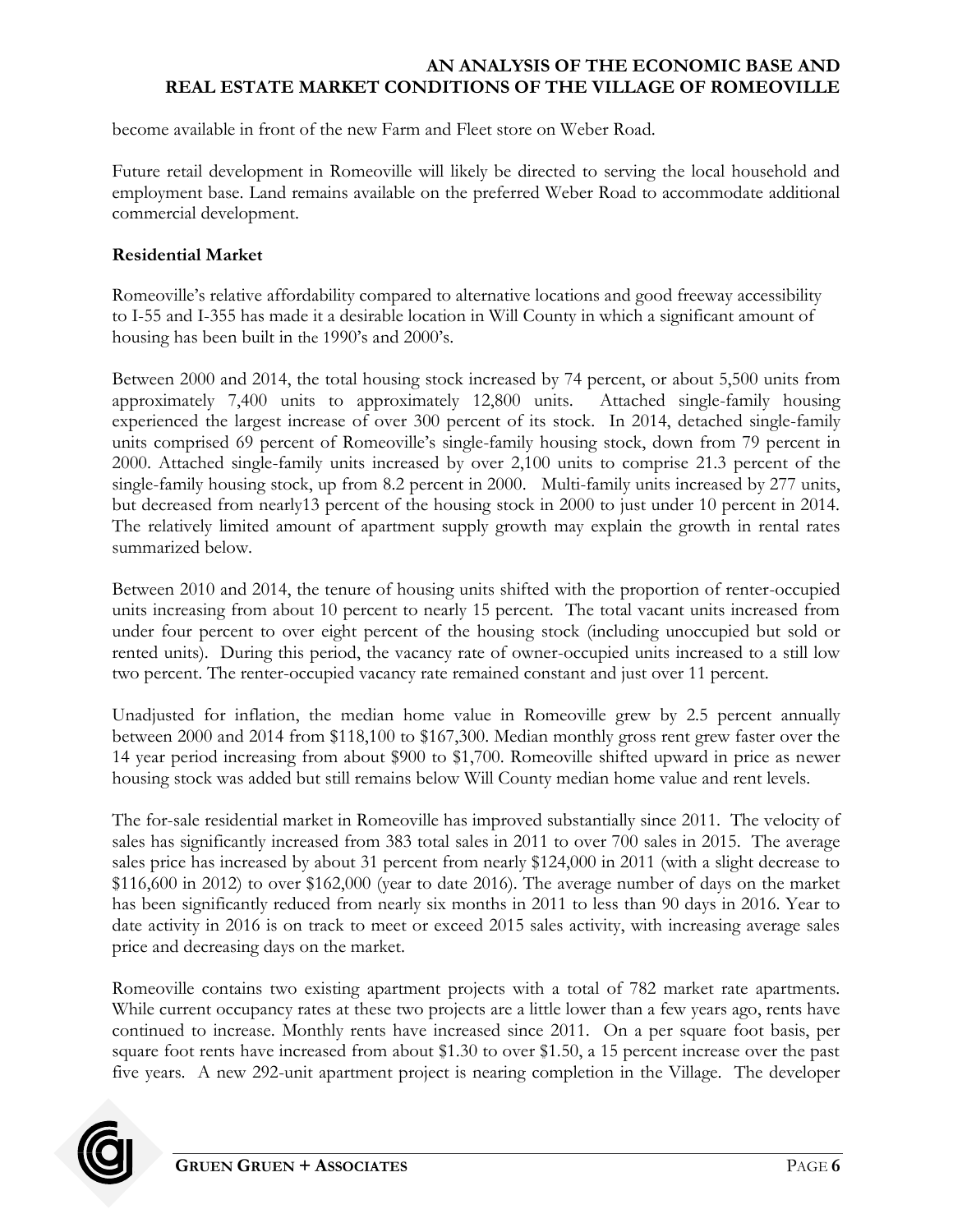become available in front of the new Farm and Fleet store on Weber Road.

Future retail development in Romeoville will likely be directed to serving the local household and employment base. Land remains available on the preferred Weber Road to accommodate additional commercial development.

**Residential Market**

Romeoville's relative affordability compared to alternative locations and good freeway accessibility to I-55 and I-355 has made it a desirable location in Will County in which a significant amount of housing has been built in the 1990's and 2000's.

Between 2000 and 2014, the total housing stock increased by 74 percent, or about 5,500 units from approximately 7,400 units to approximately 12,800 units. Attached single-family housing experienced the largest increase of over 300 percent of its stock. In 2014, detached single-family units comprised 69 percent of Romeoville's single-family housing stock, down from 79 percent in 2000. Attached single-family units increased by over 2,100 units to comprise 21.3 percent of the single-family housing stock, up from 8.2 percent in 2000. Multi-family units increased by 277 units, but decreased from nearly13 percent of the housing stock in 2000 to just under 10 percent in 2014. The relatively limited amount of apartment supply growth may explain the growth in rental rates summarized below.

Between 2010 and 2014, the tenure of housing units shifted with the proportion of renter-occupied units increasing from about 10 percent to nearly 15 percent. The total vacant units increased from under four percent to over eight percent of the housing stock (including unoccupied but sold or rented units). During this period, the vacancy rate of owner-occupied units increased to a still low two percent. The renter-occupied vacancy rate remained constant and just over 11 percent.

Unadjusted for inflation, the median home value in Romeoville grew by 2.5 percent annually between 2000 and 2014 from $118,100 to $167,300. Median monthly gross rent grew faster over the 14 year period increasing from about $900 to $1,700. Romeoville shifted upward in price as newer housing stock was added but still remains below Will County median home value and rent levels.

The for-sale residential market in Romeoville has improved substantially since 2011. The velocity of sales has significantly increased from 383 total sales in 2011 to over 700 sales in 2015. The average sales price has increased by about 31 percent from nearly $124,000 in 2011 (with a slight decrease to $116,600 in 2012) to over $162,000 (year to date 2016). The average number of days on the market has been significantly reduced from nearly six months in 2011 to less than 90 days in 2016. Year to date activity in 2016 is on track to meet or exceed 2015 sales activity, with increasing average sales price and decreasing days on the market.

Romeoville contains two existing apartment projects with a total of 782 market rate apartments. While current occupancy rates at these two projects are a little lower than a few years ago, rents have continued to increase. Monthly rents have increased since 2011. On a per square foot basis, per square foot rents have increased from about $1.30 to over $1.50, a 15 percent increase over the past five years. A new 292-unit apartment project is nearing completion in the Village. The developer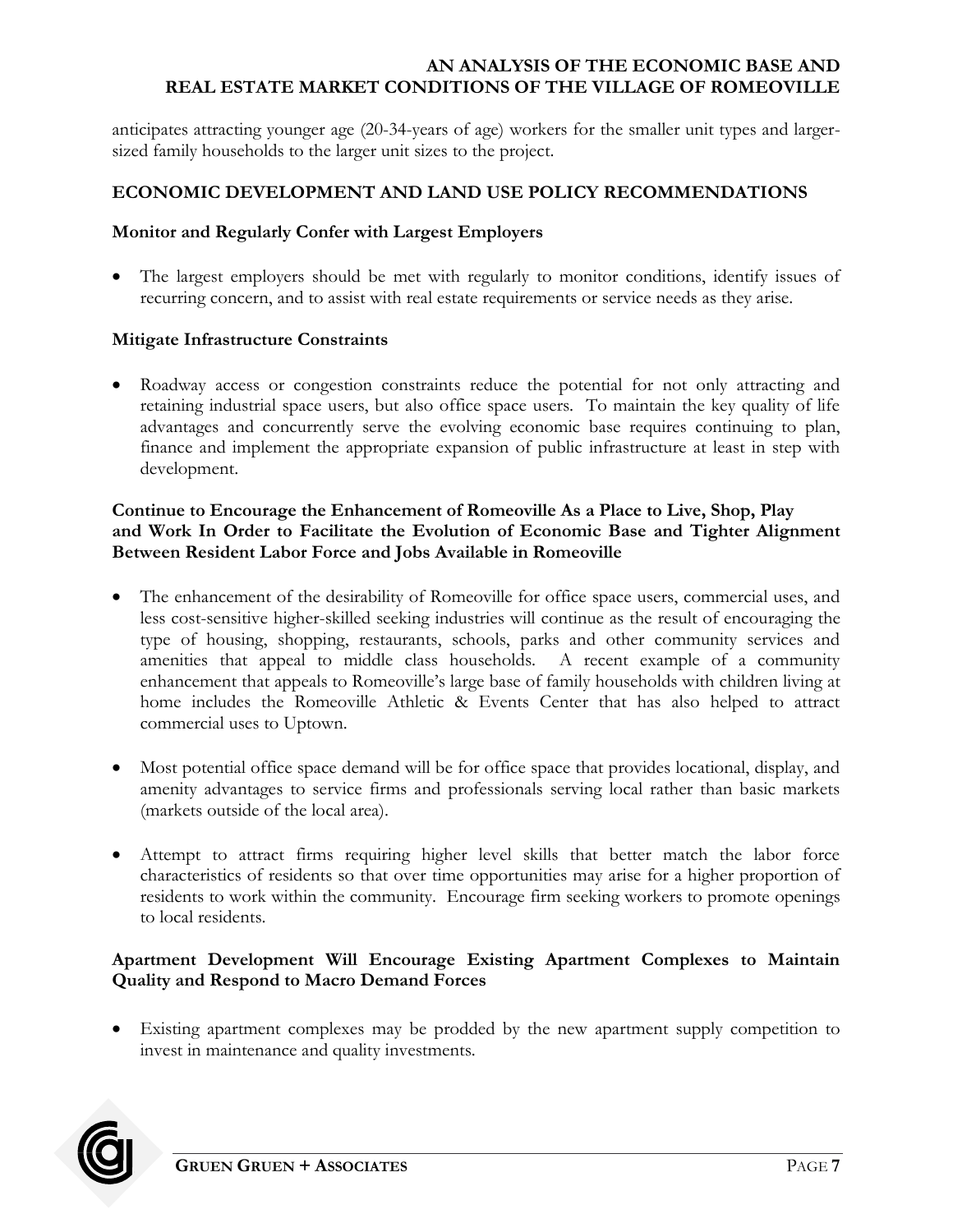anticipates attracting younger age (20-34-years of age) workers for the smaller unit types and larger-sized family households to the larger unit sizes to the project.

## ECONOMIC DEVELOPMENT AND LAND USE POLICY RECOMMENDATIONS

### Monitor and Regularly Confer with Largest Employers

- The largest employers should be met with regularly to monitor conditions, identify issues of recurring concern, and to assist with real estate requirements or service needs as they arise.

### Mitigate Infrastructure Constraints

- Roadway access or congestion constraints reduce the potential for not only attracting and retaining industrial space users, but also office space users. To maintain the key quality of life advantages and concurrently serve the evolving economic base requires continuing to plan, finance and implement the appropriate expansion of public infrastructure at least in step with development.

### Continue to Encourage the Enhancement of Romeoville As a Place to Live, Shop, Play and Work In Order to Facilitate the Evolution of Economic Base and Tighter Alignment Between Resident Labor Force and Jobs Available in Romeoville

- The enhancement of the desirability of Romeoville for office space users, commercial uses, and less cost-sensitive higher-skilled seeking industries will continue as the result of encouraging the type of housing, shopping, restaurants, schools, parks and other community services and amenities that appeal to middle class households. A recent example of a community enhancement that appeals to Romeoville's large base of family households with children living at home includes the Romeoville Athletic & Events Center that has also helped to attract commercial uses to Uptown.

- Most potential office space demand will be for office space that provides locational, display, and amenity advantages to service firms and professionals serving local rather than basic markets (markets outside of the local area).

- Attempt to attract firms requiring higher level skills that better match the labor force characteristics of residents so that over time opportunities may arise for a higher proportion of residents to work within the community. Encourage firm seeking workers to promote openings to local residents.

### Apartment Development Will Encourage Existing Apartment Complexes to Maintain Quality and Respond to Macro Demand Forces

- Existing apartment complexes may be prodded by the new apartment supply competition to invest in maintenance and quality investments.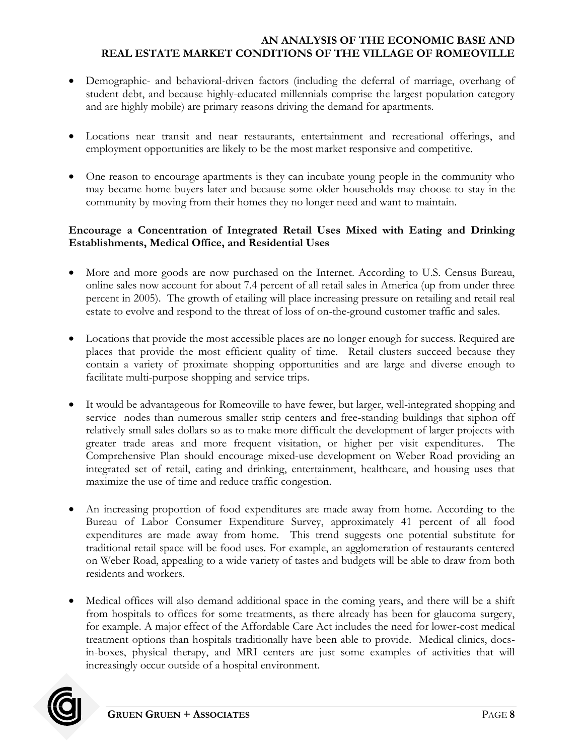- Demographic- and behavioral-driven factors (including the deferral of marriage, overhang of student debt, and because highly-educated millennials comprise the largest population category and are highly mobile) are primary reasons driving the demand for apartments.

- Locations near transit and near restaurants, entertainment and recreational offerings, and employment opportunities are likely to be the most market responsive and competitive.

- One reason to encourage apartments is they can incubate young people in the community who may became home buyers later and because some older households may choose to stay in the community by moving from their homes they no longer need and want to maintain.

**Encourage a Concentration of Integrated Retail Uses Mixed with Eating and Drinking Establishments, Medical Office, and Residential Uses**

- More and more goods are now purchased on the Internet. According to U.S. Census Bureau, online sales now account for about 7.4 percent of all retail sales in America (up from under three percent in 2005). The growth of etailing will place increasing pressure on retailing and retail real estate to evolve and respond to the threat of loss of on-the-ground customer traffic and sales.

- Locations that provide the most accessible places are no longer enough for success. Required are places that provide the most efficient quality of time. Retail clusters succeed because they contain a variety of proximate shopping opportunities and are large and diverse enough to facilitate multi-purpose shopping and service trips.

- It would be advantageous for Romeoville to have fewer, but larger, well-integrated shopping and service nodes than numerous smaller strip centers and free-standing buildings that siphon off relatively small sales dollars so as to make more difficult the development of larger projects with greater trade areas and more frequent visitation, or higher per visit expenditures. The Comprehensive Plan should encourage mixed-use development on Weber Road providing an integrated set of retail, eating and drinking, entertainment, healthcare, and housing uses that maximize the use of time and reduce traffic congestion.

- An increasing proportion of food expenditures are made away from home. According to the Bureau of Labor Consumer Expenditure Survey, approximately 41 percent of all food expenditures are made away from home. This trend suggests one potential substitute for traditional retail space will be food uses. For example, an agglomeration of restaurants centered on Weber Road, appealing to a wide variety of tastes and budgets will be able to draw from both residents and workers.

- Medical offices will also demand additional space in the coming years, and there will be a shift from hospitals to offices for some treatments, as there already has been for glaucoma surgery, for example. A major effect of the Affordable Care Act includes the need for lower-cost medical treatment options than hospitals traditionally have been able to provide. Medical clinics, docs-in-boxes, physical therapy, and MRI centers are just some examples of activities that will increasingly occur outside of a hospital environment.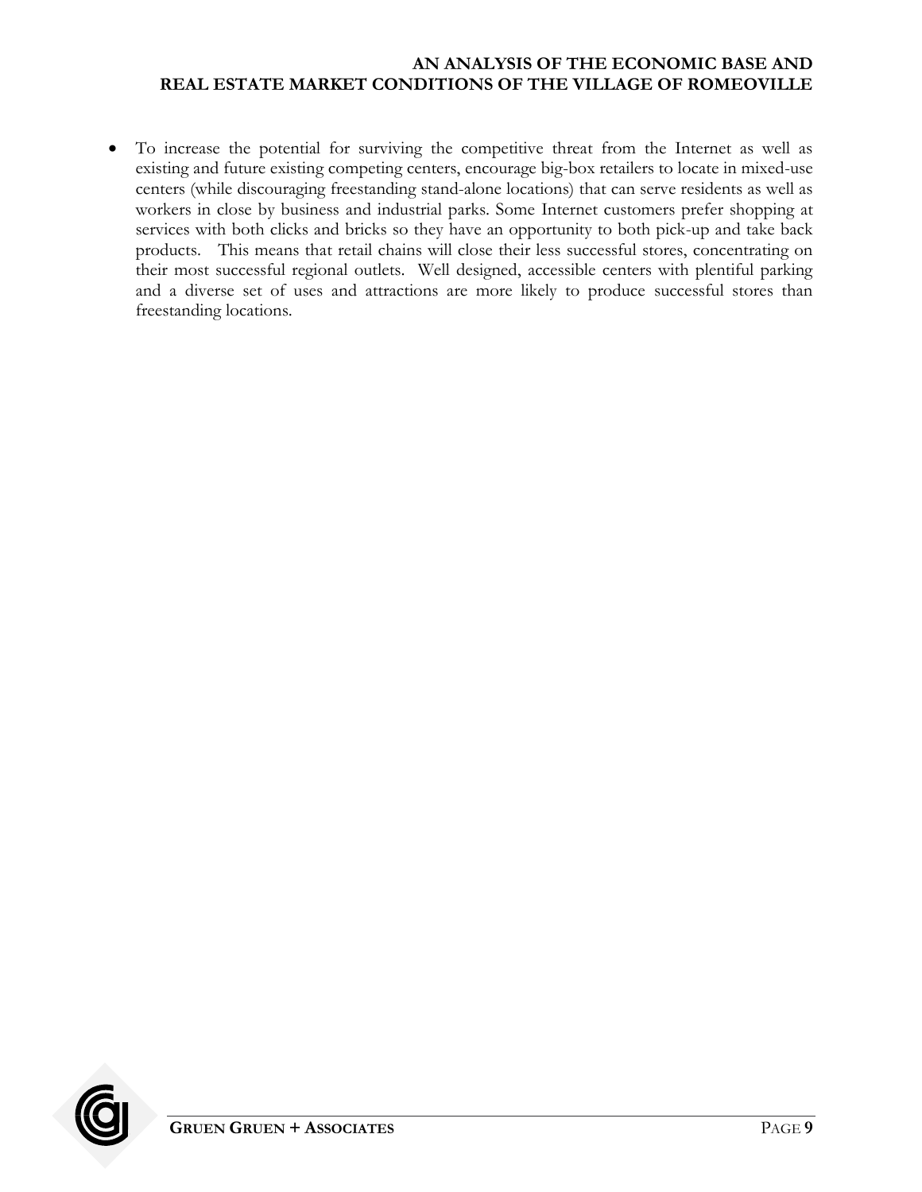- To increase the potential for surviving the competitive threat from the Internet as well as existing and future existing competing centers, encourage big-box retailers to locate in mixed-use centers (while discouraging freestanding stand-alone locations) that can serve residents as well as workers in close by business and industrial parks. Some Internet customers prefer shopping at services with both clicks and bricks so they have an opportunity to both pick-up and take back products. This means that retail chains will close their less successful stores, concentrating on their most successful regional outlets. Well designed, accessible centers with plentiful parking and a diverse set of uses and attractions are more likely to produce successful stores than freestanding locations.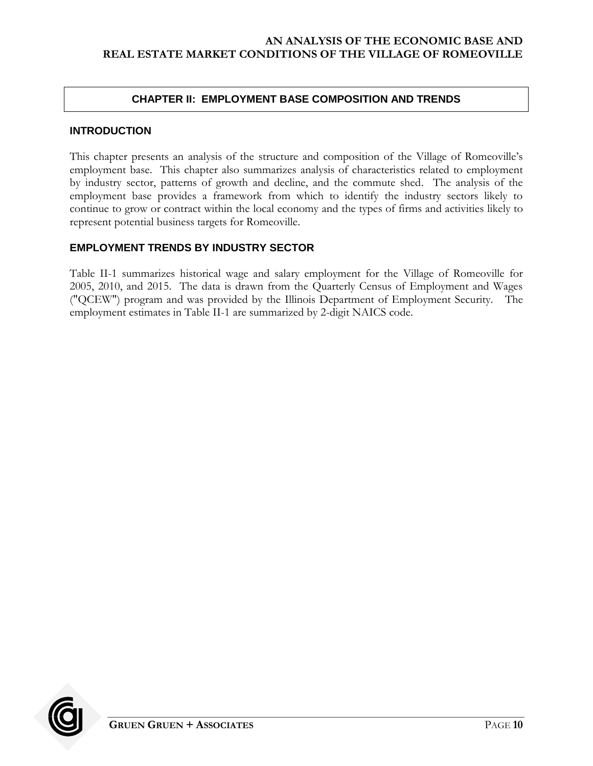## CHAPTER II: EMPLOYMENT BASE COMPOSITION AND TRENDS

### INTRODUCTION

This chapter presents an analysis of the structure and composition of the Village of Romeoville's employment base. This chapter also summarizes analysis of characteristics related to employment by industry sector, patterns of growth and decline, and the commute shed. The analysis of the employment base provides a framework from which to identify the industry sectors likely to continue to grow or contract within the local economy and the types of firms and activities likely to represent potential business targets for Romeoville.

### EMPLOYMENT TRENDS BY INDUSTRY SECTOR

Table II-1 summarizes historical wage and salary employment for the Village of Romeoville for 2005, 2010, and 2015. The data is drawn from the Quarterly Census of Employment and Wages ("QCEW") program and was provided by the Illinois Department of Employment Security. The employment estimates in Table II-1 are summarized by 2-digit NAICS code.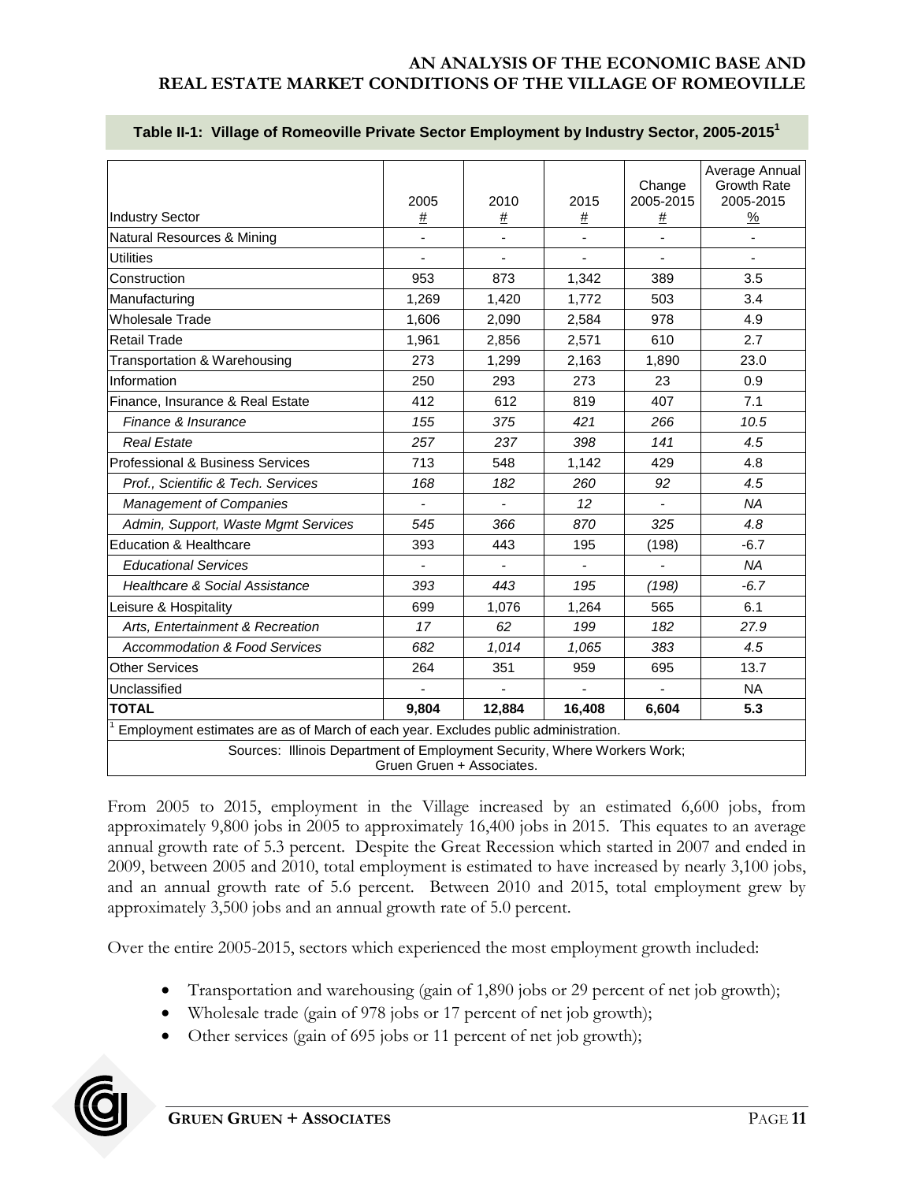**Table II-1: Village of Romeoville Private Sector Employment by Industry Sector, 2005-2015[1]**

| Industry Sector | 2005 # | 2010 # | 2015 # | Change 2005-2015 # | Average Annual Growth Rate 2005-2015 % |
|---|---|---|---|---|---|
| Natural Resources & Mining | - | - | - | - | - |
| Utilities | - | - | - | - | - |
| Construction | 953 | 873 | 1,342 | 389 | 3.5 |
| Manufacturing | 1,269 | 1,420 | 1,772 | 503 | 3.4 |
| Wholesale Trade | 1,606 | 2,090 | 2,584 | 978 | 4.9 |
| Retail Trade | 1,961 | 2,856 | 2,571 | 610 | 2.7 |
| Transportation & Warehousing | 273 | 1,299 | 2,163 | 1,890 | 23.0 |
| Information | 250 | 293 | 273 | 23 | 0.9 |
| Finance, Insurance & Real Estate | 412 | 612 | 819 | 407 | 7.1 |
| *Finance & Insurance* | *155* | *375* | *421* | *266* | *10.5* |
| *Real Estate* | *257* | *237* | *398* | *141* | *4.5* |
| Professional & Business Services | 713 | 548 | 1,142 | 429 | 4.8 |
| *Prof., Scientific & Tech. Services* | *168* | *182* | *260* | *92* | *4.5* |
| *Management of Companies* | - | - | *12* | - | *NA* |
| *Admin, Support, Waste Mgmt Services* | *545* | *366* | *870* | *325* | *4.8* |
| Education & Healthcare | 393 | 443 | 195 | (198) | -6.7 |
| *Educational Services* | - | - | - | - | *NA* |
| *Healthcare & Social Assistance* | *393* | *443* | *195* | *(198)* | *-6.7* |
| Leisure & Hospitality | 699 | 1,076 | 1,264 | 565 | 6.1 |
| *Arts, Entertainment & Recreation* | *17* | *62* | *199* | *182* | *27.9* |
| *Accommodation & Food Services* | *682* | *1,014* | *1,065* | *383* | *4.5* |
| Other Services | 264 | 351 | 959 | 695 | 13.7 |
| Unclassified | - | - | - | - | NA |
| **TOTAL** | **9,804** | **12,884** | **16,408** | **6,604** | **5.3** |

[1] Employment estimates are as of March of each year. Excludes public administration.

Sources: Illinois Department of Employment Security, Where Workers Work; Gruen Gruen + Associates.

From 2005 to 2015, employment in the Village increased by an estimated 6,600 jobs, from approximately 9,800 jobs in 2005 to approximately 16,400 jobs in 2015. This equates to an average annual growth rate of 5.3 percent. Despite the Great Recession which started in 2007 and ended in 2009, between 2005 and 2010, total employment is estimated to have increased by nearly 3,100 jobs, and an annual growth rate of 5.6 percent. Between 2010 and 2015, total employment grew by approximately 3,500 jobs and an annual growth rate of 5.0 percent.

Over the entire 2005-2015, sectors which experienced the most employment growth included:

- Transportation and warehousing (gain of 1,890 jobs or 29 percent of net job growth);
- Wholesale trade (gain of 978 jobs or 17 percent of net job growth);
- Other services (gain of 695 jobs or 11 percent of net job growth);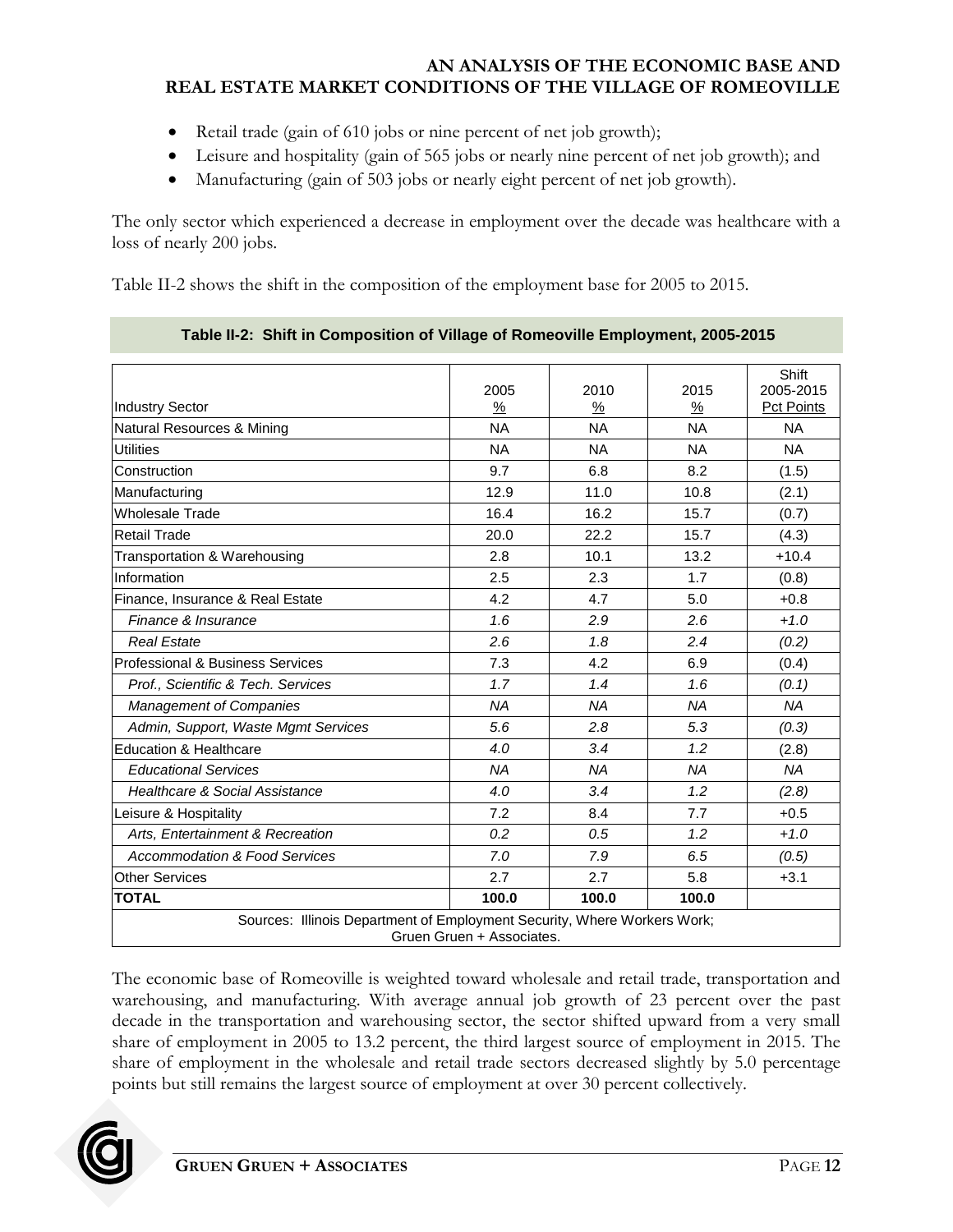- Retail trade (gain of 610 jobs or nine percent of net job growth);
- Leisure and hospitality (gain of 565 jobs or nearly nine percent of net job growth); and
- Manufacturing (gain of 503 jobs or nearly eight percent of net job growth).

The only sector which experienced a decrease in employment over the decade was healthcare with a loss of nearly 200 jobs.

Table II-2 shows the shift in the composition of the employment base for 2005 to 2015.

**Table II-2: Shift in Composition of Village of Romeoville Employment, 2005-2015**

| Industry Sector | 2005 % | 2010 % | 2015 % | Shift 2005-2015 Pct Points |
|---|---|---|---|---|
| Natural Resources & Mining | NA | NA | NA | NA |
| Utilities | NA | NA | NA | NA |
| Construction | 9.7 | 6.8 | 8.2 | (1.5) |
| Manufacturing | 12.9 | 11.0 | 10.8 | (2.1) |
| Wholesale Trade | 16.4 | 16.2 | 15.7 | (0.7) |
| Retail Trade | 20.0 | 22.2 | 15.7 | (4.3) |
| Transportation & Warehousing | 2.8 | 10.1 | 13.2 | +10.4 |
| Information | 2.5 | 2.3 | 1.7 | (0.8) |
| Finance, Insurance & Real Estate | 4.2 | 4.7 | 5.0 | +0.8 |
| *Finance & Insurance* | *1.6* | *2.9* | *2.6* | *+1.0* |
| *Real Estate* | *2.6* | *1.8* | *2.4* | *(0.2)* |
| Professional & Business Services | 7.3 | 4.2 | 6.9 | (0.4) |
| *Prof., Scientific & Tech. Services* | *1.7* | *1.4* | *1.6* | *(0.1)* |
| *Management of Companies* | *NA* | *NA* | *NA* | *NA* |
| *Admin, Support, Waste Mgmt Services* | *5.6* | *2.8* | *5.3* | *(0.3)* |
| Education & Healthcare | *4.0* | *3.4* | *1.2* | (2.8) |
| *Educational Services* | *NA* | *NA* | *NA* | *NA* |
| *Healthcare & Social Assistance* | *4.0* | *3.4* | *1.2* | *(2.8)* |
| Leisure & Hospitality | 7.2 | 8.4 | 7.7 | +0.5 |
| *Arts, Entertainment & Recreation* | *0.2* | *0.5* | *1.2* | *+1.0* |
| *Accommodation & Food Services* | *7.0* | *7.9* | *6.5* | *(0.5)* |
| Other Services | 2.7 | 2.7 | 5.8 | +3.1 |
| **TOTAL** | **100.0** | **100.0** | **100.0** | |

Sources: Illinois Department of Employment Security, Where Workers Work; Gruen Gruen + Associates.

The economic base of Romeoville is weighted toward wholesale and retail trade, transportation and warehousing, and manufacturing. With average annual job growth of 23 percent over the past decade in the transportation and warehousing sector, the sector shifted upward from a very small share of employment in 2005 to 13.2 percent, the third largest source of employment in 2015. The share of employment in the wholesale and retail trade sectors decreased slightly by 5.0 percentage points but still remains the largest source of employment at over 30 percent collectively.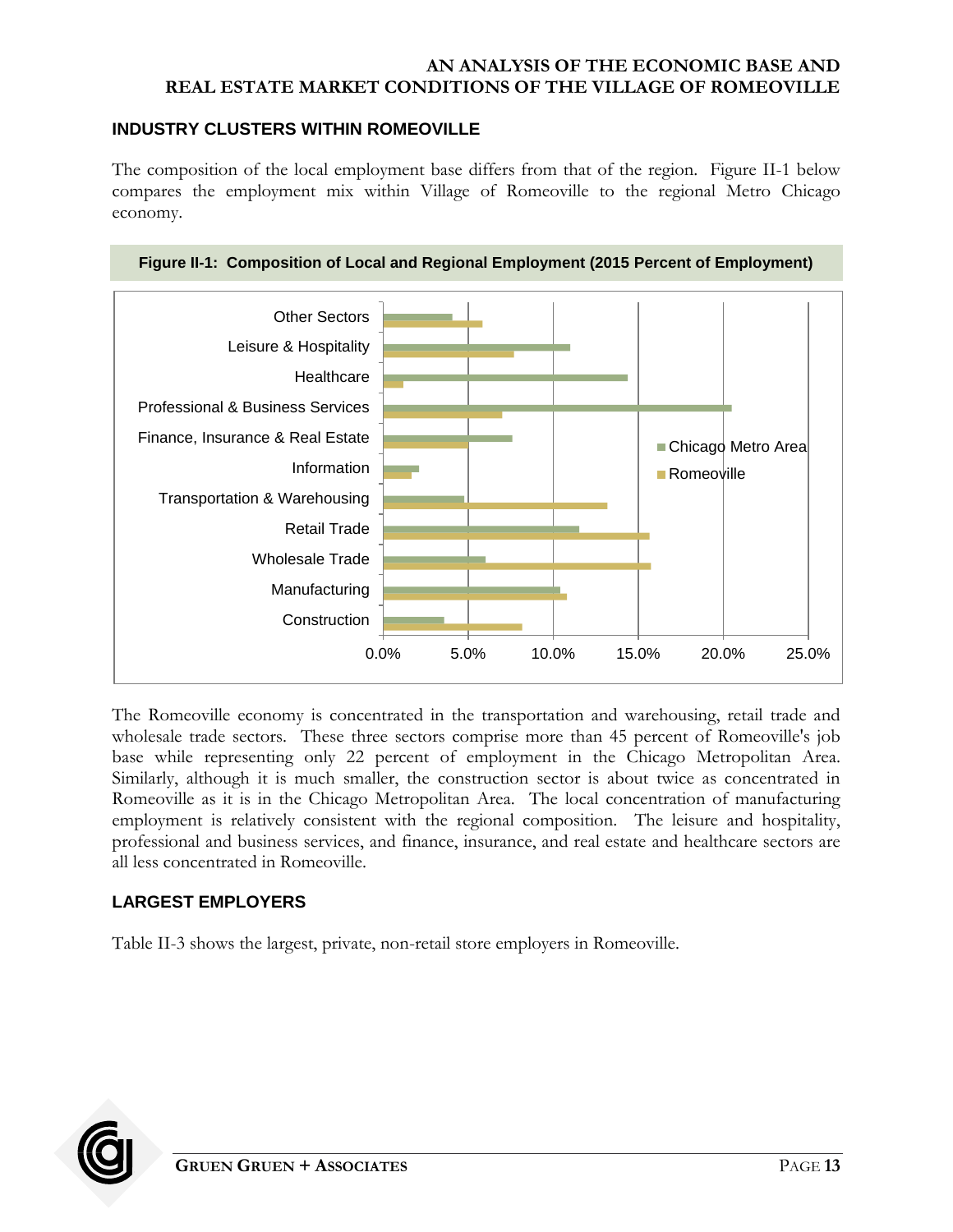## INDUSTRY CLUSTERS WITHIN ROMEOVILLE

The composition of the local employment base differs from that of the region. Figure II-1 below compares the employment mix within Village of Romeoville to the regional Metro Chicago economy.

**Figure II-1: Composition of Local and Regional Employment (2015 Percent of Employment)**

The Romeoville economy is concentrated in the transportation and warehousing, retail trade and wholesale trade sectors. These three sectors comprise more than 45 percent of Romeoville's job base while representing only 22 percent of employment in the Chicago Metropolitan Area. Similarly, although it is much smaller, the construction sector is about twice as concentrated in Romeoville as it is in the Chicago Metropolitan Area. The local concentration of manufacturing employment is relatively consistent with the regional composition. The leisure and hospitality, professional and business services, and finance, insurance, and real estate and healthcare sectors are all less concentrated in Romeoville.

## LARGEST EMPLOYERS

Table II-3 shows the largest, private, non-retail store employers in Romeoville.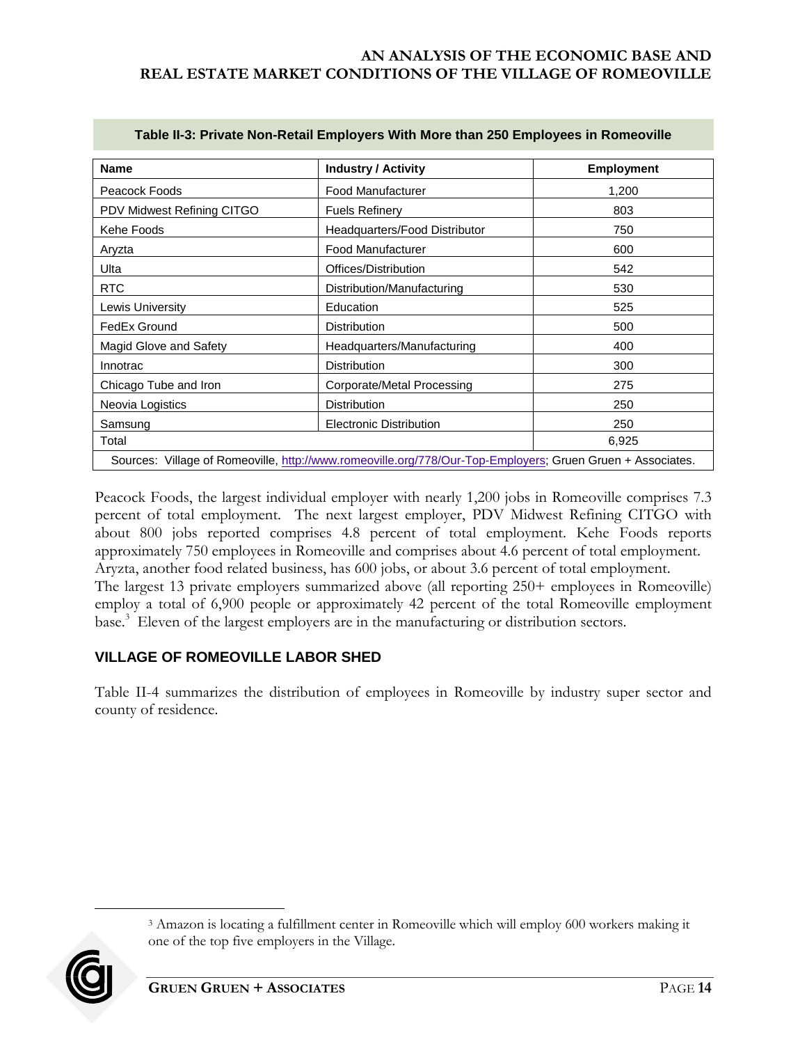**Table II-3: Private Non-Retail Employers With More than 250 Employees in Romeoville**

| Name | Industry / Activity | Employment |
|---|---|---|
| Peacock Foods | Food Manufacturer | 1,200 |
| PDV Midwest Refining CITGO | Fuels Refinery | 803 |
| Kehe Foods | Headquarters/Food Distributor | 750 |
| Aryzta | Food Manufacturer | 600 |
| Ulta | Offices/Distribution | 542 |
| RTC | Distribution/Manufacturing | 530 |
| Lewis University | Education | 525 |
| FedEx Ground | Distribution | 500 |
| Magid Glove and Safety | Headquarters/Manufacturing | 400 |
| Innotrac | Distribution | 300 |
| Chicago Tube and Iron | Corporate/Metal Processing | 275 |
| Neovia Logistics | Distribution | 250 |
| Samsung | Electronic Distribution | 250 |
| Total | | 6,925 |

Sources: Village of Romeoville, http://www.romeoville.org/778/Our-Top-Employers; Gruen Gruen + Associates.

Peacock Foods, the largest individual employer with nearly 1,200 jobs in Romeoville comprises 7.3 percent of total employment. The next largest employer, PDV Midwest Refining CITGO with about 800 jobs reported comprises 4.8 percent of total employment. Kehe Foods reports approximately 750 employees in Romeoville and comprises about 4.6 percent of total employment. Aryzta, another food related business, has 600 jobs, or about 3.6 percent of total employment. The largest 13 private employers summarized above (all reporting 250+ employees in Romeoville) employ a total of 6,900 people or approximately 42 percent of the total Romeoville employment base.[3] Eleven of the largest employers are in the manufacturing or distribution sectors.

## VILLAGE OF ROMEOVILLE LABOR SHED

Table II-4 summarizes the distribution of employees in Romeoville by industry super sector and county of residence.

[3] Amazon is locating a fulfillment center in Romeoville which will employ 600 workers making it one of the top five employers in the Village.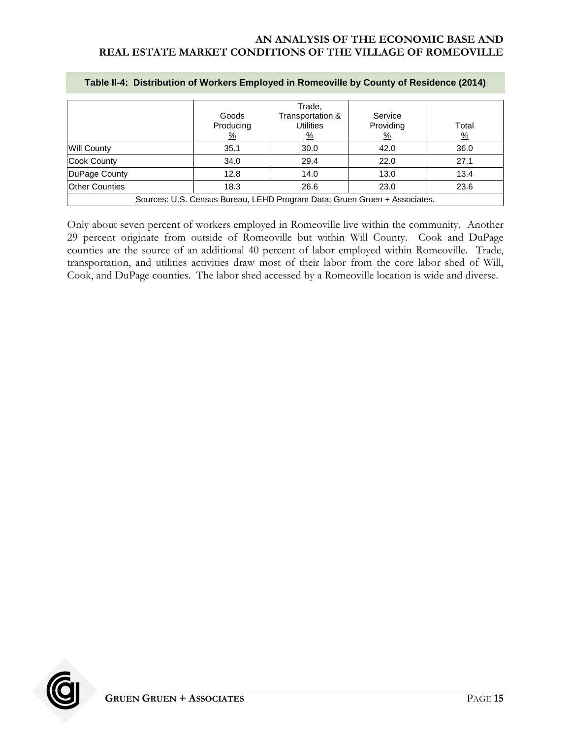**Table II-4: Distribution of Workers Employed in Romeoville by County of Residence (2014)**

| | Goods Producing % | Trade, Transportation & Utilities % | Service Providing % | Total % |
|---|---|---|---|---|
| Will County | 35.1 | 30.0 | 42.0 | 36.0 |
| Cook County | 34.0 | 29.4 | 22.0 | 27.1 |
| DuPage County | 12.8 | 14.0 | 13.0 | 13.4 |
| Other Counties | 18.3 | 26.6 | 23.0 | 23.6 |

Sources: U.S. Census Bureau, LEHD Program Data; Gruen Gruen + Associates.

Only about seven percent of workers employed in Romeoville live within the community. Another 29 percent originate from outside of Romeoville but within Will County. Cook and DuPage counties are the source of an additional 40 percent of labor employed within Romeoville. Trade, transportation, and utilities activities draw most of their labor from the core labor shed of Will, Cook, and DuPage counties. The labor shed accessed by a Romeoville location is wide and diverse.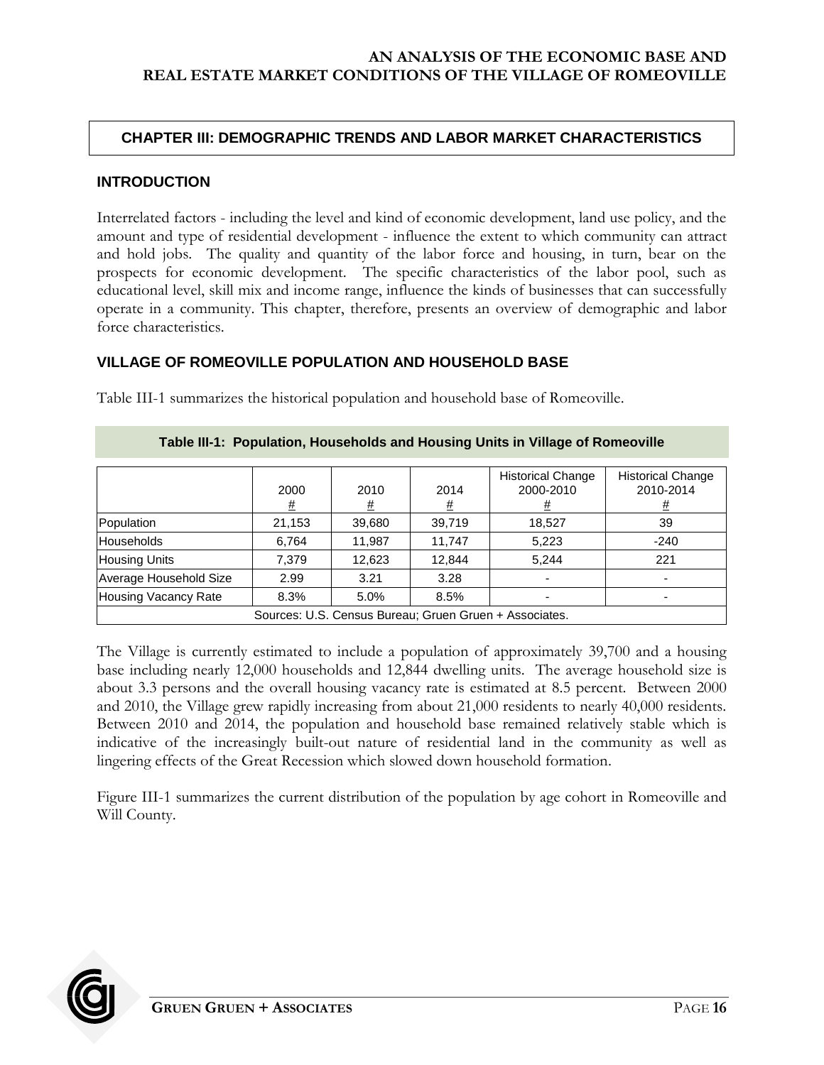## CHAPTER III: DEMOGRAPHIC TRENDS AND LABOR MARKET CHARACTERISTICS

### INTRODUCTION

Interrelated factors - including the level and kind of economic development, land use policy, and the amount and type of residential development - influence the extent to which community can attract and hold jobs. The quality and quantity of the labor force and housing, in turn, bear on the prospects for economic development. The specific characteristics of the labor pool, such as educational level, skill mix and income range, influence the kinds of businesses that can successfully operate in a community. This chapter, therefore, presents an overview of demographic and labor force characteristics.

### VILLAGE OF ROMEOVILLE POPULATION AND HOUSEHOLD BASE

Table III-1 summarizes the historical population and household base of Romeoville.

**Table III-1: Population, Households and Housing Units in Village of Romeoville**

| | 2000 # | 2010 # | 2014 # | Historical Change 2000-2010 # | Historical Change 2010-2014 # |
|---|---|---|---|---|---|
| Population | 21,153 | 39,680 | 39,719 | 18,527 | 39 |
| Households | 6,764 | 11,987 | 11,747 | 5,223 | -240 |
| Housing Units | 7,379 | 12,623 | 12,844 | 5,244 | 221 |
| Average Household Size | 2.99 | 3.21 | 3.28 | - | - |
| Housing Vacancy Rate | 8.3% | 5.0% | 8.5% | - | - |

Sources: U.S. Census Bureau; Gruen Gruen + Associates.

The Village is currently estimated to include a population of approximately 39,700 and a housing base including nearly 12,000 households and 12,844 dwelling units. The average household size is about 3.3 persons and the overall housing vacancy rate is estimated at 8.5 percent. Between 2000 and 2010, the Village grew rapidly increasing from about 21,000 residents to nearly 40,000 residents. Between 2010 and 2014, the population and household base remained relatively stable which is indicative of the increasingly built-out nature of residential land in the community as well as lingering effects of the Great Recession which slowed down household formation.

Figure III-1 summarizes the current distribution of the population by age cohort in Romeoville and Will County.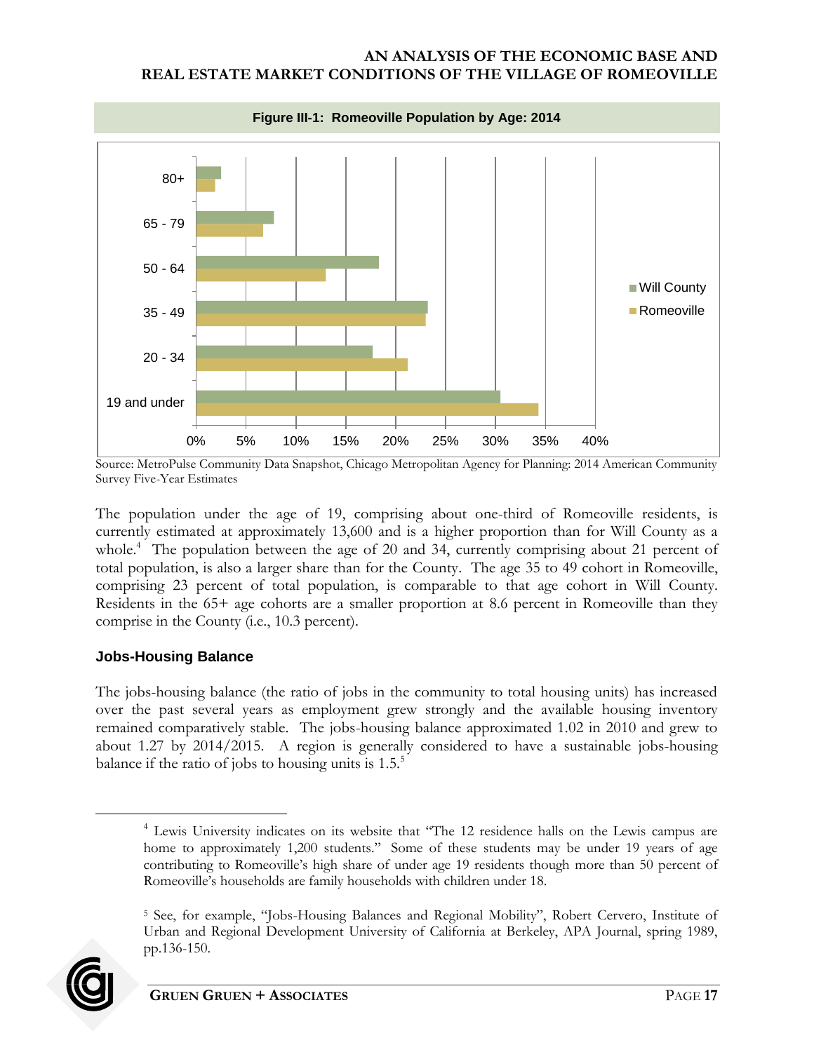**Figure III-1: Romeoville Population by Age: 2014**

Source: MetroPulse Community Data Snapshot, Chicago Metropolitan Agency for Planning: 2014 American Community Survey Five-Year Estimates

The population under the age of 19, comprising about one-third of Romeoville residents, is currently estimated at approximately 13,600 and is a higher proportion than for Will County as a whole.[4] The population between the age of 20 and 34, currently comprising about 21 percent of total population, is also a larger share than for the County. The age 35 to 49 cohort in Romeoville, comprising 23 percent of total population, is comparable to that age cohort in Will County. Residents in the 65+ age cohorts are a smaller proportion at 8.6 percent in Romeoville than they comprise in the County (i.e., 10.3 percent).

### Jobs-Housing Balance

The jobs-housing balance (the ratio of jobs in the community to total housing units) has increased over the past several years as employment grew strongly and the available housing inventory remained comparatively stable. The jobs-housing balance approximated 1.02 in 2010 and grew to about 1.27 by 2014/2015. A region is generally considered to have a sustainable jobs-housing balance if the ratio of jobs to housing units is 1.5.[5]

---

[4] Lewis University indicates on its website that "The 12 residence halls on the Lewis campus are home to approximately 1,200 students." Some of these students may be under 19 years of age contributing to Romeoville's high share of under age 19 residents though more than 50 percent of Romeoville's households are family households with children under 18.

[5] See, for example, "Jobs-Housing Balances and Regional Mobility", Robert Cervero, Institute of Urban and Regional Development University of California at Berkeley, APA Journal, spring 1989, pp.136-150.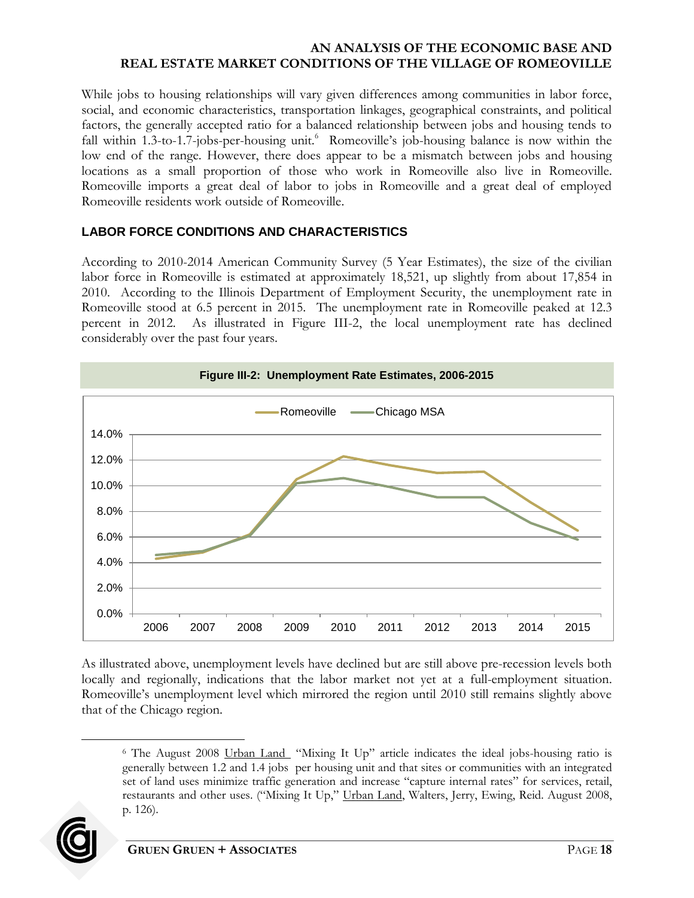While jobs to housing relationships will vary given differences among communities in labor force, social, and economic characteristics, transportation linkages, geographical constraints, and political factors, the generally accepted ratio for a balanced relationship between jobs and housing tends to fall within 1.3-to-1.7-jobs-per-housing unit.[6] Romeoville's job-housing balance is now within the low end of the range. However, there does appear to be a mismatch between jobs and housing locations as a small proportion of those who work in Romeoville also live in Romeoville. Romeoville imports a great deal of labor to jobs in Romeoville and a great deal of employed Romeoville residents work outside of Romeoville.

## LABOR FORCE CONDITIONS AND CHARACTERISTICS

According to 2010-2014 American Community Survey (5 Year Estimates), the size of the civilian labor force in Romeoville is estimated at approximately 18,521, up slightly from about 17,854 in 2010. According to the Illinois Department of Employment Security, the unemployment rate in Romeoville stood at 6.5 percent in 2015. The unemployment rate in Romeoville peaked at 12.3 percent in 2012. As illustrated in Figure III-2, the local unemployment rate has declined considerably over the past four years.

**Figure III-2: Unemployment Rate Estimates, 2006-2015**

As illustrated above, unemployment levels have declined but are still above pre-recession levels both locally and regionally, indications that the labor market not yet at a full-employment situation. Romeoville's unemployment level which mirrored the region until 2010 still remains slightly above that of the Chicago region.

[6] The August 2008 Urban Land "Mixing It Up" article indicates the ideal jobs-housing ratio is generally between 1.2 and 1.4 jobs per housing unit and that sites or communities with an integrated set of land uses minimize traffic generation and increase "capture internal rates" for services, retail, restaurants and other uses. ("Mixing It Up," Urban Land, Walters, Jerry, Ewing, Reid. August 2008, p. 126).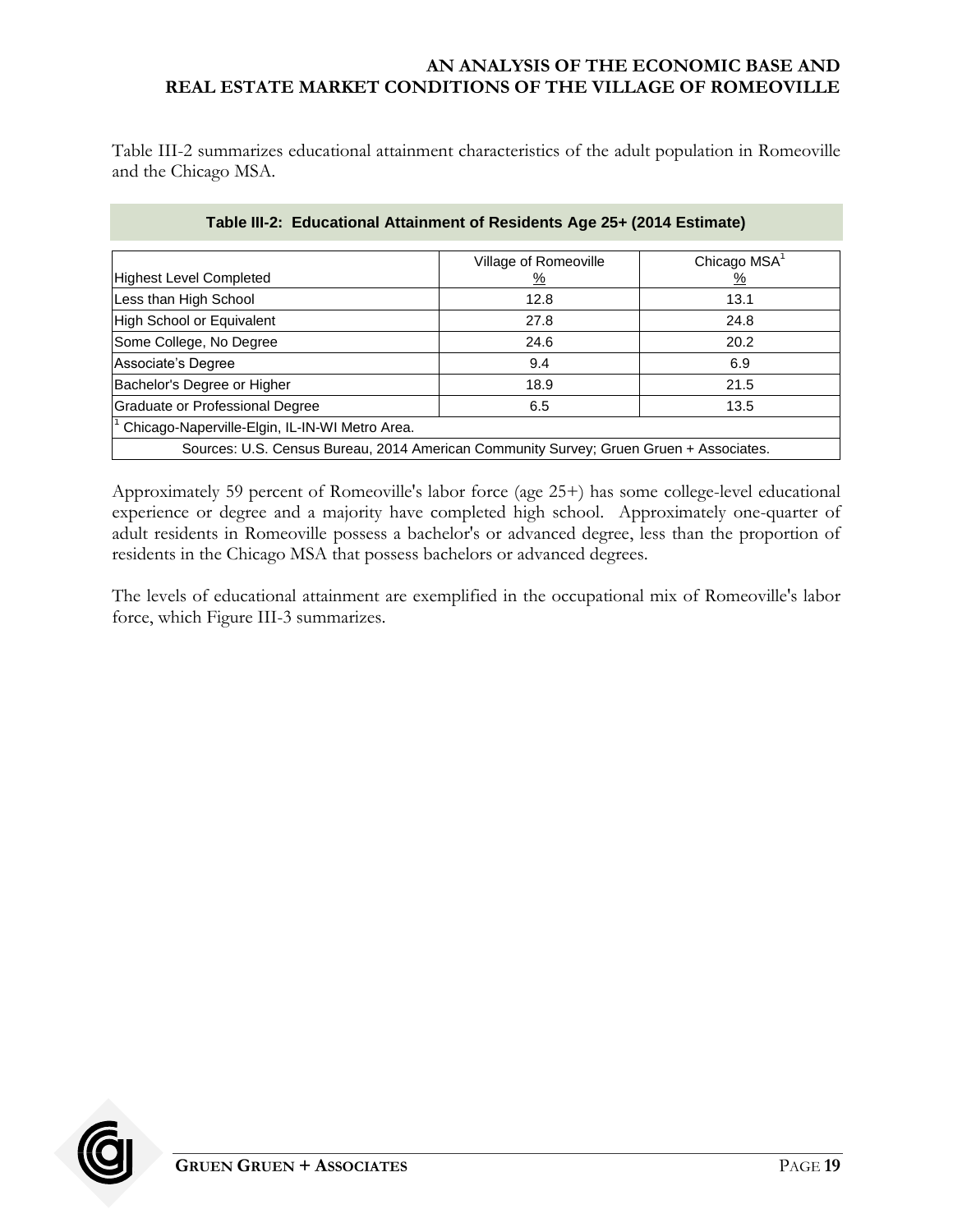Table III-2 summarizes educational attainment characteristics of the adult population in Romeoville and the Chicago MSA.

**Table III-2: Educational Attainment of Residents Age 25+ (2014 Estimate)**

| Highest Level Completed | Village of Romeoville % | Chicago MSA[1] % |
|---|---|---|
| Less than High School | 12.8 | 13.1 |
| High School or Equivalent | 27.8 | 24.8 |
| Some College, No Degree | 24.6 | 20.2 |
| Associate's Degree | 9.4 | 6.9 |
| Bachelor's Degree or Higher | 18.9 | 21.5 |
| Graduate or Professional Degree | 6.5 | 13.5 |

[1] Chicago-Naperville-Elgin, IL-IN-WI Metro Area.

Sources: U.S. Census Bureau, 2014 American Community Survey; Gruen Gruen + Associates.

Approximately 59 percent of Romeoville's labor force (age 25+) has some college-level educational experience or degree and a majority have completed high school. Approximately one-quarter of adult residents in Romeoville possess a bachelor's or advanced degree, less than the proportion of residents in the Chicago MSA that possess bachelors or advanced degrees.

The levels of educational attainment are exemplified in the occupational mix of Romeoville's labor force, which Figure III-3 summarizes.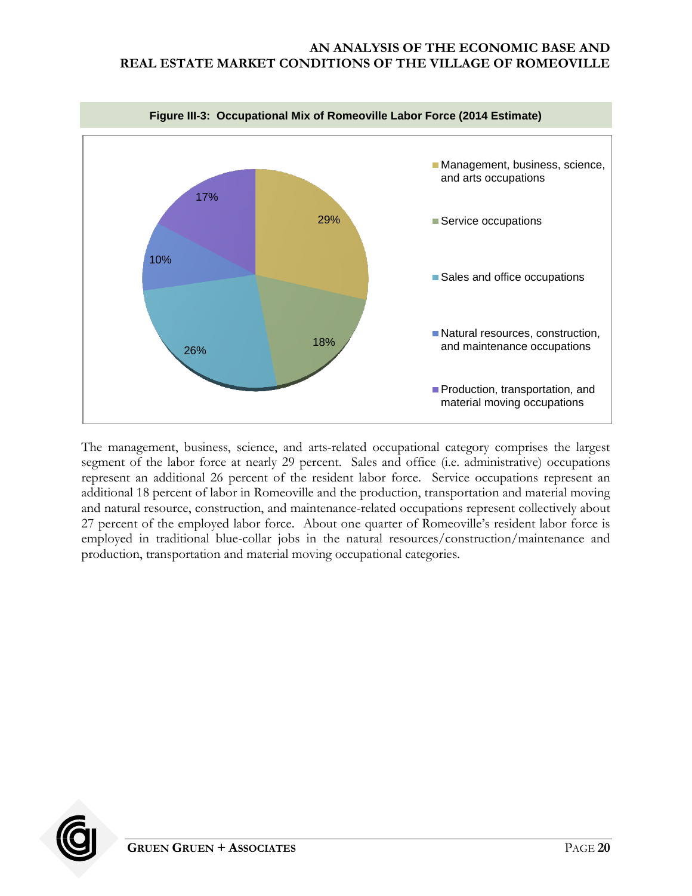**Figure III-3: Occupational Mix of Romeoville Labor Force (2014 Estimate)**

| Occupation | Share |
|---|---|
| Management, business, science, and arts occupations | 29% |
| Service occupations | 18% |
| Sales and office occupations | 26% |
| Natural resources, construction, and maintenance occupations | 10% |
| Production, transportation, and material moving occupations | 17% |

The management, business, science, and arts-related occupational category comprises the largest segment of the labor force at nearly 29 percent. Sales and office (i.e. administrative) occupations represent an additional 26 percent of the resident labor force. Service occupations represent an additional 18 percent of labor in Romeoville and the production, transportation and material moving and natural resource, construction, and maintenance-related occupations represent collectively about 27 percent of the employed labor force. About one quarter of Romeoville's resident labor force is employed in traditional blue-collar jobs in the natural resources/construction/maintenance and production, transportation and material moving occupational categories.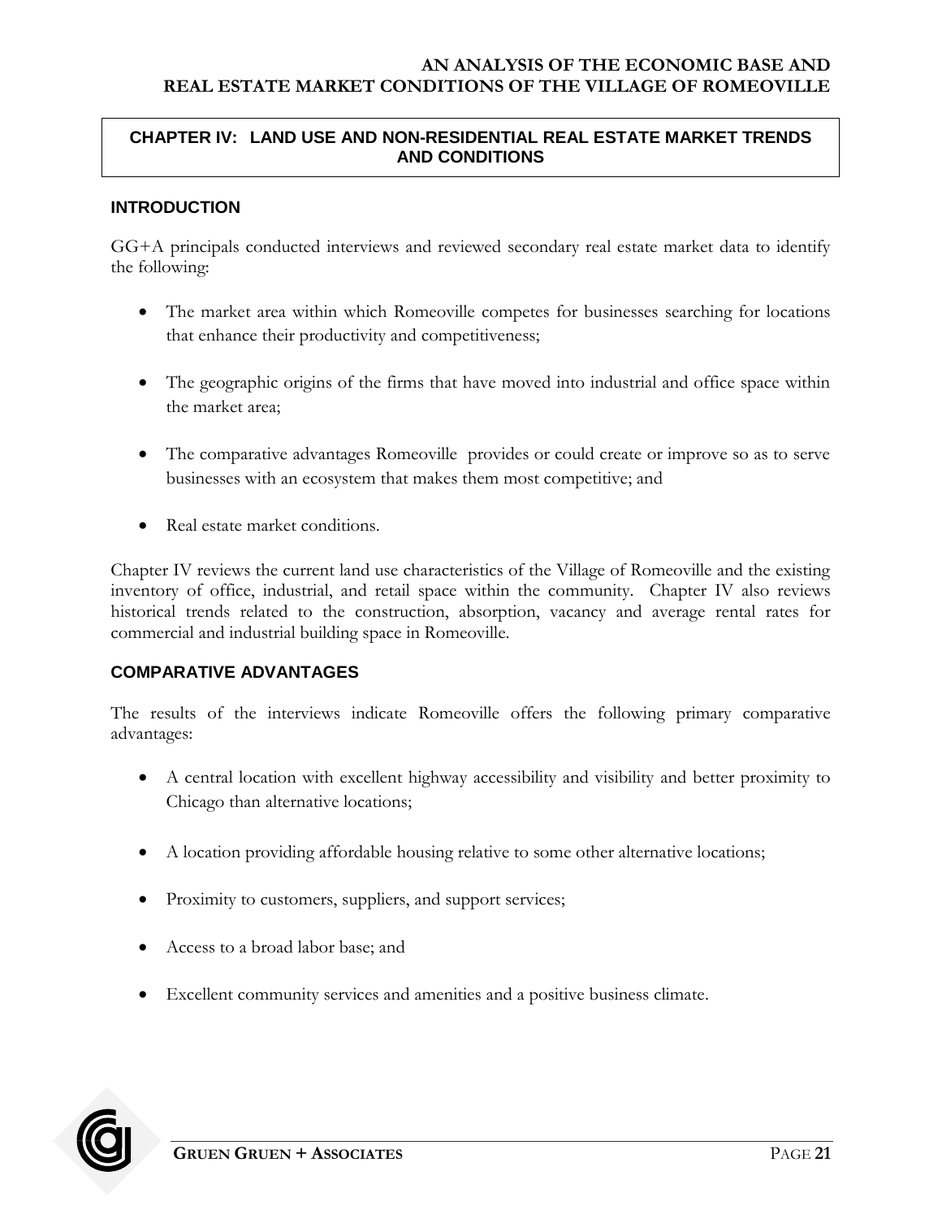## CHAPTER IV: LAND USE AND NON-RESIDENTIAL REAL ESTATE MARKET TRENDS AND CONDITIONS

### INTRODUCTION

GG+A principals conducted interviews and reviewed secondary real estate market data to identify the following:

- The market area within which Romeoville competes for businesses searching for locations that enhance their productivity and competitiveness;
- The geographic origins of the firms that have moved into industrial and office space within the market area;
- The comparative advantages Romeoville provides or could create or improve so as to serve businesses with an ecosystem that makes them most competitive; and
- Real estate market conditions.

Chapter IV reviews the current land use characteristics of the Village of Romeoville and the existing inventory of office, industrial, and retail space within the community. Chapter IV also reviews historical trends related to the construction, absorption, vacancy and average rental rates for commercial and industrial building space in Romeoville.

### COMPARATIVE ADVANTAGES

The results of the interviews indicate Romeoville offers the following primary comparative advantages:

- A central location with excellent highway accessibility and visibility and better proximity to Chicago than alternative locations;
- A location providing affordable housing relative to some other alternative locations;
- Proximity to customers, suppliers, and support services;
- Access to a broad labor base; and
- Excellent community services and amenities and a positive business climate.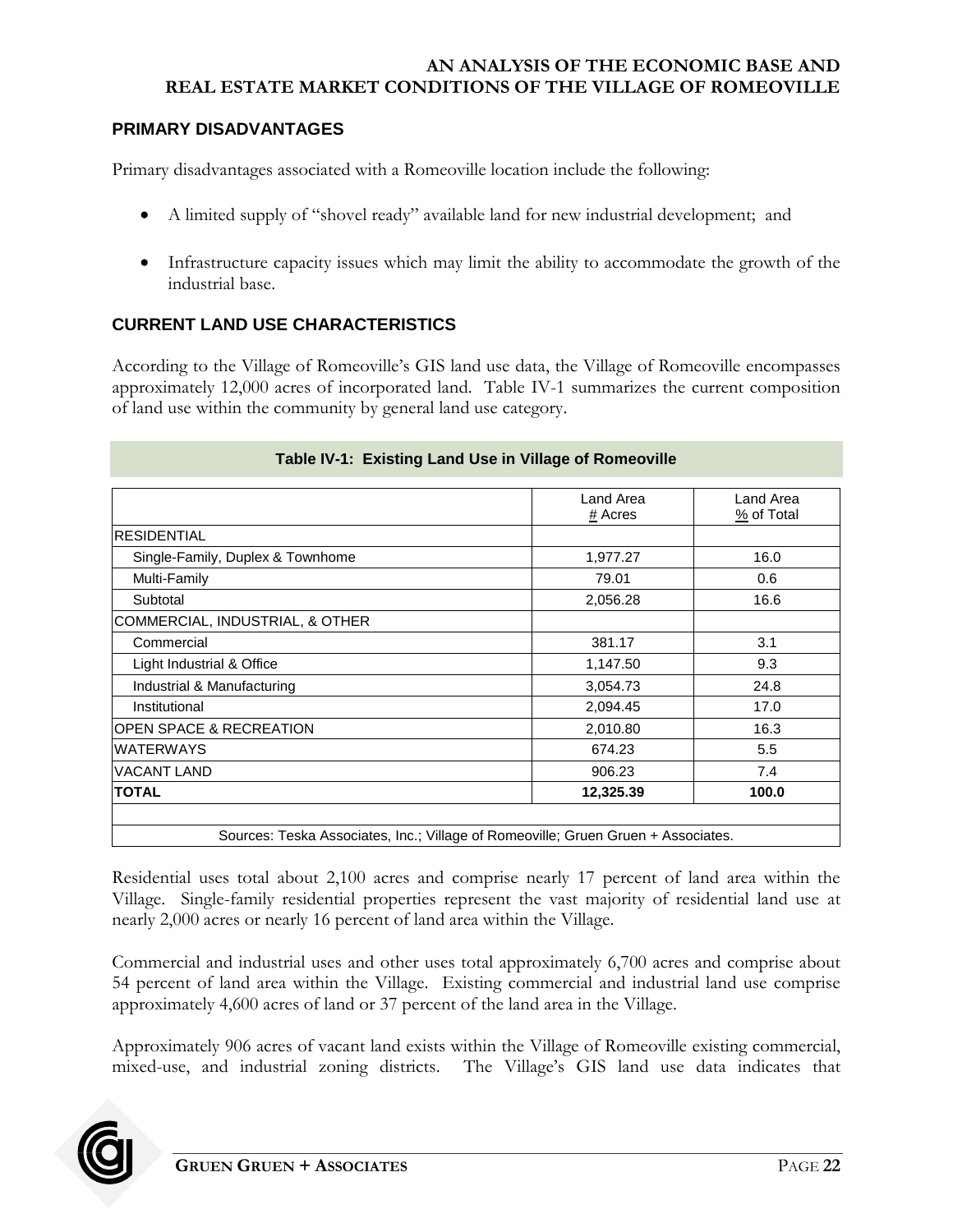## PRIMARY DISADVANTAGES

Primary disadvantages associated with a Romeoville location include the following:

- A limited supply of "shovel ready" available land for new industrial development; and
- Infrastructure capacity issues which may limit the ability to accommodate the growth of the industrial base.

## CURRENT LAND USE CHARACTERISTICS

According to the Village of Romeoville's GIS land use data, the Village of Romeoville encompasses approximately 12,000 acres of incorporated land. Table IV-1 summarizes the current composition of land use within the community by general land use category.

**Table IV-1: Existing Land Use in Village of Romeoville**

| | Land Area # Acres | Land Area % of Total |
|---|---|---|
| RESIDENTIAL | | |
| Single-Family, Duplex & Townhome | 1,977.27 | 16.0 |
| Multi-Family | 79.01 | 0.6 |
| Subtotal | 2,056.28 | 16.6 |
| COMMERCIAL, INDUSTRIAL, & OTHER | | |
| Commercial | 381.17 | 3.1 |
| Light Industrial & Office | 1,147.50 | 9.3 |
| Industrial & Manufacturing | 3,054.73 | 24.8 |
| Institutional | 2,094.45 | 17.0 |
| OPEN SPACE & RECREATION | 2,010.80 | 16.3 |
| WATERWAYS | 674.23 | 5.5 |
| VACANT LAND | 906.23 | 7.4 |
| **TOTAL** | **12,325.39** | **100.0** |

Sources: Teska Associates, Inc.; Village of Romeoville; Gruen Gruen + Associates.

Residential uses total about 2,100 acres and comprise nearly 17 percent of land area within the Village. Single-family residential properties represent the vast majority of residential land use at nearly 2,000 acres or nearly 16 percent of land area within the Village.

Commercial and industrial uses and other uses total approximately 6,700 acres and comprise about 54 percent of land area within the Village. Existing commercial and industrial land use comprise approximately 4,600 acres of land or 37 percent of the land area in the Village.

Approximately 906 acres of vacant land exists within the Village of Romeoville existing commercial, mixed-use, and industrial zoning districts. The Village's GIS land use data indicates that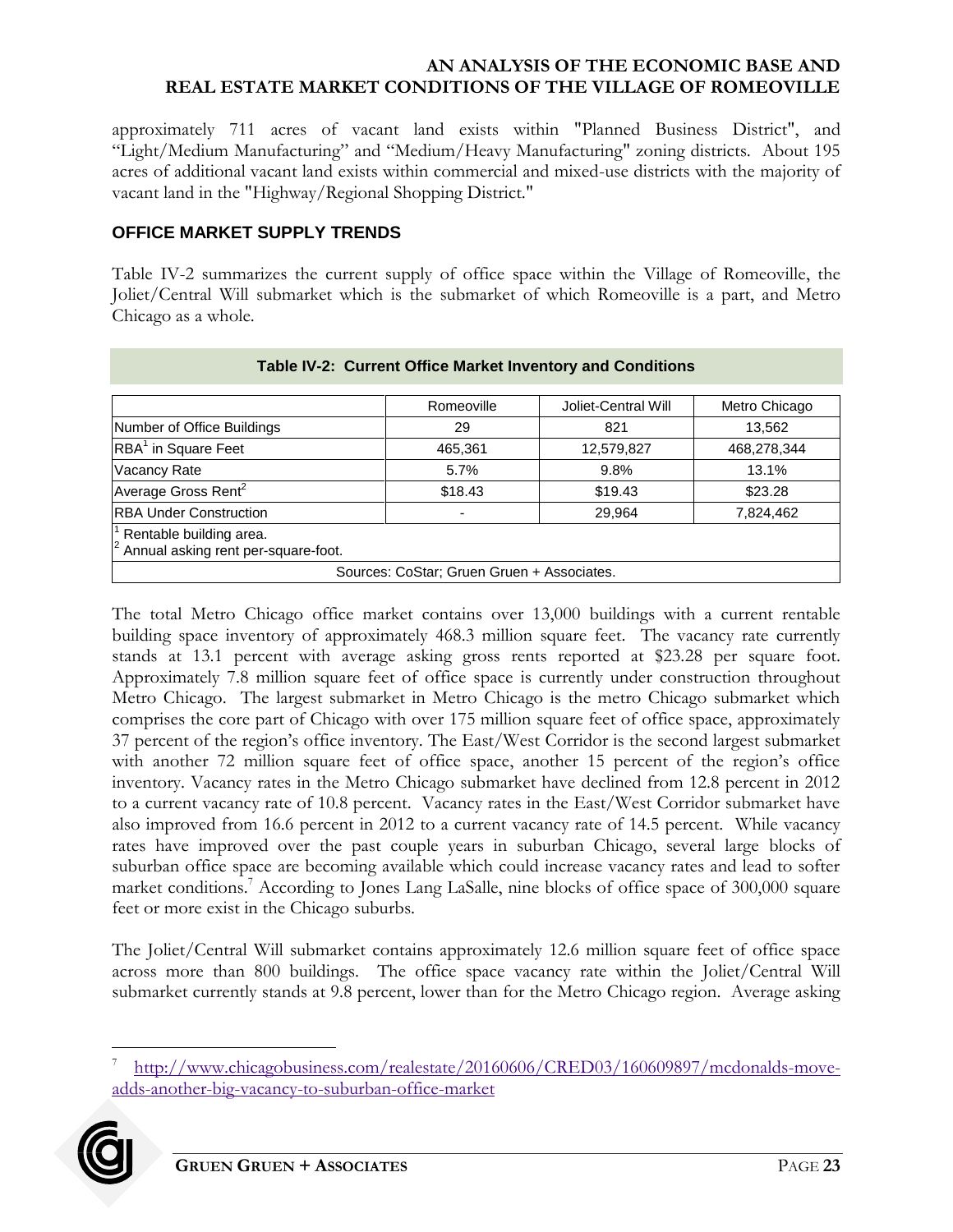approximately 711 acres of vacant land exists within "Planned Business District", and "Light/Medium Manufacturing" and "Medium/Heavy Manufacturing" zoning districts. About 195 acres of additional vacant land exists within commercial and mixed-use districts with the majority of vacant land in the "Highway/Regional Shopping District."

## OFFICE MARKET SUPPLY TRENDS

Table IV-2 summarizes the current supply of office space within the Village of Romeoville, the Joliet/Central Will submarket which is the submarket of which Romeoville is a part, and Metro Chicago as a whole.

**Table IV-2: Current Office Market Inventory and Conditions**

| | Romeoville | Joliet-Central Will | Metro Chicago |
|---|---|---|---|
| Number of Office Buildings | 29 | 821 | 13,562 |
| RBA[1] in Square Feet | 465,361 | 12,579,827 | 468,278,344 |
| Vacancy Rate | 5.7% | 9.8% | 13.1% |
| Average Gross Rent[2] | $18.43 | $19.43 | $23.28 |
| RBA Under Construction | - | 29,964 | 7,824,462 |

[1] Rentable building area.
[2] Annual asking rent per-square-foot.

Sources: CoStar; Gruen Gruen + Associates.

The total Metro Chicago office market contains over 13,000 buildings with a current rentable building space inventory of approximately 468.3 million square feet. The vacancy rate currently stands at 13.1 percent with average asking gross rents reported at $23.28 per square foot. Approximately 7.8 million square feet of office space is currently under construction throughout Metro Chicago. The largest submarket in Metro Chicago is the metro Chicago submarket which comprises the core part of Chicago with over 175 million square feet of office space, approximately 37 percent of the region's office inventory. The East/West Corridor is the second largest submarket with another 72 million square feet of office space, another 15 percent of the region's office inventory. Vacancy rates in the Metro Chicago submarket have declined from 12.8 percent in 2012 to a current vacancy rate of 10.8 percent. Vacancy rates in the East/West Corridor submarket have also improved from 16.6 percent in 2012 to a current vacancy rate of 14.5 percent. While vacancy rates have improved over the past couple years in suburban Chicago, several large blocks of suburban office space are becoming available which could increase vacancy rates and lead to softer market conditions.[7] According to Jones Lang LaSalle, nine blocks of office space of 300,000 square feet or more exist in the Chicago suburbs.

The Joliet/Central Will submarket contains approximately 12.6 million square feet of office space across more than 800 buildings. The office space vacancy rate within the Joliet/Central Will submarket currently stands at 9.8 percent, lower than for the Metro Chicago region. Average asking

[7] http://www.chicagobusiness.com/realestate/20160606/CRED03/160609897/mcdonalds-move-adds-another-big-vacancy-to-suburban-office-market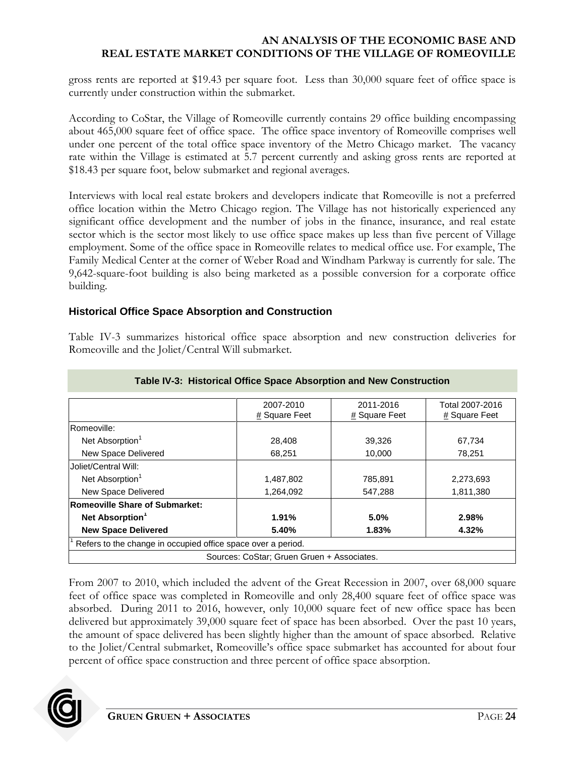gross rents are reported at $19.43 per square foot. Less than 30,000 square feet of office space is currently under construction within the submarket.

According to CoStar, the Village of Romeoville currently contains 29 office building encompassing about 465,000 square feet of office space. The office space inventory of Romeoville comprises well under one percent of the total office space inventory of the Metro Chicago market. The vacancy rate within the Village is estimated at 5.7 percent currently and asking gross rents are reported at $18.43 per square foot, below submarket and regional averages.

Interviews with local real estate brokers and developers indicate that Romeoville is not a preferred office location within the Metro Chicago region. The Village has not historically experienced any significant office development and the number of jobs in the finance, insurance, and real estate sector which is the sector most likely to use office space makes up less than five percent of Village employment. Some of the office space in Romeoville relates to medical office use. For example, The Family Medical Center at the corner of Weber Road and Windham Parkway is currently for sale. The 9,642-square-foot building is also being marketed as a possible conversion for a corporate office building.

### Historical Office Space Absorption and Construction

Table IV-3 summarizes historical office space absorption and new construction deliveries for Romeoville and the Joliet/Central Will submarket.

**Table IV-3: Historical Office Space Absorption and New Construction**

| | 2007-2010 # Square Feet | 2011-2016 # Square Feet | Total 2007-2016 # Square Feet |
|---|---|---|---|
| Romeoville: | | | |
| Net Absorption[1] | 28,408 | 39,326 | 67,734 |
| New Space Delivered | 68,251 | 10,000 | 78,251 |
| Joliet/Central Will: | | | |
| Net Absorption[1] | 1,487,802 | 785,891 | 2,273,693 |
| New Space Delivered | 1,264,092 | 547,288 | 1,811,380 |
| **Romeoville Share of Submarket:** | | | |
| **Net Absorption[1]** | **1.91%** | **5.0%** | **2.98%** |
| **New Space Delivered** | **5.40%** | **1.83%** | **4.32%** |

[1] Refers to the change in occupied office space over a period.

Sources: CoStar; Gruen Gruen + Associates.

From 2007 to 2010, which included the advent of the Great Recession in 2007, over 68,000 square feet of office space was completed in Romeoville and only 28,400 square feet of office space was absorbed. During 2011 to 2016, however, only 10,000 square feet of new office space has been delivered but approximately 39,000 square feet of space has been absorbed. Over the past 10 years, the amount of space delivered has been slightly higher than the amount of space absorbed. Relative to the Joliet/Central submarket, Romeoville's office space submarket has accounted for about four percent of office space construction and three percent of office space absorption.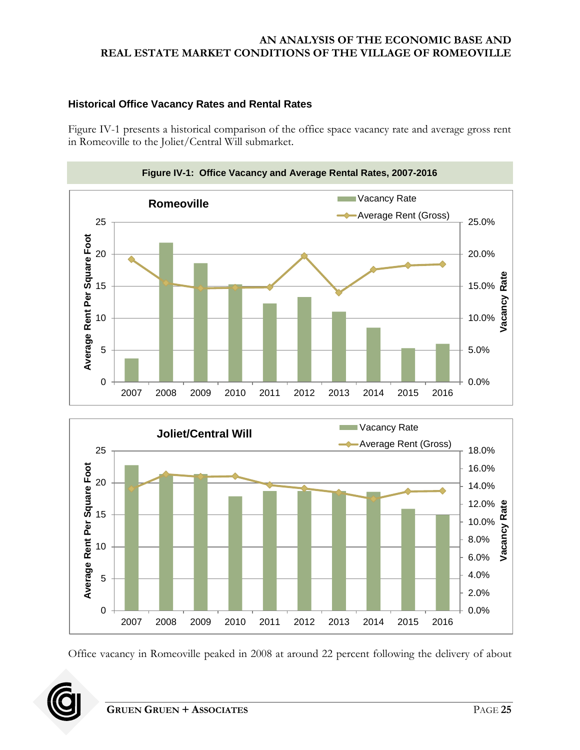### Historical Office Vacancy Rates and Rental Rates

Figure IV-1 presents a historical comparison of the office space vacancy rate and average gross rent in Romeoville to the Joliet/Central Will submarket.

**Figure IV-1: Office Vacancy and Average Rental Rates, 2007-2016**

Office vacancy in Romeoville peaked in 2008 at around 22 percent following the delivery of about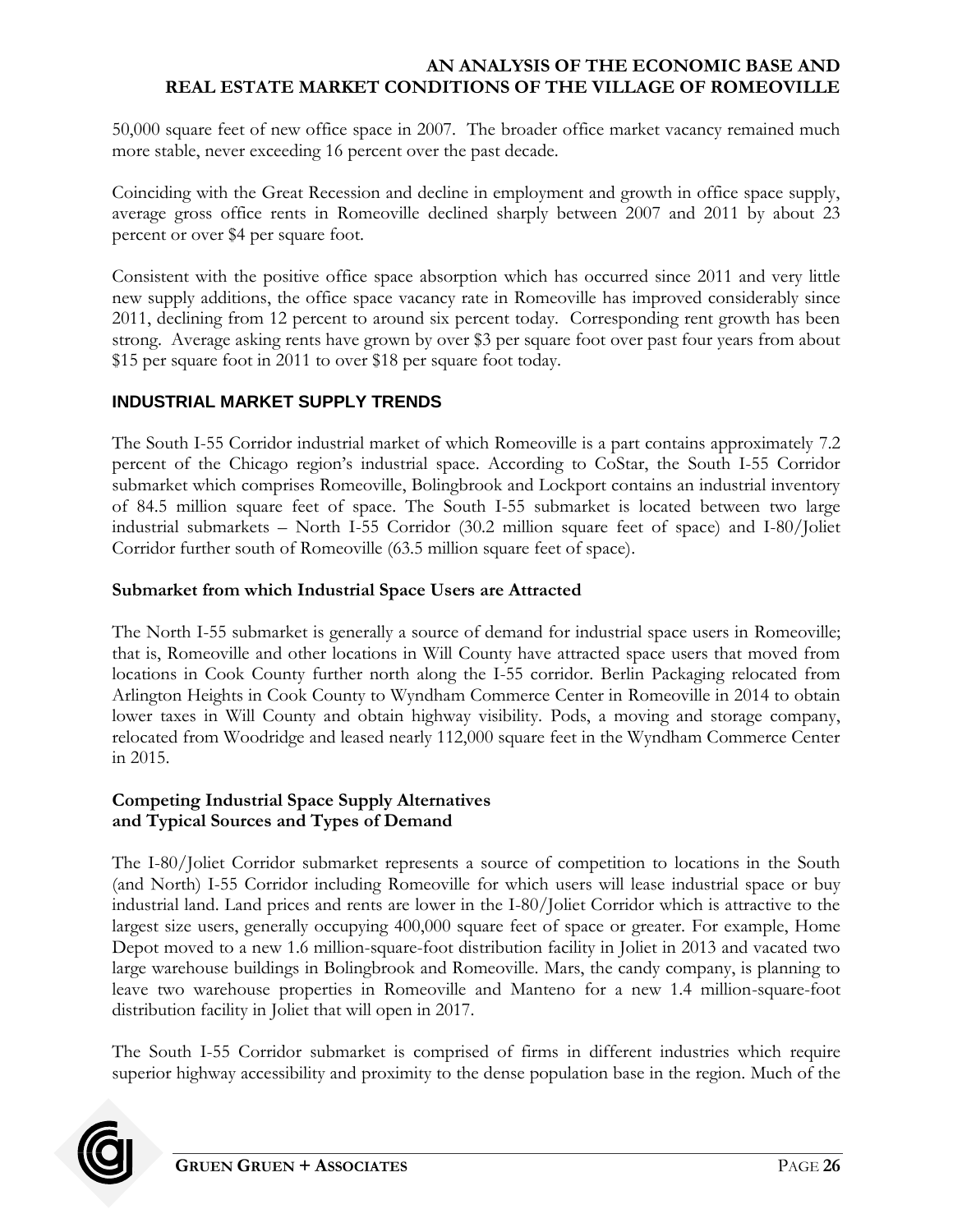50,000 square feet of new office space in 2007. The broader office market vacancy remained much more stable, never exceeding 16 percent over the past decade.

Coinciding with the Great Recession and decline in employment and growth in office space supply, average gross office rents in Romeoville declined sharply between 2007 and 2011 by about 23 percent or over $4 per square foot.

Consistent with the positive office space absorption which has occurred since 2011 and very little new supply additions, the office space vacancy rate in Romeoville has improved considerably since 2011, declining from 12 percent to around six percent today. Corresponding rent growth has been strong. Average asking rents have grown by over $3 per square foot over past four years from about $15 per square foot in 2011 to over $18 per square foot today.

## INDUSTRIAL MARKET SUPPLY TRENDS

The South I-55 Corridor industrial market of which Romeoville is a part contains approximately 7.2 percent of the Chicago region's industrial space. According to CoStar, the South I-55 Corridor submarket which comprises Romeoville, Bolingbrook and Lockport contains an industrial inventory of 84.5 million square feet of space. The South I-55 submarket is located between two large industrial submarkets – North I-55 Corridor (30.2 million square feet of space) and I-80/Joliet Corridor further south of Romeoville (63.5 million square feet of space).

### Submarket from which Industrial Space Users are Attracted

The North I-55 submarket is generally a source of demand for industrial space users in Romeoville; that is, Romeoville and other locations in Will County have attracted space users that moved from locations in Cook County further north along the I-55 corridor. Berlin Packaging relocated from Arlington Heights in Cook County to Wyndham Commerce Center in Romeoville in 2014 to obtain lower taxes in Will County and obtain highway visibility. Pods, a moving and storage company, relocated from Woodridge and leased nearly 112,000 square feet in the Wyndham Commerce Center in 2015.

### Competing Industrial Space Supply Alternatives and Typical Sources and Types of Demand

The I-80/Joliet Corridor submarket represents a source of competition to locations in the South (and North) I-55 Corridor including Romeoville for which users will lease industrial space or buy industrial land. Land prices and rents are lower in the I-80/Joliet Corridor which is attractive to the largest size users, generally occupying 400,000 square feet of space or greater. For example, Home Depot moved to a new 1.6 million-square-foot distribution facility in Joliet in 2013 and vacated two large warehouse buildings in Bolingbrook and Romeoville. Mars, the candy company, is planning to leave two warehouse properties in Romeoville and Manteno for a new 1.4 million-square-foot distribution facility in Joliet that will open in 2017.

The South I-55 Corridor submarket is comprised of firms in different industries which require superior highway accessibility and proximity to the dense population base in the region. Much of the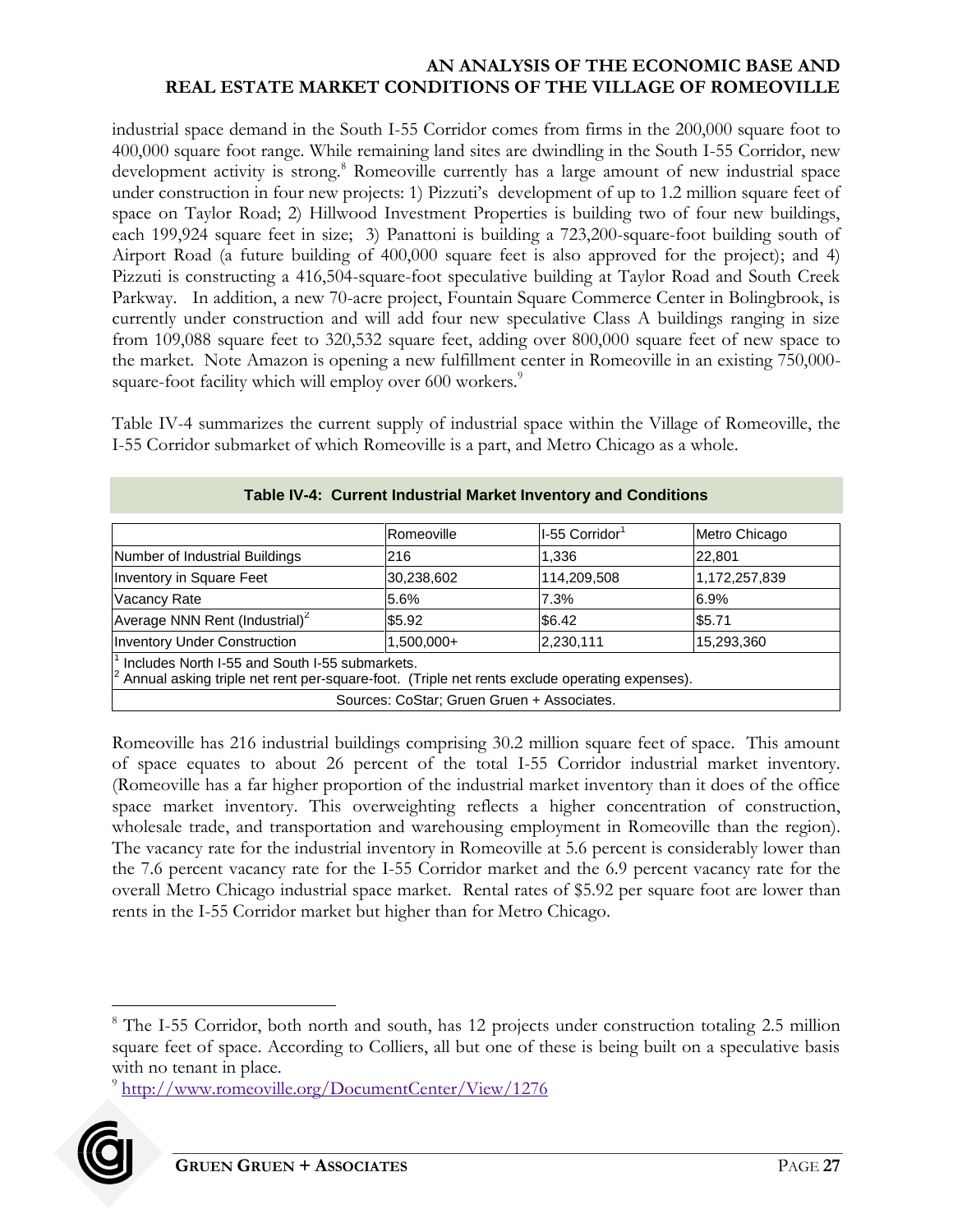industrial space demand in the South I-55 Corridor comes from firms in the 200,000 square foot to 400,000 square foot range. While remaining land sites are dwindling in the South I-55 Corridor, new development activity is strong.[8] Romeoville currently has a large amount of new industrial space under construction in four new projects: 1) Pizzuti's development of up to 1.2 million square feet of space on Taylor Road; 2) Hillwood Investment Properties is building two of four new buildings, each 199,924 square feet in size; 3) Panattoni is building a 723,200-square-foot building south of Airport Road (a future building of 400,000 square feet is also approved for the project); and 4) Pizzuti is constructing a 416,504-square-foot speculative building at Taylor Road and South Creek Parkway. In addition, a new 70-acre project, Fountain Square Commerce Center in Bolingbrook, is currently under construction and will add four new speculative Class A buildings ranging in size from 109,088 square feet to 320,532 square feet, adding over 800,000 square feet of new space to the market. Note Amazon is opening a new fulfillment center in Romeoville in an existing 750,000-square-foot facility which will employ over 600 workers.[9]

Table IV-4 summarizes the current supply of industrial space within the Village of Romeoville, the I-55 Corridor submarket of which Romeoville is a part, and Metro Chicago as a whole.

**Table IV-4: Current Industrial Market Inventory and Conditions**

| | Romeoville | I-55 Corridor[1] | Metro Chicago |
|---|---|---|---|
| Number of Industrial Buildings | 216 | 1,336 | 22,801 |
| Inventory in Square Feet | 30,238,602 | 114,209,508 | 1,172,257,839 |
| Vacancy Rate | 5.6% | 7.3% | 6.9% |
| Average NNN Rent (Industrial)[2] | $5.92 | $6.42 | $5.71 |
| Inventory Under Construction | 1,500,000+ | 2,230,111 | 15,293,360 |

[1] Includes North I-55 and South I-55 submarkets.
[2] Annual asking triple net rent per-square-foot. (Triple net rents exclude operating expenses).

Sources: CoStar; Gruen Gruen + Associates.

Romeoville has 216 industrial buildings comprising 30.2 million square feet of space. This amount of space equates to about 26 percent of the total I-55 Corridor industrial market inventory. (Romeoville has a far higher proportion of the industrial market inventory than it does of the office space market inventory. This overweighting reflects a higher concentration of construction, wholesale trade, and transportation and warehousing employment in Romeoville than the region). The vacancy rate for the industrial inventory in Romeoville at 5.6 percent is considerably lower than the 7.6 percent vacancy rate for the I-55 Corridor market and the 6.9 percent vacancy rate for the overall Metro Chicago industrial space market. Rental rates of $5.92 per square foot are lower than rents in the I-55 Corridor market but higher than for Metro Chicago.

---

[8] The I-55 Corridor, both north and south, has 12 projects under construction totaling 2.5 million square feet of space. According to Colliers, all but one of these is being built on a speculative basis with no tenant in place.

[9] http://www.romeoville.org/DocumentCenter/View/1276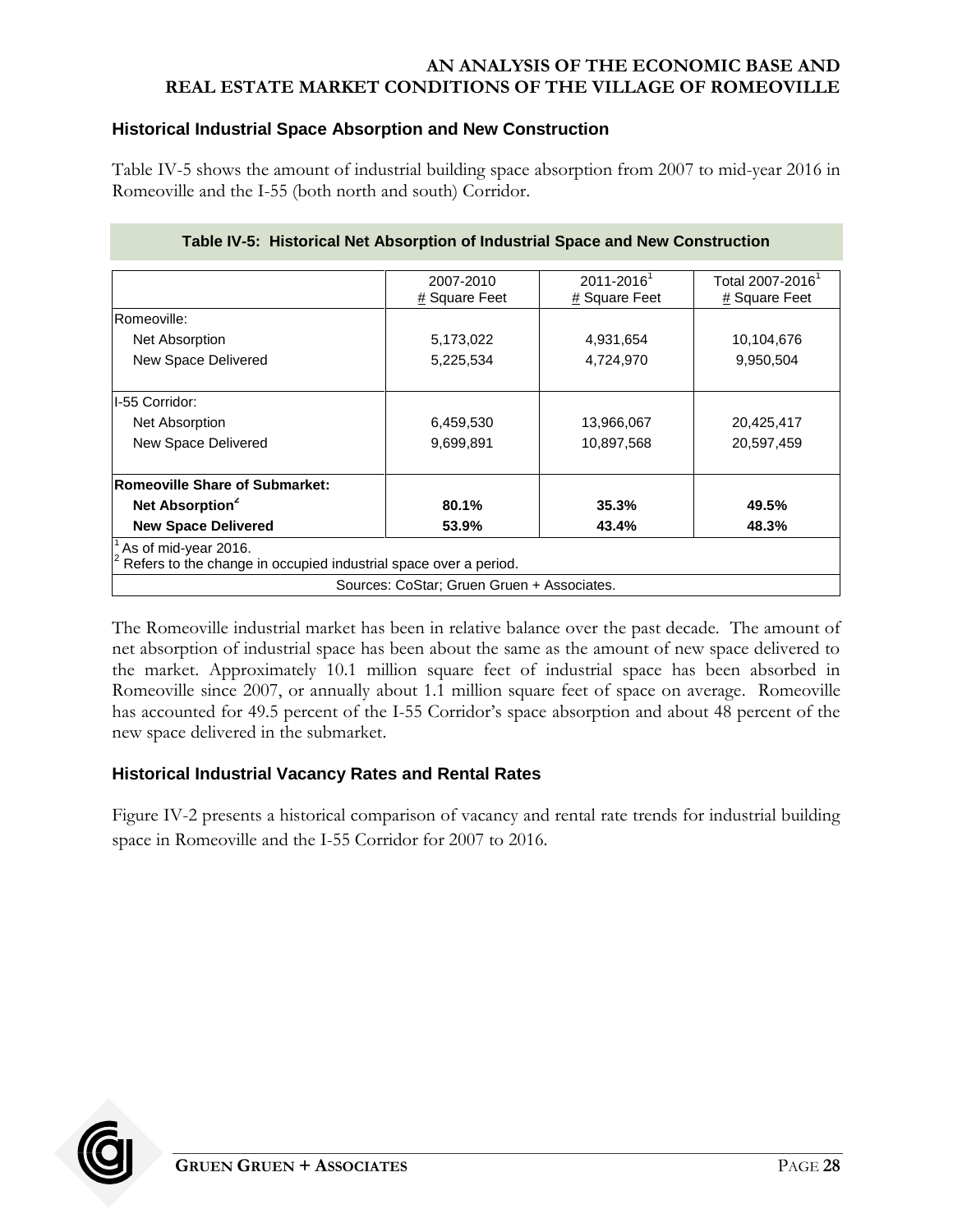### Historical Industrial Space Absorption and New Construction

Table IV-5 shows the amount of industrial building space absorption from 2007 to mid-year 2016 in Romeoville and the I-55 (both north and south) Corridor.

**Table IV-5: Historical Net Absorption of Industrial Space and New Construction**

| | 2007-2010 # Square Feet | 2011-2016[1] # Square Feet | Total 2007-2016[1] # Square Feet |
|---|---|---|---|
| Romeoville: | | | |
| Net Absorption | 5,173,022 | 4,931,654 | 10,104,676 |
| New Space Delivered | 5,225,534 | 4,724,970 | 9,950,504 |
| I-55 Corridor: | | | |
| Net Absorption | 6,459,530 | 13,966,067 | 20,425,417 |
| New Space Delivered | 9,699,891 | 10,897,568 | 20,597,459 |
| **Romeoville Share of Submarket:** | | | |
| **Net Absorption[2]** | **80.1%** | **35.3%** | **49.5%** |
| **New Space Delivered** | **53.9%** | **43.4%** | **48.3%** |

[1] As of mid-year 2016.
[2] Refers to the change in occupied industrial space over a period.

Sources: CoStar; Gruen Gruen + Associates.

The Romeoville industrial market has been in relative balance over the past decade. The amount of net absorption of industrial space has been about the same as the amount of new space delivered to the market. Approximately 10.1 million square feet of industrial space has been absorbed in Romeoville since 2007, or annually about 1.1 million square feet of space on average. Romeoville has accounted for 49.5 percent of the I-55 Corridor's space absorption and about 48 percent of the new space delivered in the submarket.

### Historical Industrial Vacancy Rates and Rental Rates

Figure IV-2 presents a historical comparison of vacancy and rental rate trends for industrial building space in Romeoville and the I-55 Corridor for 2007 to 2016.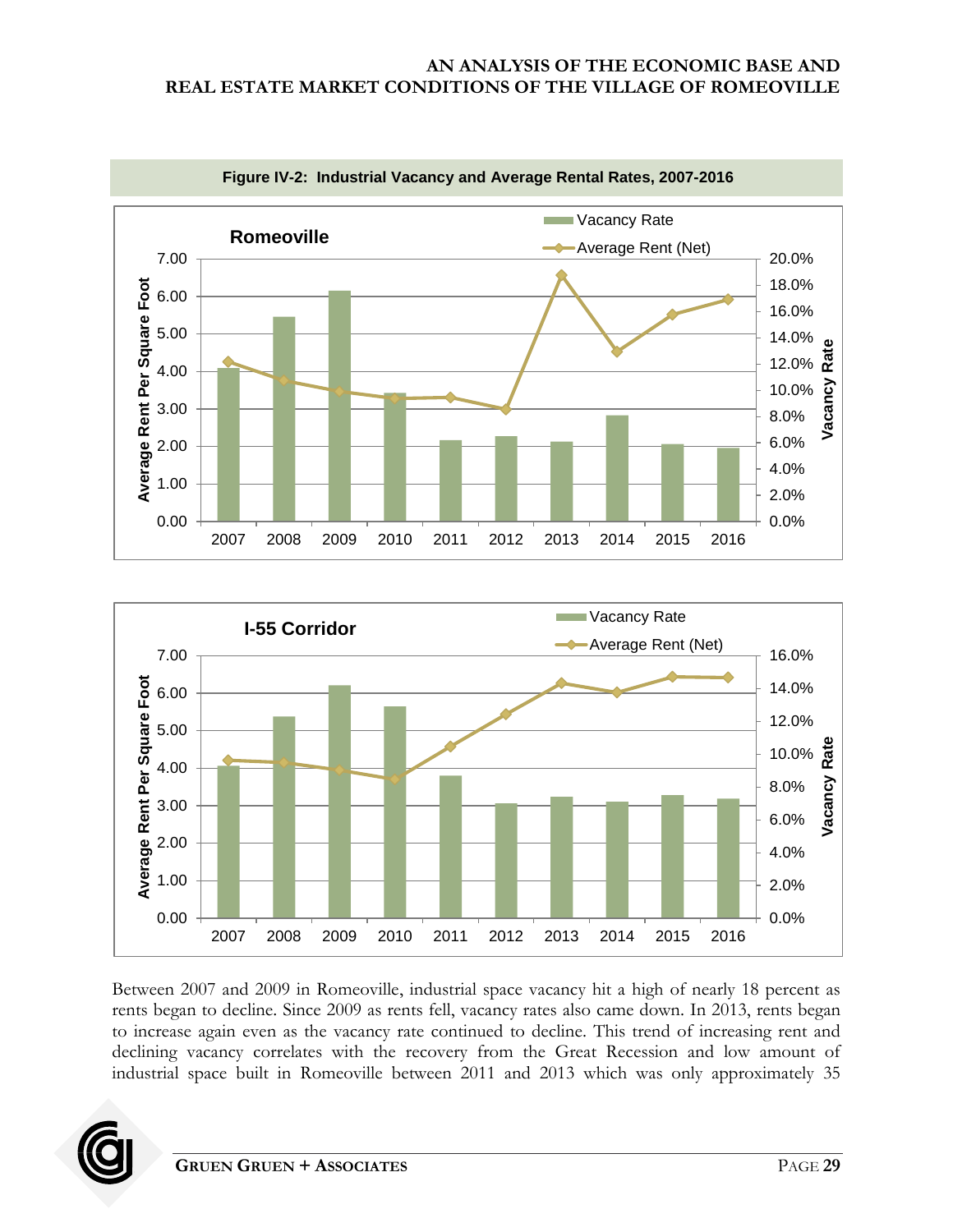**Figure IV-2: Industrial Vacancy and Average Rental Rates, 2007-2016**

Between 2007 and 2009 in Romeoville, industrial space vacancy hit a high of nearly 18 percent as rents began to decline. Since 2009 as rents fell, vacancy rates also came down. In 2013, rents began to increase again even as the vacancy rate continued to decline. This trend of increasing rent and declining vacancy correlates with the recovery from the Great Recession and low amount of industrial space built in Romeoville between 2011 and 2013 which was only approximately 35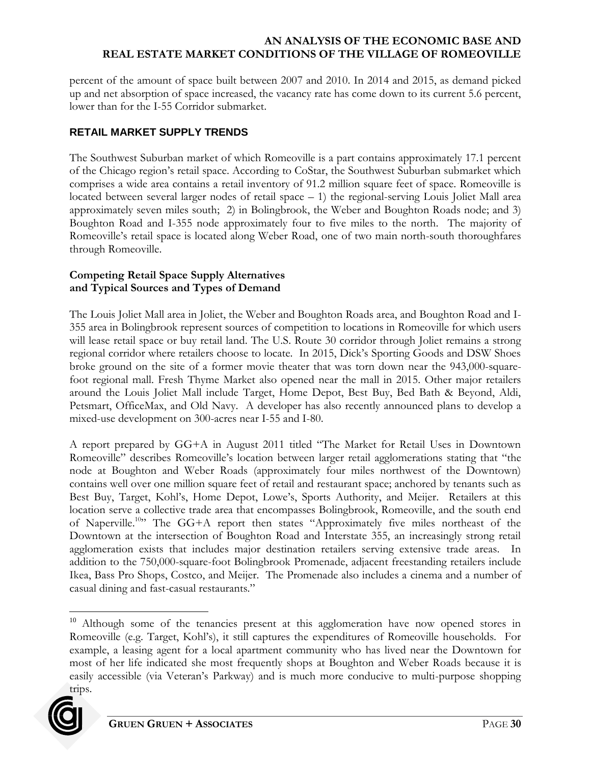percent of the amount of space built between 2007 and 2010. In 2014 and 2015, as demand picked up and net absorption of space increased, the vacancy rate has come down to its current 5.6 percent, lower than for the I-55 Corridor submarket.

## RETAIL MARKET SUPPLY TRENDS

The Southwest Suburban market of which Romeoville is a part contains approximately 17.1 percent of the Chicago region's retail space. According to CoStar, the Southwest Suburban submarket which comprises a wide area contains a retail inventory of 91.2 million square feet of space. Romeoville is located between several larger nodes of retail space – 1) the regional-serving Louis Joliet Mall area approximately seven miles south; 2) in Bolingbrook, the Weber and Boughton Roads node; and 3) Boughton Road and I-355 node approximately four to five miles to the north. The majority of Romeoville's retail space is located along Weber Road, one of two main north-south thoroughfares through Romeoville.

### Competing Retail Space Supply Alternatives and Typical Sources and Types of Demand

The Louis Joliet Mall area in Joliet, the Weber and Boughton Roads area, and Boughton Road and I-355 area in Bolingbrook represent sources of competition to locations in Romeoville for which users will lease retail space or buy retail land. The U.S. Route 30 corridor through Joliet remains a strong regional corridor where retailers choose to locate. In 2015, Dick's Sporting Goods and DSW Shoes broke ground on the site of a former movie theater that was torn down near the 943,000-square-foot regional mall. Fresh Thyme Market also opened near the mall in 2015. Other major retailers around the Louis Joliet Mall include Target, Home Depot, Best Buy, Bed Bath & Beyond, Aldi, Petsmart, OfficeMax, and Old Navy. A developer has also recently announced plans to develop a mixed-use development on 300-acres near I-55 and I-80.

A report prepared by GG+A in August 2011 titled "The Market for Retail Uses in Downtown Romeoville" describes Romeoville's location between larger retail agglomerations stating that "the node at Boughton and Weber Roads (approximately four miles northwest of the Downtown) contains well over one million square feet of retail and restaurant space; anchored by tenants such as Best Buy, Target, Kohl's, Home Depot, Lowe's, Sports Authority, and Meijer. Retailers at this location serve a collective trade area that encompasses Bolingbrook, Romeoville, and the south end of Naperville.[10]" The GG+A report then states "Approximately five miles northeast of the Downtown at the intersection of Boughton Road and Interstate 355, an increasingly strong retail agglomeration exists that includes major destination retailers serving extensive trade areas. In addition to the 750,000-square-foot Bolingbrook Promenade, adjacent freestanding retailers include Ikea, Bass Pro Shops, Costco, and Meijer. The Promenade also includes a cinema and a number of casual dining and fast-casual restaurants."

---

[10] Although some of the tenancies present at this agglomeration have now opened stores in Romeoville (e.g. Target, Kohl's), it still captures the expenditures of Romeoville households. For example, a leasing agent for a local apartment community who has lived near the Downtown for most of her life indicated she most frequently shops at Boughton and Weber Roads because it is easily accessible (via Veteran's Parkway) and is much more conducive to multi-purpose shopping trips.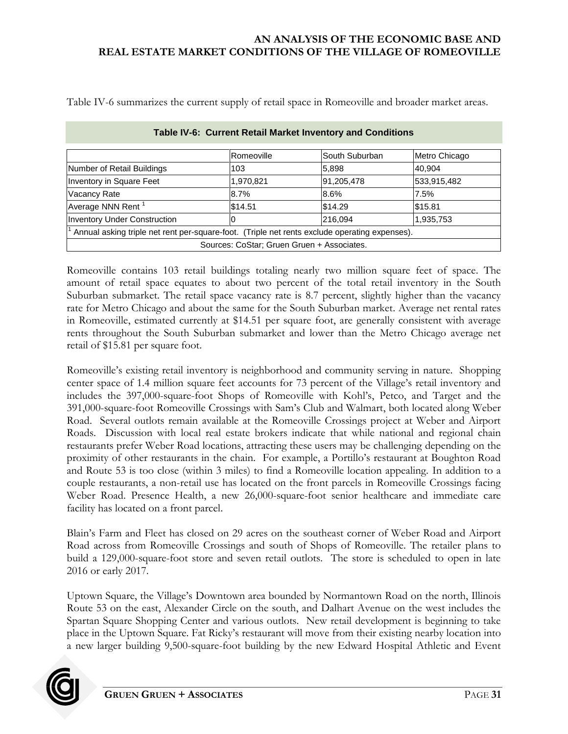Table IV-6 summarizes the current supply of retail space in Romeoville and broader market areas.

**Table IV-6: Current Retail Market Inventory and Conditions**

| | Romeoville | South Suburban | Metro Chicago |
|---|---|---|---|
| Number of Retail Buildings | 103 | 5,898 | 40,904 |
| Inventory in Square Feet | 1,970,821 | 91,205,478 | 533,915,482 |
| Vacancy Rate | 8.7% | 8.6% | 7.5% |
| Average NNN Rent [1] | $14.51 | $14.29 | $15.81 |
| Inventory Under Construction | 0 | 216,094 | 1,935,753 |

[1] Annual asking triple net rent per-square-foot. (Triple net rents exclude operating expenses).

Sources: CoStar; Gruen Gruen + Associates.

Romeoville contains 103 retail buildings totaling nearly two million square feet of space. The amount of retail space equates to about two percent of the total retail inventory in the South Suburban submarket. The retail space vacancy rate is 8.7 percent, slightly higher than the vacancy rate for Metro Chicago and about the same for the South Suburban market. Average net rental rates in Romeoville, estimated currently at $14.51 per square foot, are generally consistent with average rents throughout the South Suburban submarket and lower than the Metro Chicago average net retail of $15.81 per square foot.

Romeoville's existing retail inventory is neighborhood and community serving in nature. Shopping center space of 1.4 million square feet accounts for 73 percent of the Village's retail inventory and includes the 397,000-square-foot Shops of Romeoville with Kohl's, Petco, and Target and the 391,000-square-foot Romeoville Crossings with Sam's Club and Walmart, both located along Weber Road. Several outlots remain available at the Romeoville Crossings project at Weber and Airport Roads. Discussion with local real estate brokers indicate that while national and regional chain restaurants prefer Weber Road locations, attracting these users may be challenging depending on the proximity of other restaurants in the chain. For example, a Portillo's restaurant at Boughton Road and Route 53 is too close (within 3 miles) to find a Romeoville location appealing. In addition to a couple restaurants, a non-retail use has located on the front parcels in Romeoville Crossings facing Weber Road. Presence Health, a new 26,000-square-foot senior healthcare and immediate care facility has located on a front parcel.

Blain's Farm and Fleet has closed on 29 acres on the southeast corner of Weber Road and Airport Road across from Romeoville Crossings and south of Shops of Romeoville. The retailer plans to build a 129,000-square-foot store and seven retail outlots. The store is scheduled to open in late 2016 or early 2017.

Uptown Square, the Village's Downtown area bounded by Normantown Road on the north, Illinois Route 53 on the east, Alexander Circle on the south, and Dalhart Avenue on the west includes the Spartan Square Shopping Center and various outlots. New retail development is beginning to take place in the Uptown Square. Fat Ricky's restaurant will move from their existing nearby location into a new larger building 9,500-square-foot building by the new Edward Hospital Athletic and Event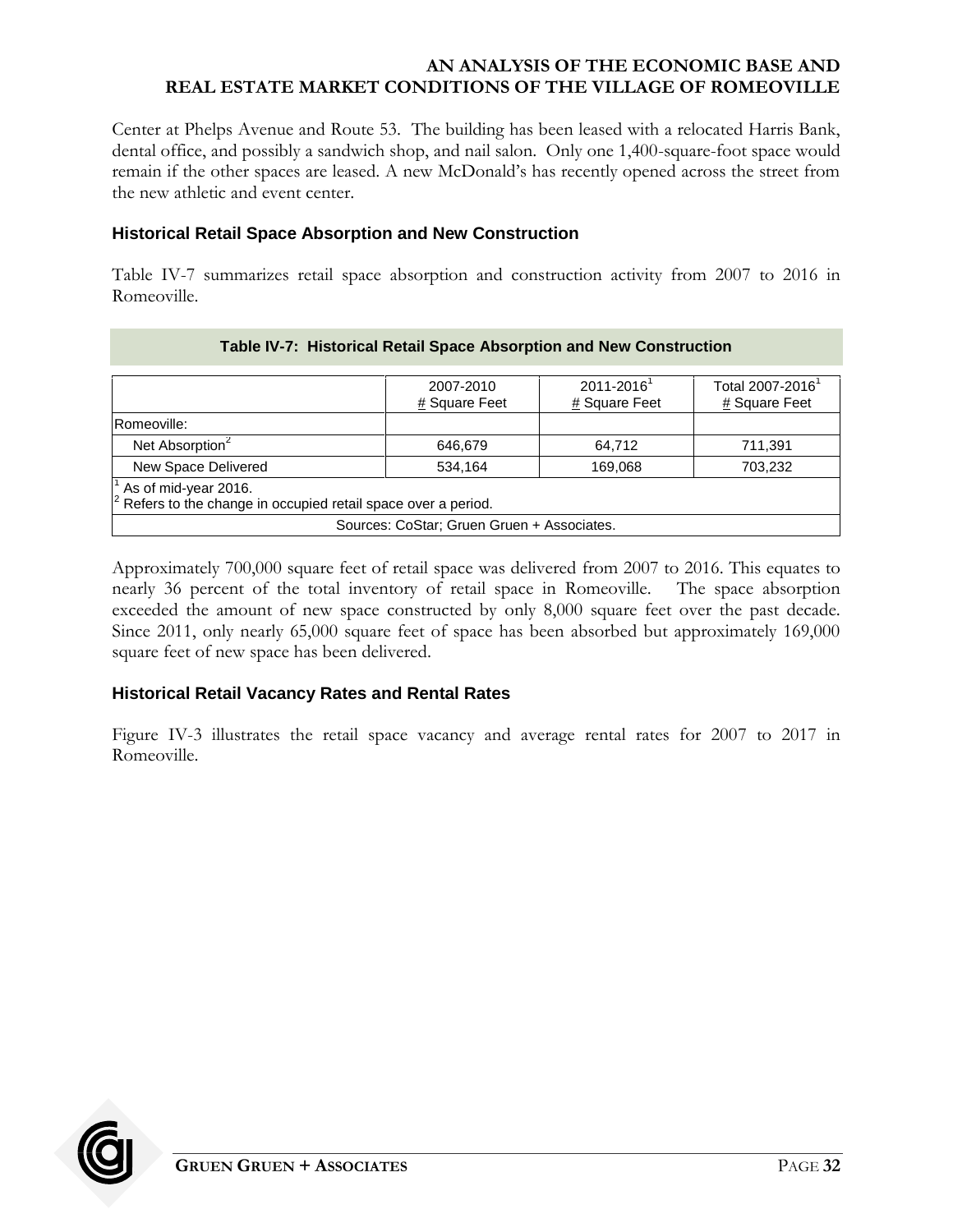Center at Phelps Avenue and Route 53. The building has been leased with a relocated Harris Bank, dental office, and possibly a sandwich shop, and nail salon. Only one 1,400-square-foot space would remain if the other spaces are leased. A new McDonald's has recently opened across the street from the new athletic and event center.

### Historical Retail Space Absorption and New Construction

Table IV-7 summarizes retail space absorption and construction activity from 2007 to 2016 in Romeoville.

**Table IV-7: Historical Retail Space Absorption and New Construction**

| | 2007-2010 # Square Feet | 2011-2016[1] # Square Feet | Total 2007-2016[1] # Square Feet |
|---|---|---|---|
| Romeoville: | | | |
| Net Absorption[2] | 646,679 | 64,712 | 711,391 |
| New Space Delivered | 534,164 | 169,068 | 703,232 |

[1] As of mid-year 2016.
[2] Refers to the change in occupied retail space over a period.

Sources: CoStar; Gruen Gruen + Associates.

Approximately 700,000 square feet of retail space was delivered from 2007 to 2016. This equates to nearly 36 percent of the total inventory of retail space in Romeoville. The space absorption exceeded the amount of new space constructed by only 8,000 square feet over the past decade. Since 2011, only nearly 65,000 square feet of space has been absorbed but approximately 169,000 square feet of new space has been delivered.

### Historical Retail Vacancy Rates and Rental Rates

Figure IV-3 illustrates the retail space vacancy and average rental rates for 2007 to 2017 in Romeoville.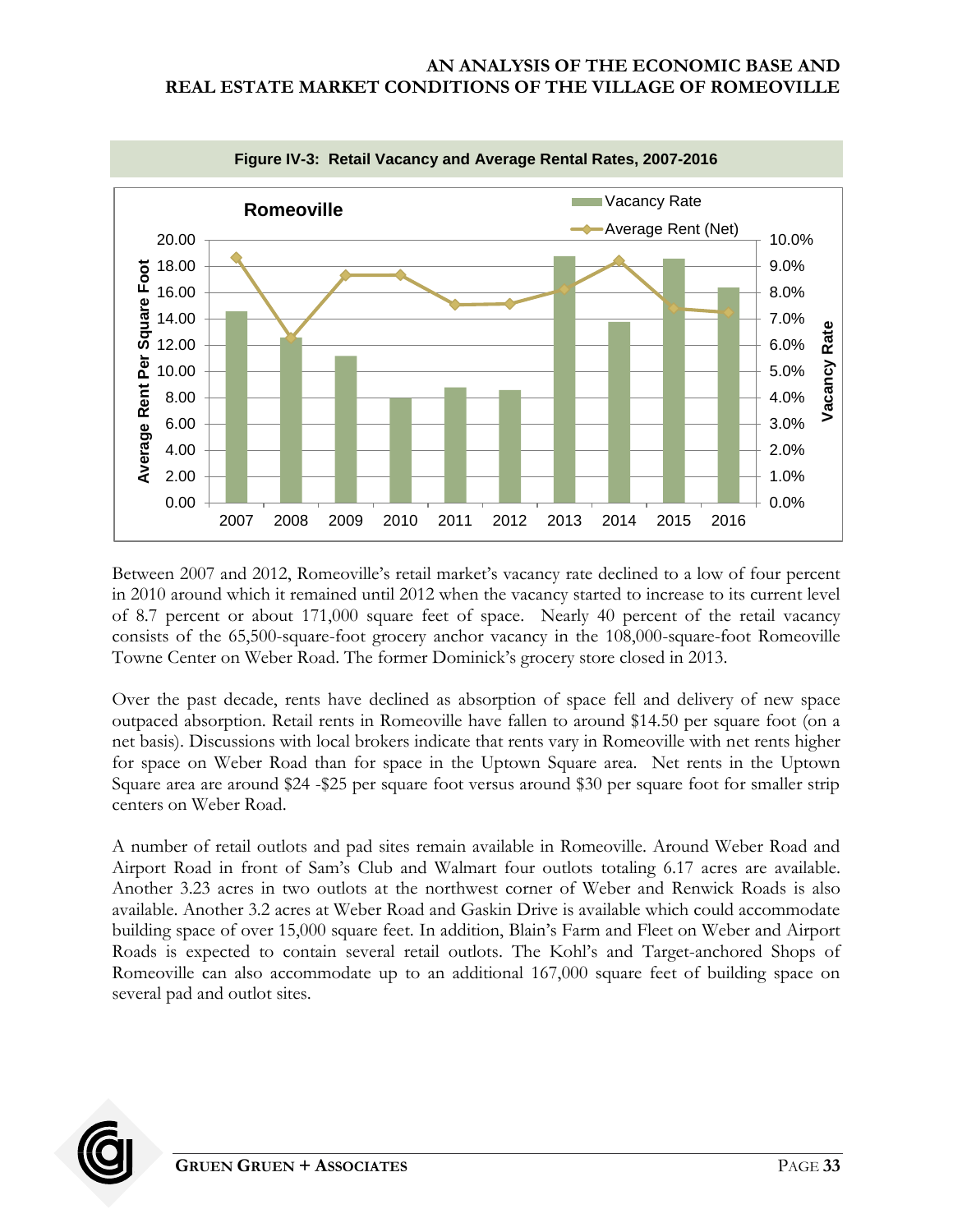**Figure IV-3: Retail Vacancy and Average Rental Rates, 2007-2016**

Between 2007 and 2012, Romeoville's retail market's vacancy rate declined to a low of four percent in 2010 around which it remained until 2012 when the vacancy started to increase to its current level of 8.7 percent or about 171,000 square feet of space. Nearly 40 percent of the retail vacancy consists of the 65,500-square-foot grocery anchor vacancy in the 108,000-square-foot Romeoville Towne Center on Weber Road. The former Dominick's grocery store closed in 2013.

Over the past decade, rents have declined as absorption of space fell and delivery of new space outpaced absorption. Retail rents in Romeoville have fallen to around $14.50 per square foot (on a net basis). Discussions with local brokers indicate that rents vary in Romeoville with net rents higher for space on Weber Road than for space in the Uptown Square area. Net rents in the Uptown Square area are around $24 -$25 per square foot versus around $30 per square foot for smaller strip centers on Weber Road.

A number of retail outlots and pad sites remain available in Romeoville. Around Weber Road and Airport Road in front of Sam's Club and Walmart four outlots totaling 6.17 acres are available. Another 3.23 acres in two outlots at the northwest corner of Weber and Renwick Roads is also available. Another 3.2 acres at Weber Road and Gaskin Drive is available which could accommodate building space of over 15,000 square feet. In addition, Blain's Farm and Fleet on Weber and Airport Roads is expected to contain several retail outlots. The Kohl's and Target-anchored Shops of Romeoville can also accommodate up to an additional 167,000 square feet of building space on several pad and outlot sites.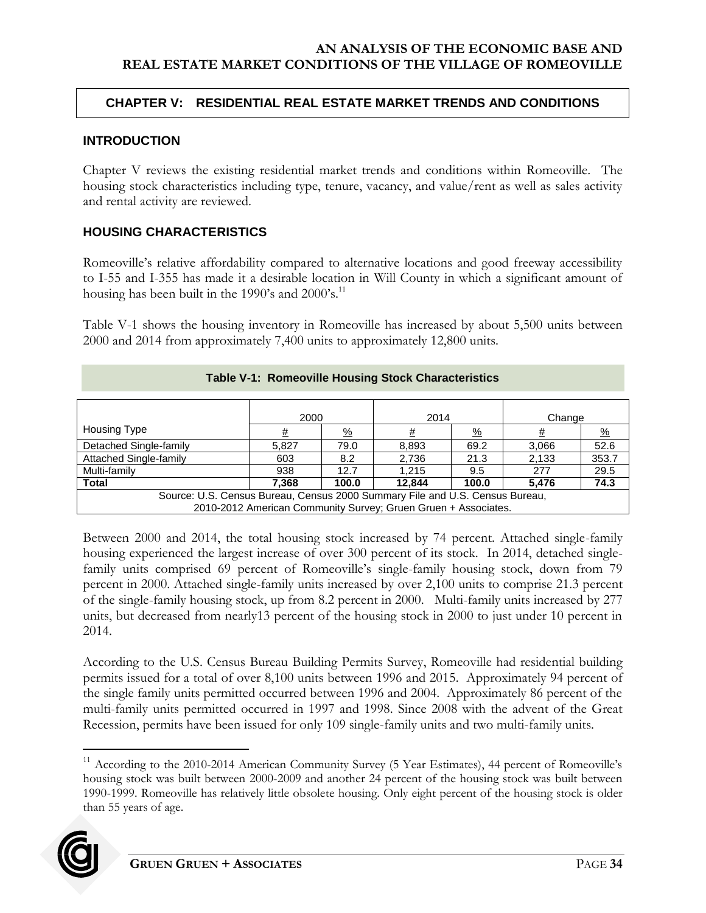## CHAPTER V: RESIDENTIAL REAL ESTATE MARKET TRENDS AND CONDITIONS

### INTRODUCTION

Chapter V reviews the existing residential market trends and conditions within Romeoville. The housing stock characteristics including type, tenure, vacancy, and value/rent as well as sales activity and rental activity are reviewed.

### HOUSING CHARACTERISTICS

Romeoville's relative affordability compared to alternative locations and good freeway accessibility to I-55 and I-355 has made it a desirable location in Will County in which a significant amount of housing has been built in the 1990's and 2000's.[11]

Table V-1 shows the housing inventory in Romeoville has increased by about 5,500 units between 2000 and 2014 from approximately 7,400 units to approximately 12,800 units.

**Table V-1: Romeoville Housing Stock Characteristics**

| | 2000 | | 2014 | | Change | |
|---|---|---|---|---|---|---|
| Housing Type | # | % | # | % | # | % |
| Detached Single-family | 5,827 | 79.0 | 8,893 | 69.2 | 3,066 | 52.6 |
| Attached Single-family | 603 | 8.2 | 2,736 | 21.3 | 2,133 | 353.7 |
| Multi-family | 938 | 12.7 | 1,215 | 9.5 | 277 | 29.5 |
| **Total** | **7,368** | **100.0** | **12,844** | **100.0** | **5,476** | **74.3** |

Source: U.S. Census Bureau, Census 2000 Summary File and U.S. Census Bureau, 2010-2012 American Community Survey; Gruen Gruen + Associates.

Between 2000 and 2014, the total housing stock increased by 74 percent. Attached single-family housing experienced the largest increase of over 300 percent of its stock. In 2014, detached single-family units comprised 69 percent of Romeoville's single-family housing stock, down from 79 percent in 2000. Attached single-family units increased by over 2,100 units to comprise 21.3 percent of the single-family housing stock, up from 8.2 percent in 2000. Multi-family units increased by 277 units, but decreased from nearly13 percent of the housing stock in 2000 to just under 10 percent in 2014.

According to the U.S. Census Bureau Building Permits Survey, Romeoville had residential building permits issued for a total of over 8,100 units between 1996 and 2015. Approximately 94 percent of the single family units permitted occurred between 1996 and 2004. Approximately 86 percent of the multi-family units permitted occurred in 1997 and 1998. Since 2008 with the advent of the Great Recession, permits have been issued for only 109 single-family units and two multi-family units.

[11] According to the 2010-2014 American Community Survey (5 Year Estimates), 44 percent of Romeoville's housing stock was built between 2000-2009 and another 24 percent of the housing stock was built between 1990-1999. Romeoville has relatively little obsolete housing. Only eight percent of the housing stock is older than 55 years of age.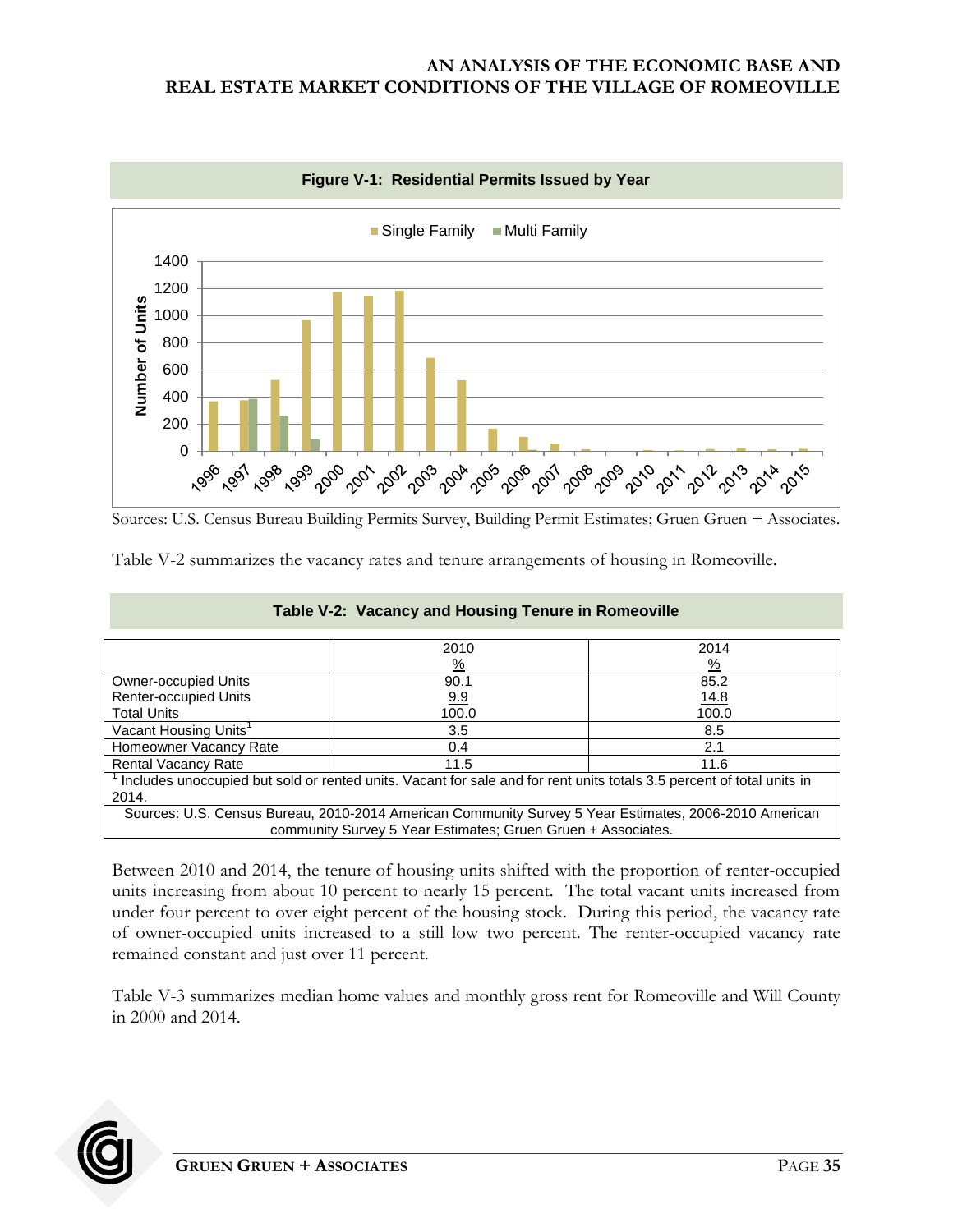**Figure V-1: Residential Permits Issued by Year**

Sources: U.S. Census Bureau Building Permits Survey, Building Permit Estimates; Gruen Gruen + Associates.

Table V-2 summarizes the vacancy rates and tenure arrangements of housing in Romeoville.

**Table V-2: Vacancy and Housing Tenure in Romeoville**

| | 2010<br>% | 2014<br>% |
|---|---|---|
| Owner-occupied Units | 90.1 | 85.2 |
| Renter-occupied Units | 9.9 | 14.8 |
| Total Units | 100.0 | 100.0 |
| Vacant Housing Units[1] | 3.5 | 8.5 |
| Homeowner Vacancy Rate | 0.4 | 2.1 |
| Rental Vacancy Rate | 11.5 | 11.6 |

[1] Includes unoccupied but sold or rented units. Vacant for sale and for rent units totals 3.5 percent of total units in 2014.

Sources: U.S. Census Bureau, 2010-2014 American Community Survey 5 Year Estimates, 2006-2010 American community Survey 5 Year Estimates; Gruen Gruen + Associates.

Between 2010 and 2014, the tenure of housing units shifted with the proportion of renter-occupied units increasing from about 10 percent to nearly 15 percent. The total vacant units increased from under four percent to over eight percent of the housing stock. During this period, the vacancy rate of owner-occupied units increased to a still low two percent. The renter-occupied vacancy rate remained constant and just over 11 percent.

Table V-3 summarizes median home values and monthly gross rent for Romeoville and Will County in 2000 and 2014.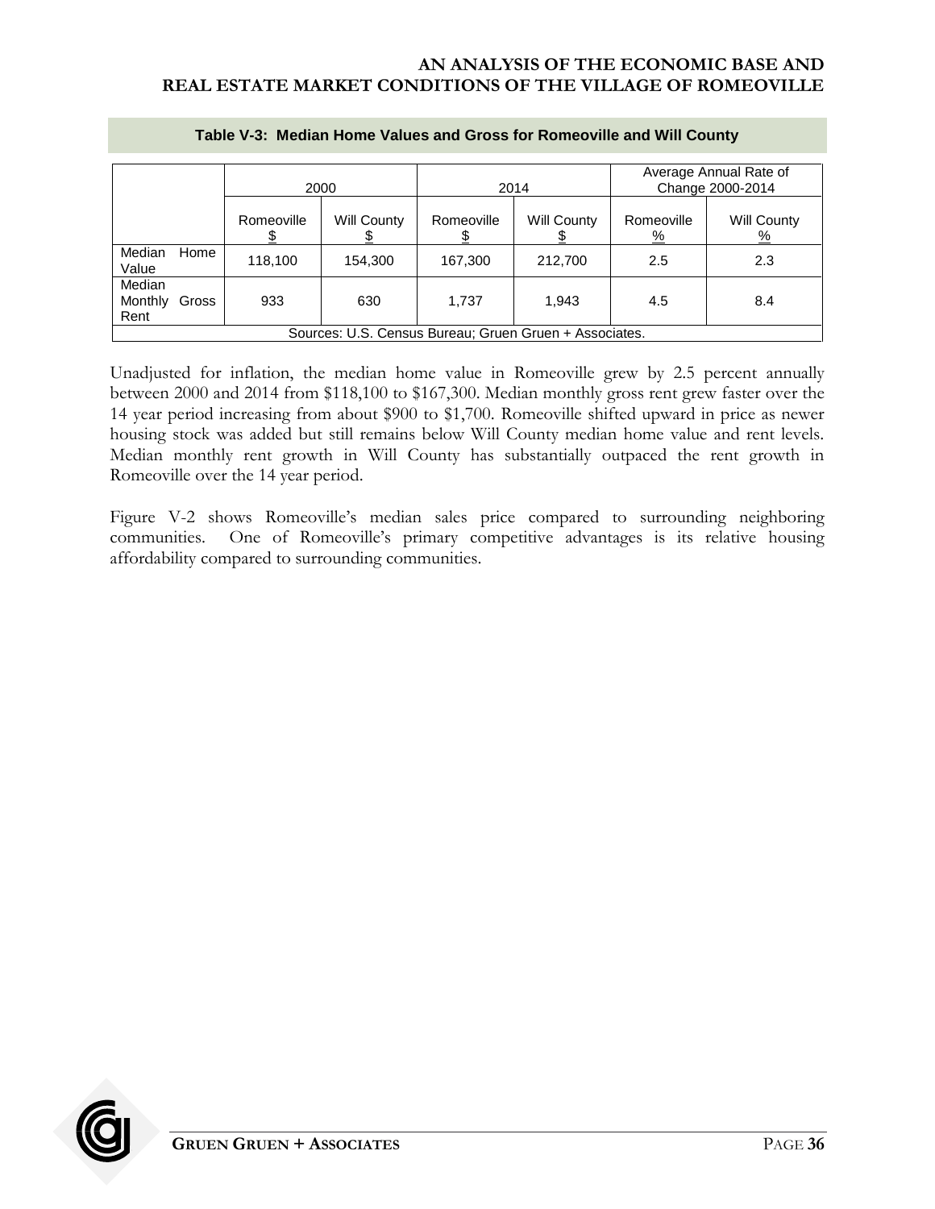**Table V-3: Median Home Values and Gross for Romeoville and Will County**

| | 2000 | | 2014 | | Average Annual Rate of Change 2000-2014 | |
|---|---|---|---|---|---|---|
| | Romeoville $ | Will County $ | Romeoville $ | Will County $ | Romeoville % | Will County % |
| Median Home Value | 118,100 | 154,300 | 167,300 | 212,700 | 2.5 | 2.3 |
| Median Monthly Gross Rent | 933 | 630 | 1,737 | 1,943 | 4.5 | 8.4 |

Sources: U.S. Census Bureau; Gruen Gruen + Associates.

Unadjusted for inflation, the median home value in Romeoville grew by 2.5 percent annually between 2000 and 2014 from $118,100 to $167,300. Median monthly gross rent grew faster over the 14 year period increasing from about $900 to $1,700. Romeoville shifted upward in price as newer housing stock was added but still remains below Will County median home value and rent levels. Median monthly rent growth in Will County has substantially outpaced the rent growth in Romeoville over the 14 year period.

Figure V-2 shows Romeoville's median sales price compared to surrounding neighboring communities. One of Romeoville's primary competitive advantages is its relative housing affordability compared to surrounding communities.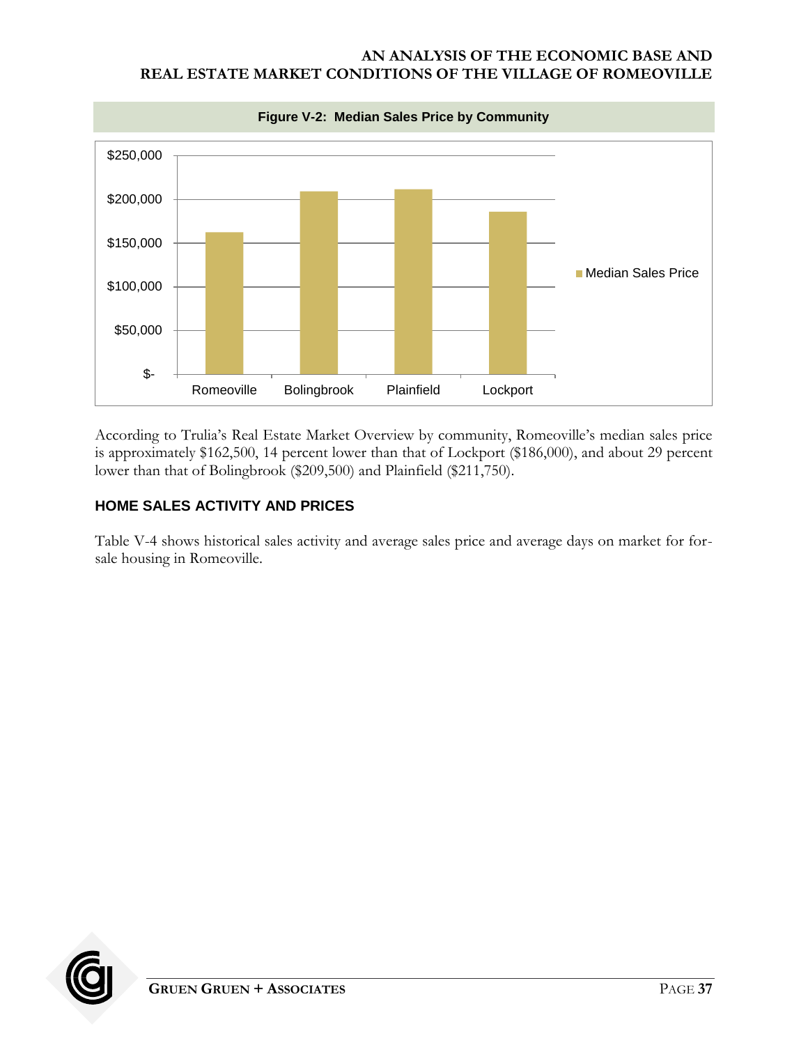**Figure V-2: Median Sales Price by Community**

| Community | Median Sales Price |
|---|---|
| Romeoville | $162,500 |
| Bolingbrook | $209,500 |
| Plainfield | $211,750 |
| Lockport | $186,000 |

According to Trulia's Real Estate Market Overview by community, Romeoville's median sales price is approximately $162,500, 14 percent lower than that of Lockport ($186,000), and about 29 percent lower than that of Bolingbrook ($209,500) and Plainfield ($211,750).

## HOME SALES ACTIVITY AND PRICES

Table V-4 shows historical sales activity and average sales price and average days on market for for-sale housing in Romeoville.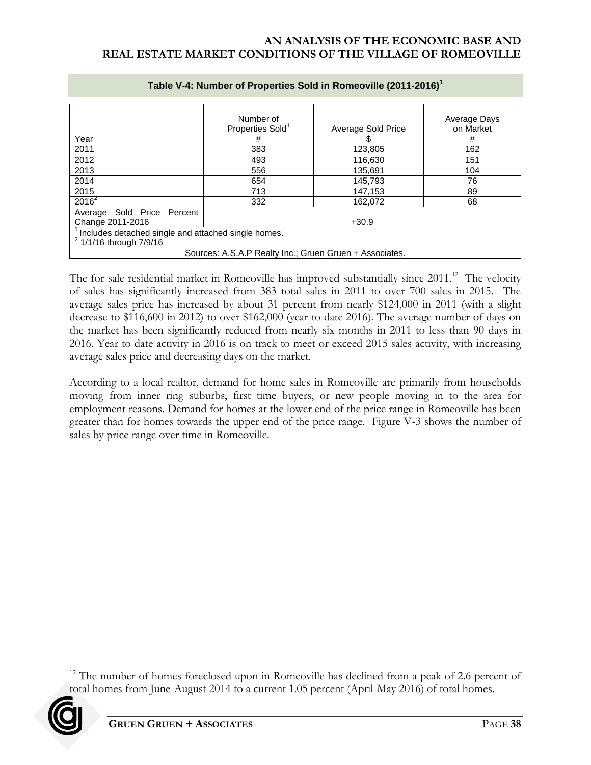**Table V-4: Number of Properties Sold in Romeoville (2011-2016)[1]**

| Year | Number of Properties Sold[1] # | Average Sold Price $ | Average Days on Market # |
|---|---|---|---|
| 2011 | 383 | 123,805 | 162 |
| 2012 | 493 | 116,630 | 151 |
| 2013 | 556 | 135,691 | 104 |
| 2014 | 654 | 145,793 | 76 |
| 2015 | 713 | 147,153 | 89 |
| 2016[2] | 332 | 162,072 | 68 |
| Average Sold Price Percent Change 2011-2016 | +30.9 | | |

[1] Includes detached single and attached single homes.
[2] 1/1/16 through 7/9/16

Sources: A.S.A.P Realty Inc.; Gruen Gruen + Associates.

The for-sale residential market in Romeoville has improved substantially since 2011.[12] The velocity of sales has significantly increased from 383 total sales in 2011 to over 700 sales in 2015. The average sales price has increased by about 31 percent from nearly $124,000 in 2011 (with a slight decrease to $116,600 in 2012) to over $162,000 (year to date 2016). The average number of days on the market has been significantly reduced from nearly six months in 2011 to less than 90 days in 2016. Year to date activity in 2016 is on track to meet or exceed 2015 sales activity, with increasing average sales price and decreasing days on the market.

According to a local realtor, demand for home sales in Romeoville are primarily from households moving from inner ring suburbs, first time buyers, or new people moving in to the area for employment reasons. Demand for homes at the lower end of the price range in Romeoville has been greater than for homes towards the upper end of the price range. Figure V-3 shows the number of sales by price range over time in Romeoville.

[12] The number of homes foreclosed upon in Romeoville has declined from a peak of 2.6 percent of total homes from June-August 2014 to a current 1.05 percent (April-May 2016) of total homes.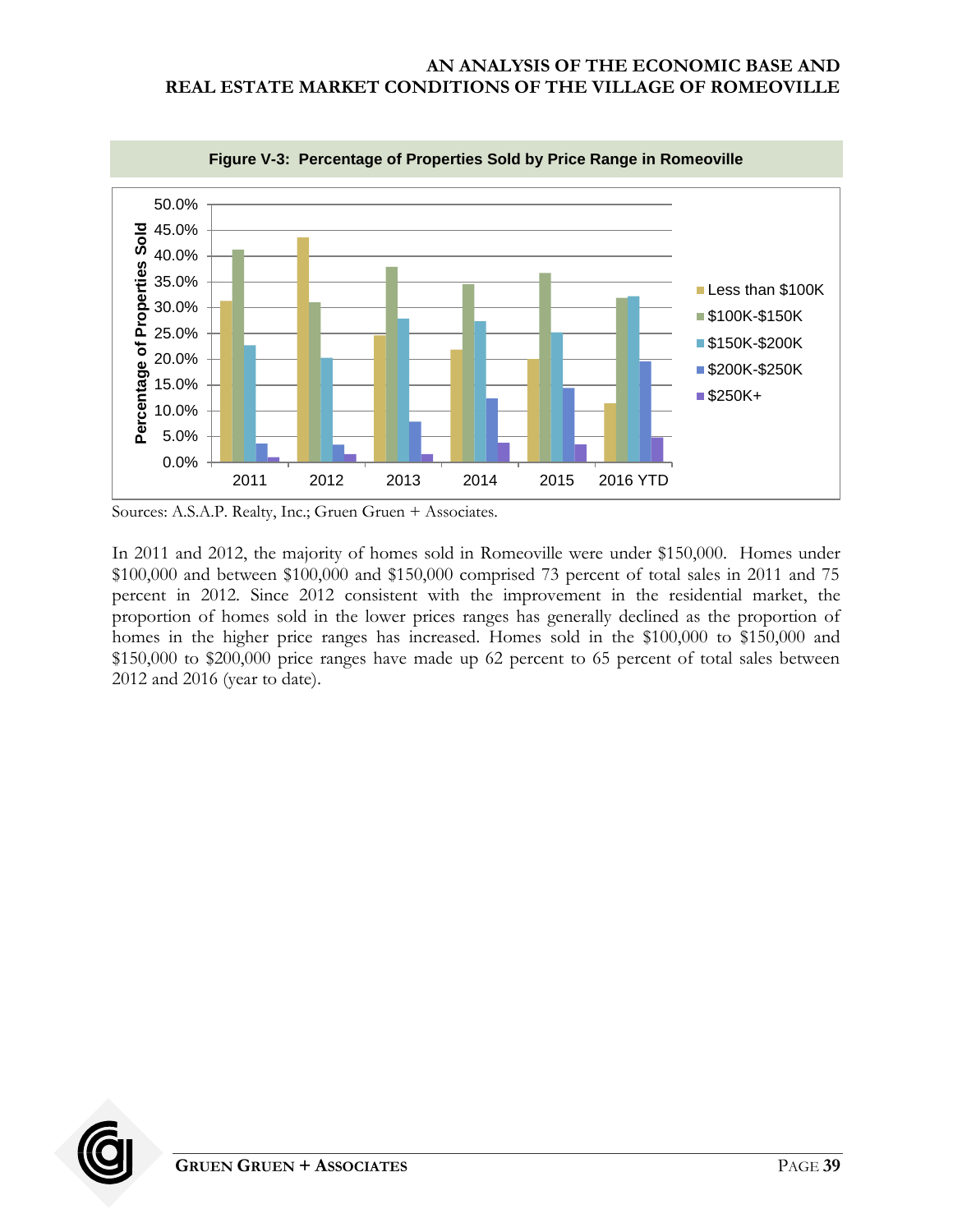**Figure V-3: Percentage of Properties Sold by Price Range in Romeoville**

Sources: A.S.A.P. Realty, Inc.; Gruen Gruen + Associates.

In 2011 and 2012, the majority of homes sold in Romeoville were under $150,000. Homes under $100,000 and between $100,000 and $150,000 comprised 73 percent of total sales in 2011 and 75 percent in 2012. Since 2012 consistent with the improvement in the residential market, the proportion of homes sold in the lower prices ranges has generally declined as the proportion of homes in the higher price ranges has increased. Homes sold in the $100,000 to $150,000 and $150,000 to $200,000 price ranges have made up 62 percent to 65 percent of total sales between 2012 and 2016 (year to date).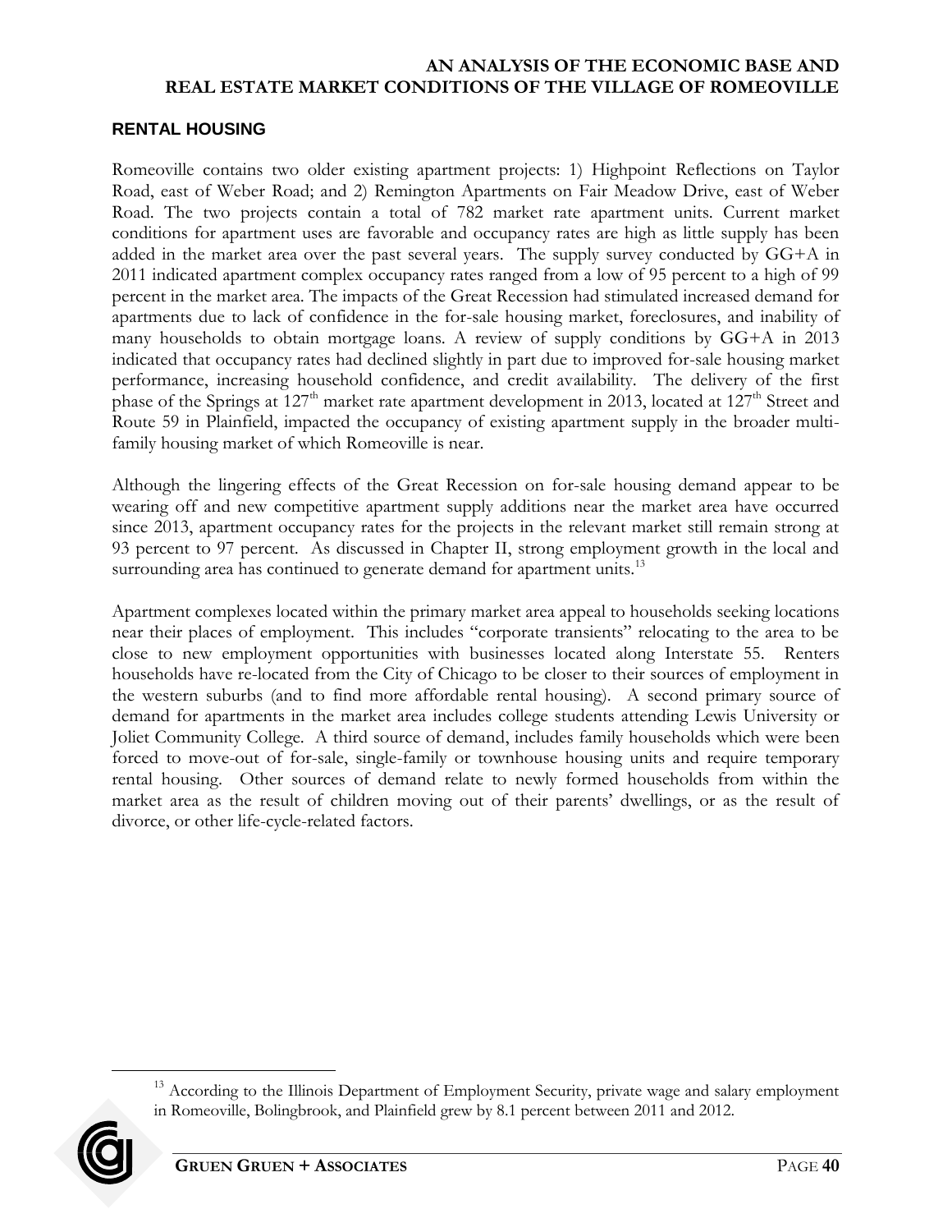## RENTAL HOUSING

Romeoville contains two older existing apartment projects: 1) Highpoint Reflections on Taylor Road, east of Weber Road; and 2) Remington Apartments on Fair Meadow Drive, east of Weber Road. The two projects contain a total of 782 market rate apartment units. Current market conditions for apartment uses are favorable and occupancy rates are high as little supply has been added in the market area over the past several years. The supply survey conducted by GG+A in 2011 indicated apartment complex occupancy rates ranged from a low of 95 percent to a high of 99 percent in the market area. The impacts of the Great Recession had stimulated increased demand for apartments due to lack of confidence in the for-sale housing market, foreclosures, and inability of many households to obtain mortgage loans. A review of supply conditions by GG+A in 2013 indicated that occupancy rates had declined slightly in part due to improved for-sale housing market performance, increasing household confidence, and credit availability. The delivery of the first phase of the Springs at 127th market rate apartment development in 2013, located at 127th Street and Route 59 in Plainfield, impacted the occupancy of existing apartment supply in the broader multi-family housing market of which Romeoville is near.

Although the lingering effects of the Great Recession on for-sale housing demand appear to be wearing off and new competitive apartment supply additions near the market area have occurred since 2013, apartment occupancy rates for the projects in the relevant market still remain strong at 93 percent to 97 percent. As discussed in Chapter II, strong employment growth in the local and surrounding area has continued to generate demand for apartment units.[13]

Apartment complexes located within the primary market area appeal to households seeking locations near their places of employment. This includes "corporate transients" relocating to the area to be close to new employment opportunities with businesses located along Interstate 55. Renters households have re-located from the City of Chicago to be closer to their sources of employment in the western suburbs (and to find more affordable rental housing). A second primary source of demand for apartments in the market area includes college students attending Lewis University or Joliet Community College. A third source of demand, includes family households which were been forced to move-out of for-sale, single-family or townhouse housing units and require temporary rental housing. Other sources of demand relate to newly formed households from within the market area as the result of children moving out of their parents' dwellings, or as the result of divorce, or other life-cycle-related factors.

---

[13] According to the Illinois Department of Employment Security, private wage and salary employment in Romeoville, Bolingbrook, and Plainfield grew by 8.1 percent between 2011 and 2012.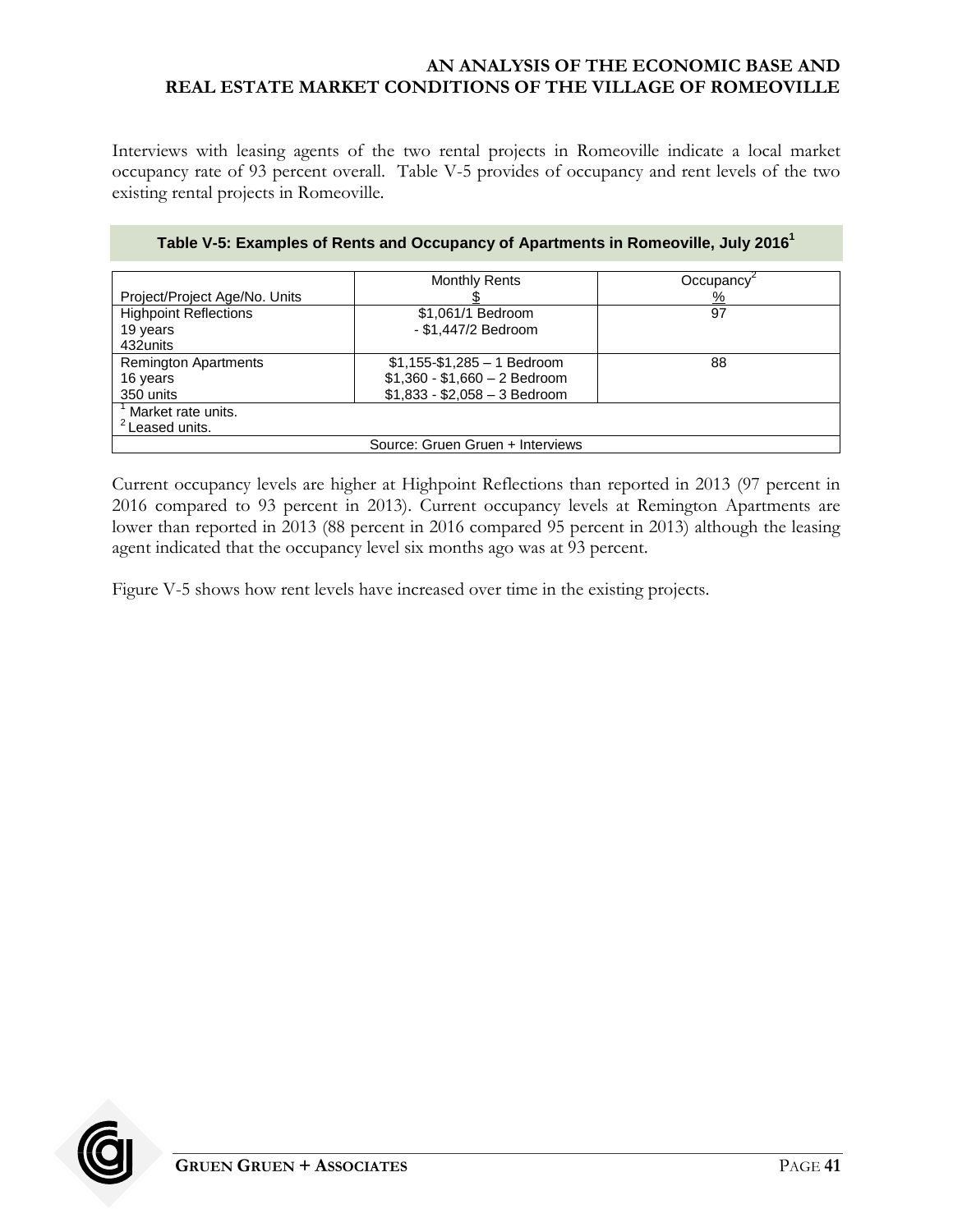Interviews with leasing agents of the two rental projects in Romeoville indicate a local market occupancy rate of 93 percent overall. Table V-5 provides of occupancy and rent levels of the two existing rental projects in Romeoville.

**Table V-5: Examples of Rents and Occupancy of Apartments in Romeoville, July 2016[1]**

| Project/Project Age/No. Units | Monthly Rents $ | Occupancy[2] % |
|---|---|---|
| Highpoint Reflections<br>19 years<br>432units | $1,061/1 Bedroom<br>- $1,447/2 Bedroom | 97 |
| Remington Apartments<br>16 years<br>350 units | $1,155-$1,285 – 1 Bedroom<br>$1,360 - $1,660 – 2 Bedroom<br>$1,833 - $2,058 – 3 Bedroom | 88 |

[1] Market rate units.
[2] Leased units.

Source: Gruen Gruen + Interviews

Current occupancy levels are higher at Highpoint Reflections than reported in 2013 (97 percent in 2016 compared to 93 percent in 2013). Current occupancy levels at Remington Apartments are lower than reported in 2013 (88 percent in 2016 compared 95 percent in 2013) although the leasing agent indicated that the occupancy level six months ago was at 93 percent.

Figure V-5 shows how rent levels have increased over time in the existing projects.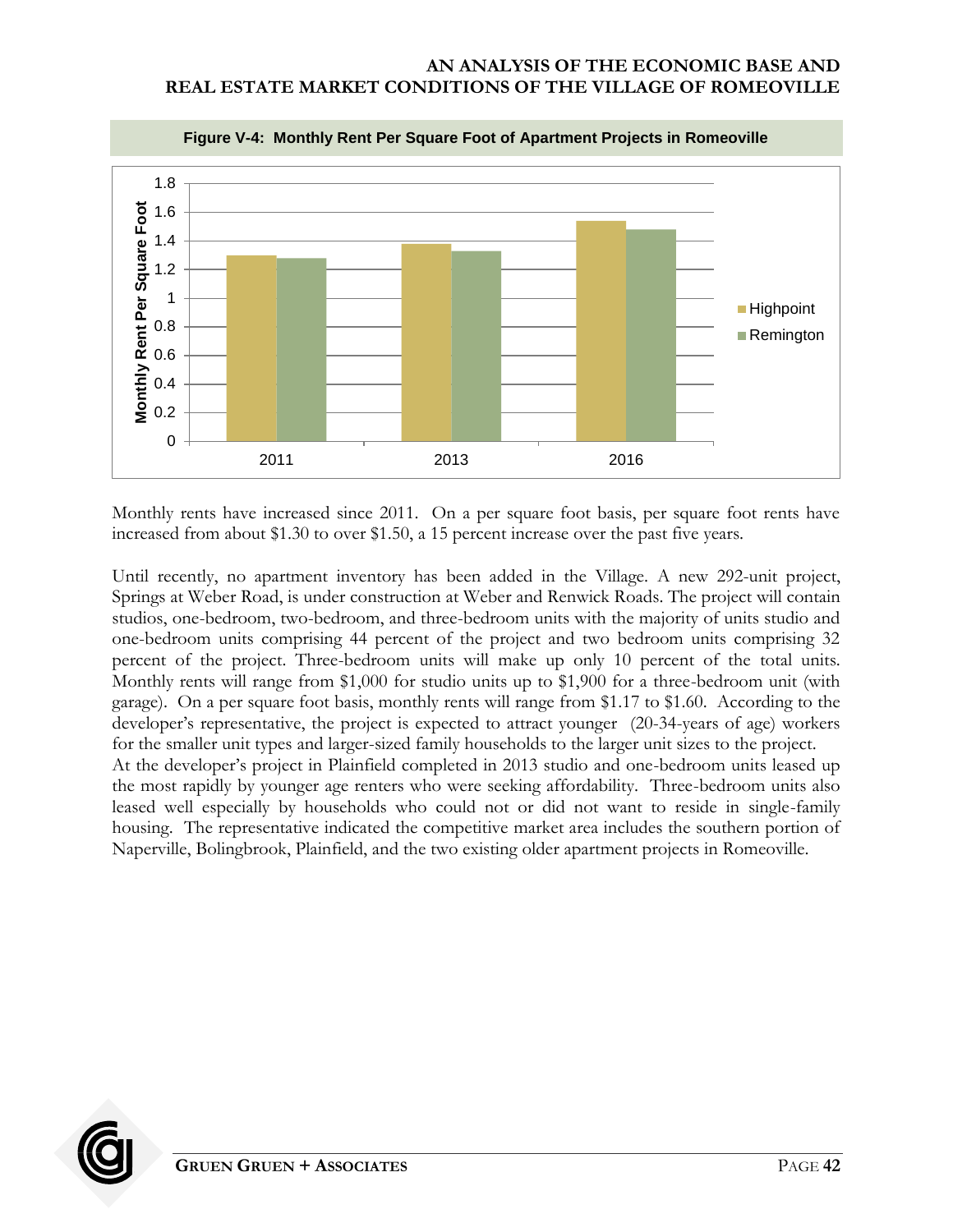**Figure V-4: Monthly Rent Per Square Foot of Apartment Projects in Romeoville**

Monthly rents have increased since 2011. On a per square foot basis, per square foot rents have increased from about $1.30 to over $1.50, a 15 percent increase over the past five years.

Until recently, no apartment inventory has been added in the Village. A new 292-unit project, Springs at Weber Road, is under construction at Weber and Renwick Roads. The project will contain studios, one-bedroom, two-bedroom, and three-bedroom units with the majority of units studio and one-bedroom units comprising 44 percent of the project and two bedroom units comprising 32 percent of the project. Three-bedroom units will make up only 10 percent of the total units. Monthly rents will range from $1,000 for studio units up to $1,900 for a three-bedroom unit (with garage). On a per square foot basis, monthly rents will range from $1.17 to $1.60. According to the developer's representative, the project is expected to attract younger (20-34-years of age) workers for the smaller unit types and larger-sized family households to the larger unit sizes to the project.

At the developer's project in Plainfield completed in 2013 studio and one-bedroom units leased up the most rapidly by younger age renters who were seeking affordability. Three-bedroom units also leased well especially by households who could not or did not want to reside in single-family housing. The representative indicated the competitive market area includes the southern portion of Naperville, Bolingbrook, Plainfield, and the two existing older apartment projects in Romeoville.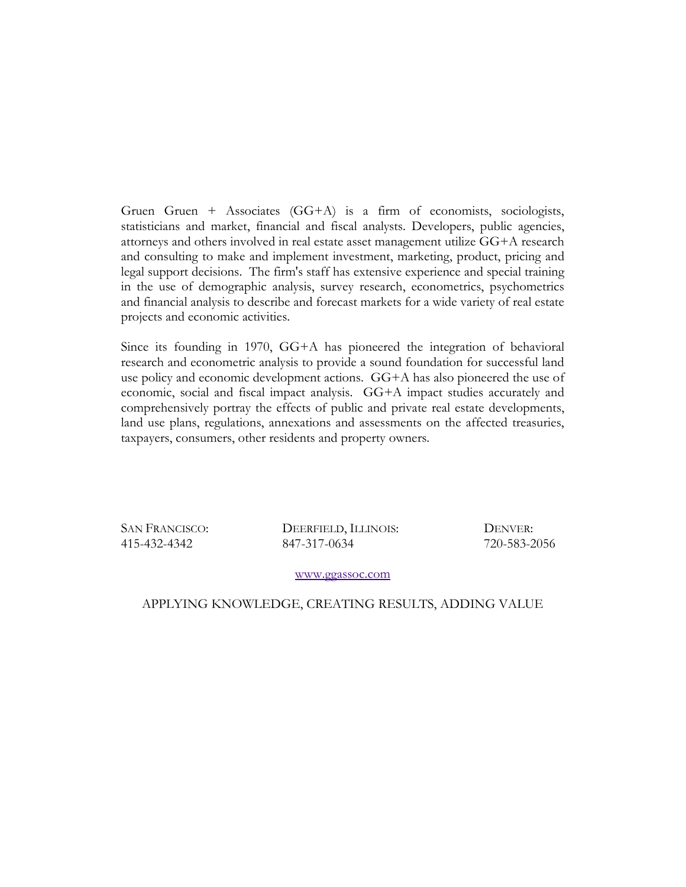Gruen Gruen + Associates (GG+A) is a firm of economists, sociologists, statisticians and market, financial and fiscal analysts. Developers, public agencies, attorneys and others involved in real estate asset management utilize GG+A research and consulting to make and implement investment, marketing, product, pricing and legal support decisions. The firm's staff has extensive experience and special training in the use of demographic analysis, survey research, econometrics, psychometrics and financial analysis to describe and forecast markets for a wide variety of real estate projects and economic activities.

Since its founding in 1970, GG+A has pioneered the integration of behavioral research and econometric analysis to provide a sound foundation for successful land use policy and economic development actions. GG+A has also pioneered the use of economic, social and fiscal impact analysis. GG+A impact studies accurately and comprehensively portray the effects of public and private real estate developments, land use plans, regulations, annexations and assessments on the affected treasuries, taxpayers, consumers, other residents and property owners.

| | | |
|---|---|---|
| SAN FRANCISCO: | DEERFIELD, ILLINOIS: | DENVER: |
| 415-432-4342 | 847-317-0634 | 720-583-2056 |

www.ggassoc.com

APPLYING KNOWLEDGE, CREATING RESULTS, ADDING VALUE